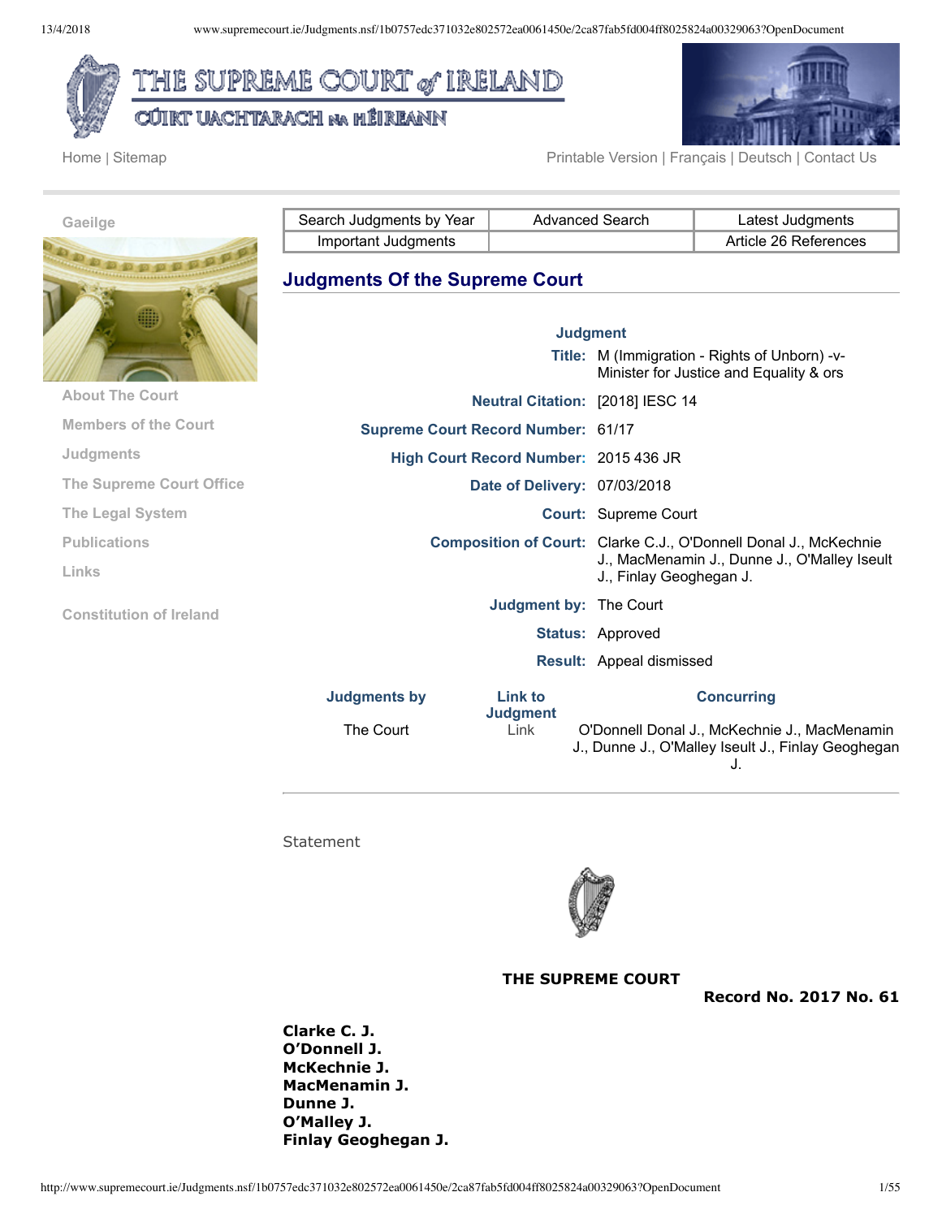Home | Sitemap

Printable Version | Français | Deutsch | Contact Us

Gaeilge

About The Court

Members of the Court

Judgments

The Supreme Court Office

The Legal System

Publications

Links

Constitution of Ireland

| Search Judgments by Year | Advanced Search | Latest Judgments |
|---|---|---|
| Important Judgments | | Article 26 References |

## Judgments Of the Supreme Court

**Judgment**

| | |
|---|---|
| **Title:** | M (Immigration - Rights of Unborn) -v- Minister for Justice and Equality & ors |
| **Neutral Citation:** | [2018] IESC 14 |
| **Supreme Court Record Number:** | 61/17 |
| **High Court Record Number:** | 2015 436 JR |
| **Date of Delivery:** | 07/03/2018 |
| **Court:** | Supreme Court |
| **Composition of Court:** | Clarke C.J., O'Donnell Donal J., McKechnie J., MacMenamin J., Dunne J., O'Malley Iseult J., Finlay Geoghegan J. |
| **Judgment by:** | The Court |
| **Status:** | Approved |
| **Result:** | Appeal dismissed |

| Judgments by | Link to Judgment | Concurring |
|---|---|---|
| The Court | Link | O'Donnell Donal J., McKechnie J., MacMenamin J., Dunne J., O'Malley Iseult J., Finlay Geoghegan J. |

Statement

**THE SUPREME COURT**

**Record No. 2017 No. 61**

**Clarke C. J.**
**O'Donnell J.**
**McKechnie J.**
**MacMenamin J.**
**Dunne J.**
**O'Malley J.**
**Finlay Geoghegan J.**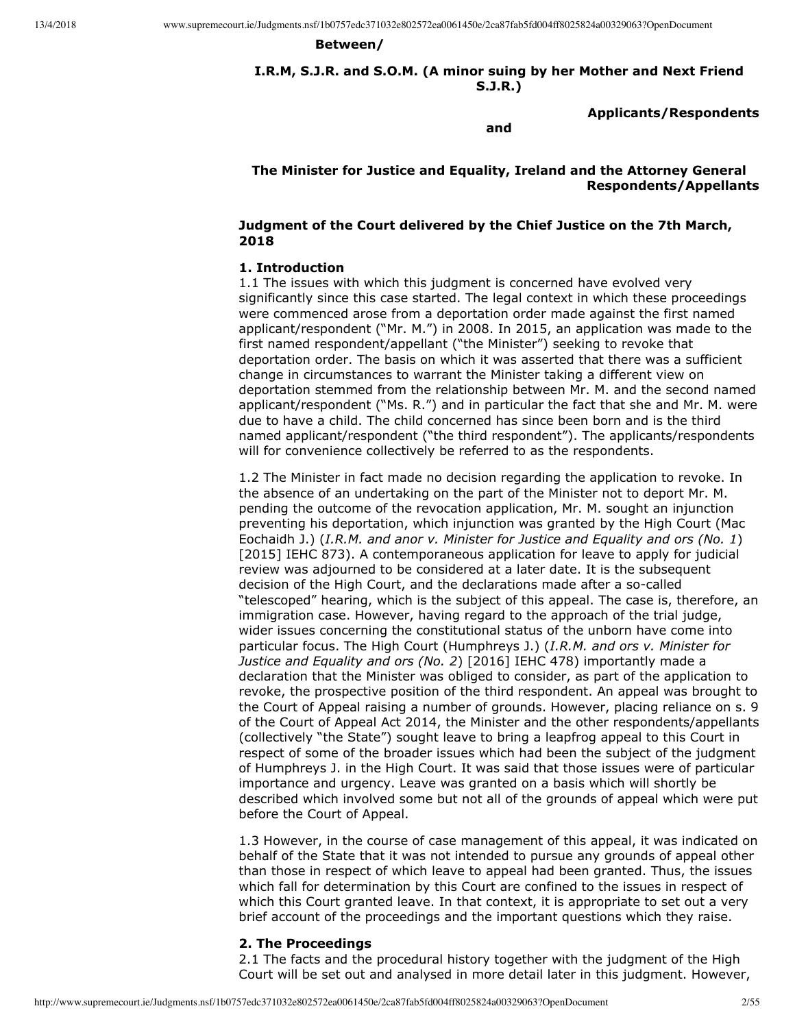**Between/**

**I.R.M, S.J.R. and S.O.M. (A minor suing by her Mother and Next Friend S.J.R.)**

**Applicants/Respondents**

**and**

**The Minister for Justice and Equality, Ireland and the Attorney General**
**Respondents/Appellants**

**Judgment of the Court delivered by the Chief Justice on the 7th March, 2018**

### 1. Introduction

1.1 The issues with which this judgment is concerned have evolved very significantly since this case started. The legal context in which these proceedings were commenced arose from a deportation order made against the first named applicant/respondent ("Mr. M.") in 2008. In 2015, an application was made to the first named respondent/appellant ("the Minister") seeking to revoke that deportation order. The basis on which it was asserted that there was a sufficient change in circumstances to warrant the Minister taking a different view on deportation stemmed from the relationship between Mr. M. and the second named applicant/respondent ("Ms. R.") and in particular the fact that she and Mr. M. were due to have a child. The child concerned has since been born and is the third named applicant/respondent ("the third respondent"). The applicants/respondents will for convenience collectively be referred to as the respondents.

1.2 The Minister in fact made no decision regarding the application to revoke. In the absence of an undertaking on the part of the Minister not to deport Mr. M. pending the outcome of the revocation application, Mr. M. sought an injunction preventing his deportation, which injunction was granted by the High Court (Mac Eochaidh J.) (*I.R.M. and anor v. Minister for Justice and Equality and ors (No. 1)* [2015] IEHC 873). A contemporaneous application for leave to apply for judicial review was adjourned to be considered at a later date. It is the subsequent decision of the High Court, and the declarations made after a so-called "telescoped" hearing, which is the subject of this appeal. The case is, therefore, an immigration case. However, having regard to the approach of the trial judge, wider issues concerning the constitutional status of the unborn have come into particular focus. The High Court (Humphreys J.) (*I.R.M. and ors v. Minister for Justice and Equality and ors (No. 2)* [2016] IEHC 478) importantly made a declaration that the Minister was obliged to consider, as part of the application to revoke, the prospective position of the third respondent. An appeal was brought to the Court of Appeal raising a number of grounds. However, placing reliance on s. 9 of the Court of Appeal Act 2014, the Minister and the other respondents/appellants (collectively "the State") sought leave to bring a leapfrog appeal to this Court in respect of some of the broader issues which had been the subject of the judgment of Humphreys J. in the High Court. It was said that those issues were of particular importance and urgency. Leave was granted on a basis which will shortly be described which involved some but not all of the grounds of appeal which were put before the Court of Appeal.

1.3 However, in the course of case management of this appeal, it was indicated on behalf of the State that it was not intended to pursue any grounds of appeal other than those in respect of which leave to appeal had been granted. Thus, the issues which fall for determination by this Court are confined to the issues in respect of which this Court granted leave. In that context, it is appropriate to set out a very brief account of the proceedings and the important questions which they raise.

### 2. The Proceedings

2.1 The facts and the procedural history together with the judgment of the High Court will be set out and analysed in more detail later in this judgment. However,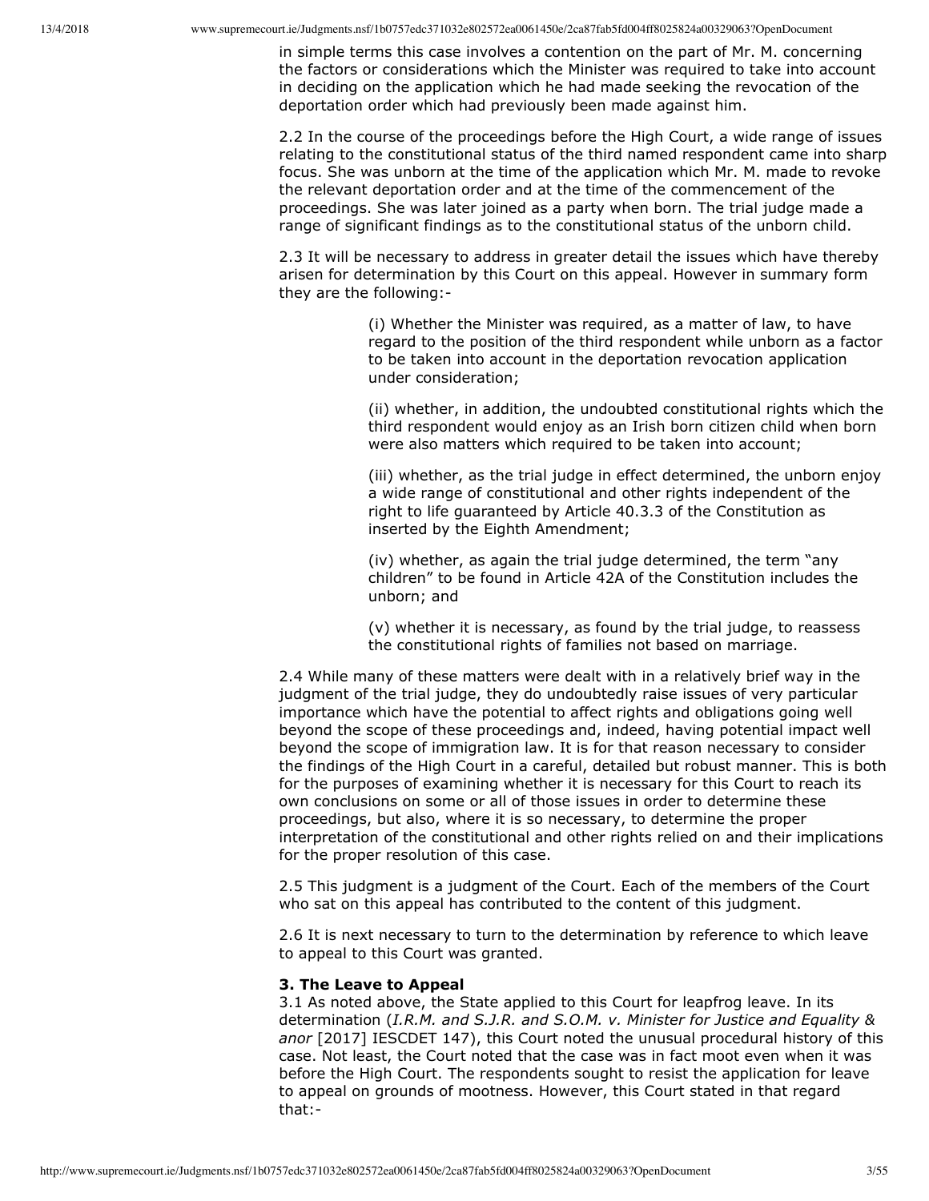in simple terms this case involves a contention on the part of Mr. M. concerning the factors or considerations which the Minister was required to take into account in deciding on the application which he had made seeking the revocation of the deportation order which had previously been made against him.

2.2 In the course of the proceedings before the High Court, a wide range of issues relating to the constitutional status of the third named respondent came into sharp focus. She was unborn at the time of the application which Mr. M. made to revoke the relevant deportation order and at the time of the commencement of the proceedings. She was later joined as a party when born. The trial judge made a range of significant findings as to the constitutional status of the unborn child.

2.3 It will be necessary to address in greater detail the issues which have thereby arisen for determination by this Court on this appeal. However in summary form they are the following:-

> (i) Whether the Minister was required, as a matter of law, to have regard to the position of the third respondent while unborn as a factor to be taken into account in the deportation revocation application under consideration;
>
> (ii) whether, in addition, the undoubted constitutional rights which the third respondent would enjoy as an Irish born citizen child when born were also matters which required to be taken into account;
>
> (iii) whether, as the trial judge in effect determined, the unborn enjoy a wide range of constitutional and other rights independent of the right to life guaranteed by Article 40.3.3 of the Constitution as inserted by the Eighth Amendment;
>
> (iv) whether, as again the trial judge determined, the term "any children" to be found in Article 42A of the Constitution includes the unborn; and
>
> (v) whether it is necessary, as found by the trial judge, to reassess the constitutional rights of families not based on marriage.

2.4 While many of these matters were dealt with in a relatively brief way in the judgment of the trial judge, they do undoubtedly raise issues of very particular importance which have the potential to affect rights and obligations going well beyond the scope of these proceedings and, indeed, having potential impact well beyond the scope of immigration law. It is for that reason necessary to consider the findings of the High Court in a careful, detailed but robust manner. This is both for the purposes of examining whether it is necessary for this Court to reach its own conclusions on some or all of those issues in order to determine these proceedings, but also, where it is so necessary, to determine the proper interpretation of the constitutional and other rights relied on and their implications for the proper resolution of this case.

2.5 This judgment is a judgment of the Court. Each of the members of the Court who sat on this appeal has contributed to the content of this judgment.

2.6 It is next necessary to turn to the determination by reference to which leave to appeal to this Court was granted.

**3. The Leave to Appeal**

3.1 As noted above, the State applied to this Court for leapfrog leave. In its determination (*I.R.M. and S.J.R. and S.O.M. v. Minister for Justice and Equality & anor* [2017] IESCDET 147), this Court noted the unusual procedural history of this case. Not least, the Court noted that the case was in fact moot even when it was before the High Court. The respondents sought to resist the application for leave to appeal on grounds of mootness. However, this Court stated in that regard that:-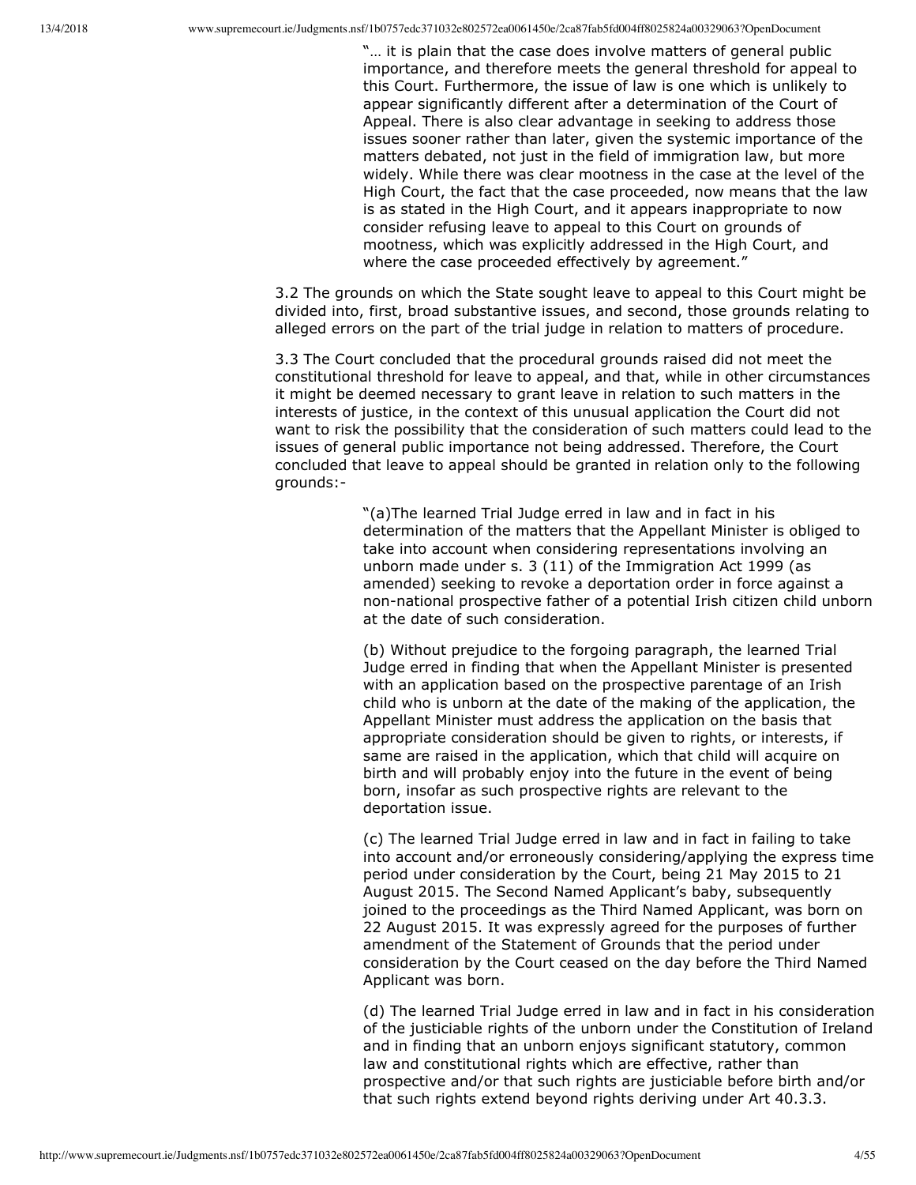> "… it is plain that the case does involve matters of general public importance, and therefore meets the general threshold for appeal to this Court. Furthermore, the issue of law is one which is unlikely to appear significantly different after a determination of the Court of Appeal. There is also clear advantage in seeking to address those issues sooner rather than later, given the systemic importance of the matters debated, not just in the field of immigration law, but more widely. While there was clear mootness in the case at the level of the High Court, the fact that the case proceeded, now means that the law is as stated in the High Court, and it appears inappropriate to now consider refusing leave to appeal to this Court on grounds of mootness, which was explicitly addressed in the High Court, and where the case proceeded effectively by agreement."

3.2 The grounds on which the State sought leave to appeal to this Court might be divided into, first, broad substantive issues, and second, those grounds relating to alleged errors on the part of the trial judge in relation to matters of procedure.

3.3 The Court concluded that the procedural grounds raised did not meet the constitutional threshold for leave to appeal, and that, while in other circumstances it might be deemed necessary to grant leave in relation to such matters in the interests of justice, in the context of this unusual application the Court did not want to risk the possibility that the consideration of such matters could lead to the issues of general public importance not being addressed. Therefore, the Court concluded that leave to appeal should be granted in relation only to the following grounds:-

> "(a)The learned Trial Judge erred in law and in fact in his determination of the matters that the Appellant Minister is obliged to take into account when considering representations involving an unborn made under s. 3 (11) of the Immigration Act 1999 (as amended) seeking to revoke a deportation order in force against a non-national prospective father of a potential Irish citizen child unborn at the date of such consideration.
>
> (b) Without prejudice to the forgoing paragraph, the learned Trial Judge erred in finding that when the Appellant Minister is presented with an application based on the prospective parentage of an Irish child who is unborn at the date of the making of the application, the Appellant Minister must address the application on the basis that appropriate consideration should be given to rights, or interests, if same are raised in the application, which that child will acquire on birth and will probably enjoy into the future in the event of being born, insofar as such prospective rights are relevant to the deportation issue.
>
> (c) The learned Trial Judge erred in law and in fact in failing to take into account and/or erroneously considering/applying the express time period under consideration by the Court, being 21 May 2015 to 21 August 2015. The Second Named Applicant's baby, subsequently joined to the proceedings as the Third Named Applicant, was born on 22 August 2015. It was expressly agreed for the purposes of further amendment of the Statement of Grounds that the period under consideration by the Court ceased on the day before the Third Named Applicant was born.
>
> (d) The learned Trial Judge erred in law and in fact in his consideration of the justiciable rights of the unborn under the Constitution of Ireland and in finding that an unborn enjoys significant statutory, common law and constitutional rights which are effective, rather than prospective and/or that such rights are justiciable before birth and/or that such rights extend beyond rights deriving under Art 40.3.3.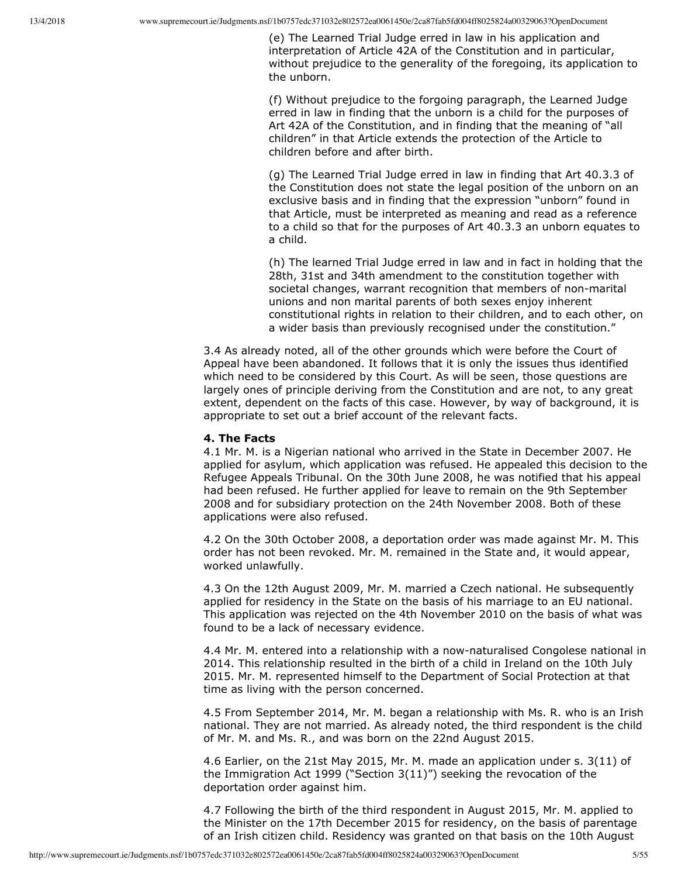(e) The Learned Trial Judge erred in law in his application and interpretation of Article 42A of the Constitution and in particular, without prejudice to the generality of the foregoing, its application to the unborn.

(f) Without prejudice to the forgoing paragraph, the Learned Judge erred in law in finding that the unborn is a child for the purposes of Art 42A of the Constitution, and in finding that the meaning of "all children" in that Article extends the protection of the Article to children before and after birth.

(g) The Learned Trial Judge erred in law in finding that Art 40.3.3 of the Constitution does not state the legal position of the unborn on an exclusive basis and in finding that the expression "unborn" found in that Article, must be interpreted as meaning and read as a reference to a child so that for the purposes of Art 40.3.3 an unborn equates to a child.

(h) The learned Trial Judge erred in law and in fact in holding that the 28th, 31st and 34th amendment to the constitution together with societal changes, warrant recognition that members of non-marital unions and non marital parents of both sexes enjoy inherent constitutional rights in relation to their children, and to each other, on a wider basis than previously recognised under the constitution."

3.4 As already noted, all of the other grounds which were before the Court of Appeal have been abandoned. It follows that it is only the issues thus identified which need to be considered by this Court. As will be seen, those questions are largely ones of principle deriving from the Constitution and are not, to any great extent, dependent on the facts of this case. However, by way of background, it is appropriate to set out a brief account of the relevant facts.

**4. The Facts**

4.1 Mr. M. is a Nigerian national who arrived in the State in December 2007. He applied for asylum, which application was refused. He appealed this decision to the Refugee Appeals Tribunal. On the 30th June 2008, he was notified that his appeal had been refused. He further applied for leave to remain on the 9th September 2008 and for subsidiary protection on the 24th November 2008. Both of these applications were also refused.

4.2 On the 30th October 2008, a deportation order was made against Mr. M. This order has not been revoked. Mr. M. remained in the State and, it would appear, worked unlawfully.

4.3 On the 12th August 2009, Mr. M. married a Czech national. He subsequently applied for residency in the State on the basis of his marriage to an EU national. This application was rejected on the 4th November 2010 on the basis of what was found to be a lack of necessary evidence.

4.4 Mr. M. entered into a relationship with a now-naturalised Congolese national in 2014. This relationship resulted in the birth of a child in Ireland on the 10th July 2015. Mr. M. represented himself to the Department of Social Protection at that time as living with the person concerned.

4.5 From September 2014, Mr. M. began a relationship with Ms. R. who is an Irish national. They are not married. As already noted, the third respondent is the child of Mr. M. and Ms. R., and was born on the 22nd August 2015.

4.6 Earlier, on the 21st May 2015, Mr. M. made an application under s. 3(11) of the Immigration Act 1999 ("Section 3(11)") seeking the revocation of the deportation order against him.

4.7 Following the birth of the third respondent in August 2015, Mr. M. applied to the Minister on the 17th December 2015 for residency, on the basis of parentage of an Irish citizen child. Residency was granted on that basis on the 10th August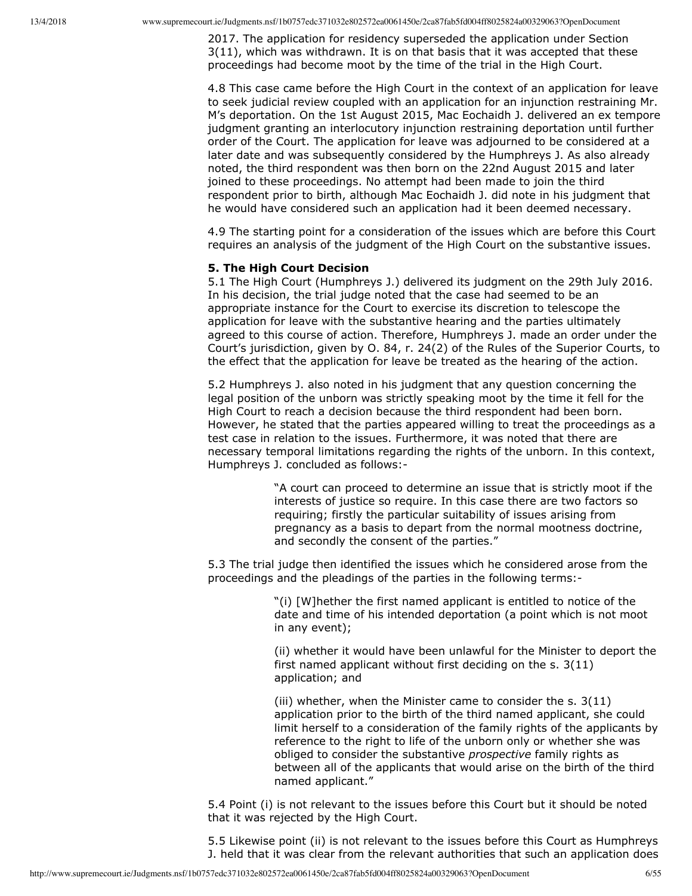2017. The application for residency superseded the application under Section 3(11), which was withdrawn. It is on that basis that it was accepted that these proceedings had become moot by the time of the trial in the High Court.

4.8 This case came before the High Court in the context of an application for leave to seek judicial review coupled with an application for an injunction restraining Mr. M's deportation. On the 1st August 2015, Mac Eochaidh J. delivered an ex tempore judgment granting an interlocutory injunction restraining deportation until further order of the Court. The application for leave was adjourned to be considered at a later date and was subsequently considered by the Humphreys J. As also already noted, the third respondent was then born on the 22nd August 2015 and later joined to these proceedings. No attempt had been made to join the third respondent prior to birth, although Mac Eochaidh J. did note in his judgment that he would have considered such an application had it been deemed necessary.

4.9 The starting point for a consideration of the issues which are before this Court requires an analysis of the judgment of the High Court on the substantive issues.

**5. The High Court Decision**

5.1 The High Court (Humphreys J.) delivered its judgment on the 29th July 2016. In his decision, the trial judge noted that the case had seemed to be an appropriate instance for the Court to exercise its discretion to telescope the application for leave with the substantive hearing and the parties ultimately agreed to this course of action. Therefore, Humphreys J. made an order under the Court's jurisdiction, given by O. 84, r. 24(2) of the Rules of the Superior Courts, to the effect that the application for leave be treated as the hearing of the action.

5.2 Humphreys J. also noted in his judgment that any question concerning the legal position of the unborn was strictly speaking moot by the time it fell for the High Court to reach a decision because the third respondent had been born. However, he stated that the parties appeared willing to treat the proceedings as a test case in relation to the issues. Furthermore, it was noted that there are necessary temporal limitations regarding the rights of the unborn. In this context, Humphreys J. concluded as follows:-

> "A court can proceed to determine an issue that is strictly moot if the interests of justice so require. In this case there are two factors so requiring; firstly the particular suitability of issues arising from pregnancy as a basis to depart from the normal mootness doctrine, and secondly the consent of the parties."

5.3 The trial judge then identified the issues which he considered arose from the proceedings and the pleadings of the parties in the following terms:-

> "(i) [W]hether the first named applicant is entitled to notice of the date and time of his intended deportation (a point which is not moot in any event);
>
> (ii) whether it would have been unlawful for the Minister to deport the first named applicant without first deciding on the s. 3(11) application; and
>
> (iii) whether, when the Minister came to consider the s. 3(11) application prior to the birth of the third named applicant, she could limit herself to a consideration of the family rights of the applicants by reference to the right to life of the unborn only or whether she was obliged to consider the substantive *prospective* family rights as between all of the applicants that would arise on the birth of the third named applicant."

5.4 Point (i) is not relevant to the issues before this Court but it should be noted that it was rejected by the High Court.

5.5 Likewise point (ii) is not relevant to the issues before this Court as Humphreys J. held that it was clear from the relevant authorities that such an application does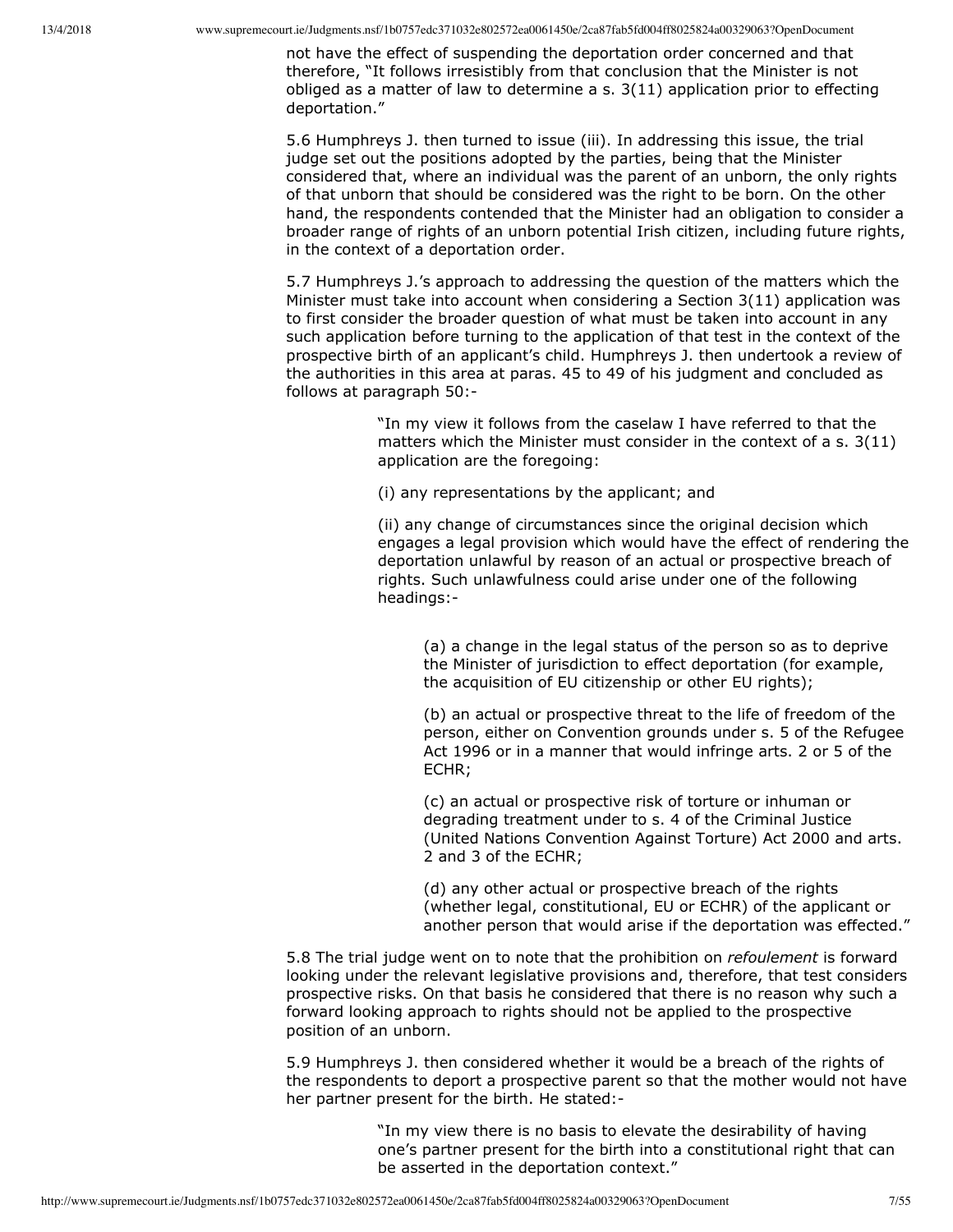not have the effect of suspending the deportation order concerned and that therefore, "It follows irresistibly from that conclusion that the Minister is not obliged as a matter of law to determine a s. 3(11) application prior to effecting deportation."

5.6 Humphreys J. then turned to issue (iii). In addressing this issue, the trial judge set out the positions adopted by the parties, being that the Minister considered that, where an individual was the parent of an unborn, the only rights of that unborn that should be considered was the right to be born. On the other hand, the respondents contended that the Minister had an obligation to consider a broader range of rights of an unborn potential Irish citizen, including future rights, in the context of a deportation order.

5.7 Humphreys J.'s approach to addressing the question of the matters which the Minister must take into account when considering a Section 3(11) application was to first consider the broader question of what must be taken into account in any such application before turning to the application of that test in the context of the prospective birth of an applicant's child. Humphreys J. then undertook a review of the authorities in this area at paras. 45 to 49 of his judgment and concluded as follows at paragraph 50:-

> "In my view it follows from the caselaw I have referred to that the matters which the Minister must consider in the context of a s. 3(11) application are the foregoing:
>
> (i) any representations by the applicant; and
>
> (ii) any change of circumstances since the original decision which engages a legal provision which would have the effect of rendering the deportation unlawful by reason of an actual or prospective breach of rights. Such unlawfulness could arise under one of the following headings:-
>
> > (a) a change in the legal status of the person so as to deprive the Minister of jurisdiction to effect deportation (for example, the acquisition of EU citizenship or other EU rights);
> >
> > (b) an actual or prospective threat to the life of freedom of the person, either on Convention grounds under s. 5 of the Refugee Act 1996 or in a manner that would infringe arts. 2 or 5 of the ECHR;
> >
> > (c) an actual or prospective risk of torture or inhuman or degrading treatment under to s. 4 of the Criminal Justice (United Nations Convention Against Torture) Act 2000 and arts. 2 and 3 of the ECHR;
> >
> > (d) any other actual or prospective breach of the rights (whether legal, constitutional, EU or ECHR) of the applicant or another person that would arise if the deportation was effected."

5.8 The trial judge went on to note that the prohibition on *refoulement* is forward looking under the relevant legislative provisions and, therefore, that test considers prospective risks. On that basis he considered that there is no reason why such a forward looking approach to rights should not be applied to the prospective position of an unborn.

5.9 Humphreys J. then considered whether it would be a breach of the rights of the respondents to deport a prospective parent so that the mother would not have her partner present for the birth. He stated:-

> "In my view there is no basis to elevate the desirability of having one's partner present for the birth into a constitutional right that can be asserted in the deportation context."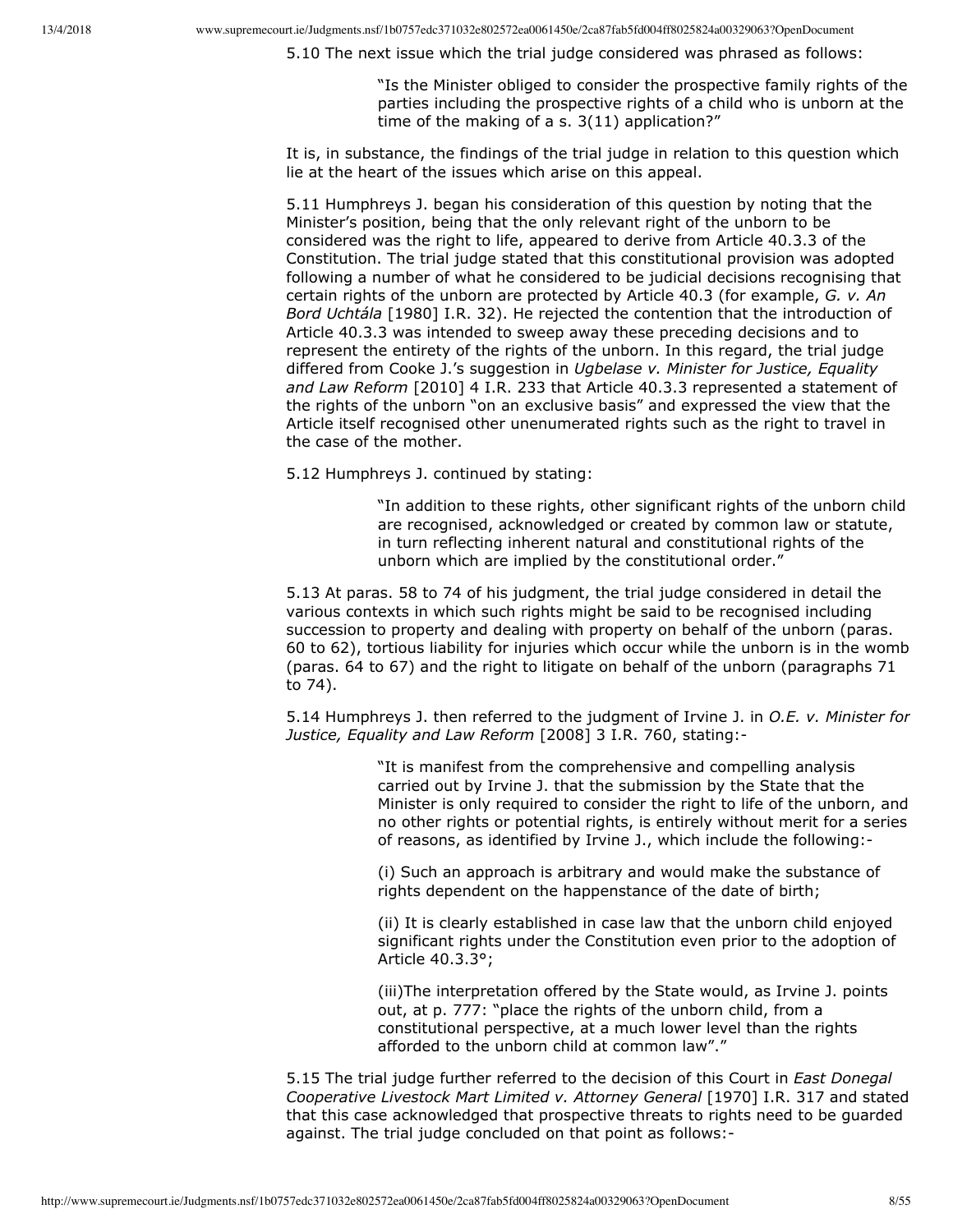5.10 The next issue which the trial judge considered was phrased as follows:

> "Is the Minister obliged to consider the prospective family rights of the parties including the prospective rights of a child who is unborn at the time of the making of a s. 3(11) application?"

It is, in substance, the findings of the trial judge in relation to this question which lie at the heart of the issues which arise on this appeal.

5.11 Humphreys J. began his consideration of this question by noting that the Minister's position, being that the only relevant right of the unborn to be considered was the right to life, appeared to derive from Article 40.3.3 of the Constitution. The trial judge stated that this constitutional provision was adopted following a number of what he considered to be judicial decisions recognising that certain rights of the unborn are protected by Article 40.3 (for example, *G. v. An Bord Uchtála* [1980] I.R. 32). He rejected the contention that the introduction of Article 40.3.3 was intended to sweep away these preceding decisions and to represent the entirety of the rights of the unborn. In this regard, the trial judge differed from Cooke J.'s suggestion in *Ugbelase v. Minister for Justice, Equality and Law Reform* [2010] 4 I.R. 233 that Article 40.3.3 represented a statement of the rights of the unborn "on an exclusive basis" and expressed the view that the Article itself recognised other unenumerated rights such as the right to travel in the case of the mother.

5.12 Humphreys J. continued by stating:

> "In addition to these rights, other significant rights of the unborn child are recognised, acknowledged or created by common law or statute, in turn reflecting inherent natural and constitutional rights of the unborn which are implied by the constitutional order."

5.13 At paras. 58 to 74 of his judgment, the trial judge considered in detail the various contexts in which such rights might be said to be recognised including succession to property and dealing with property on behalf of the unborn (paras. 60 to 62), tortious liability for injuries which occur while the unborn is in the womb (paras. 64 to 67) and the right to litigate on behalf of the unborn (paragraphs 71 to 74).

5.14 Humphreys J. then referred to the judgment of Irvine J. in *O.E. v. Minister for Justice, Equality and Law Reform* [2008] 3 I.R. 760, stating:-

> "It is manifest from the comprehensive and compelling analysis carried out by Irvine J. that the submission by the State that the Minister is only required to consider the right to life of the unborn, and no other rights or potential rights, is entirely without merit for a series of reasons, as identified by Irvine J., which include the following:-
>
> (i) Such an approach is arbitrary and would make the substance of rights dependent on the happenstance of the date of birth;
>
> (ii) It is clearly established in case law that the unborn child enjoyed significant rights under the Constitution even prior to the adoption of Article 40.3.3°;
>
> (iii)The interpretation offered by the State would, as Irvine J. points out, at p. 777: "place the rights of the unborn child, from a constitutional perspective, at a much lower level than the rights afforded to the unborn child at common law"."

5.15 The trial judge further referred to the decision of this Court in *East Donegal Cooperative Livestock Mart Limited v. Attorney General* [1970] I.R. 317 and stated that this case acknowledged that prospective threats to rights need to be guarded against. The trial judge concluded on that point as follows:-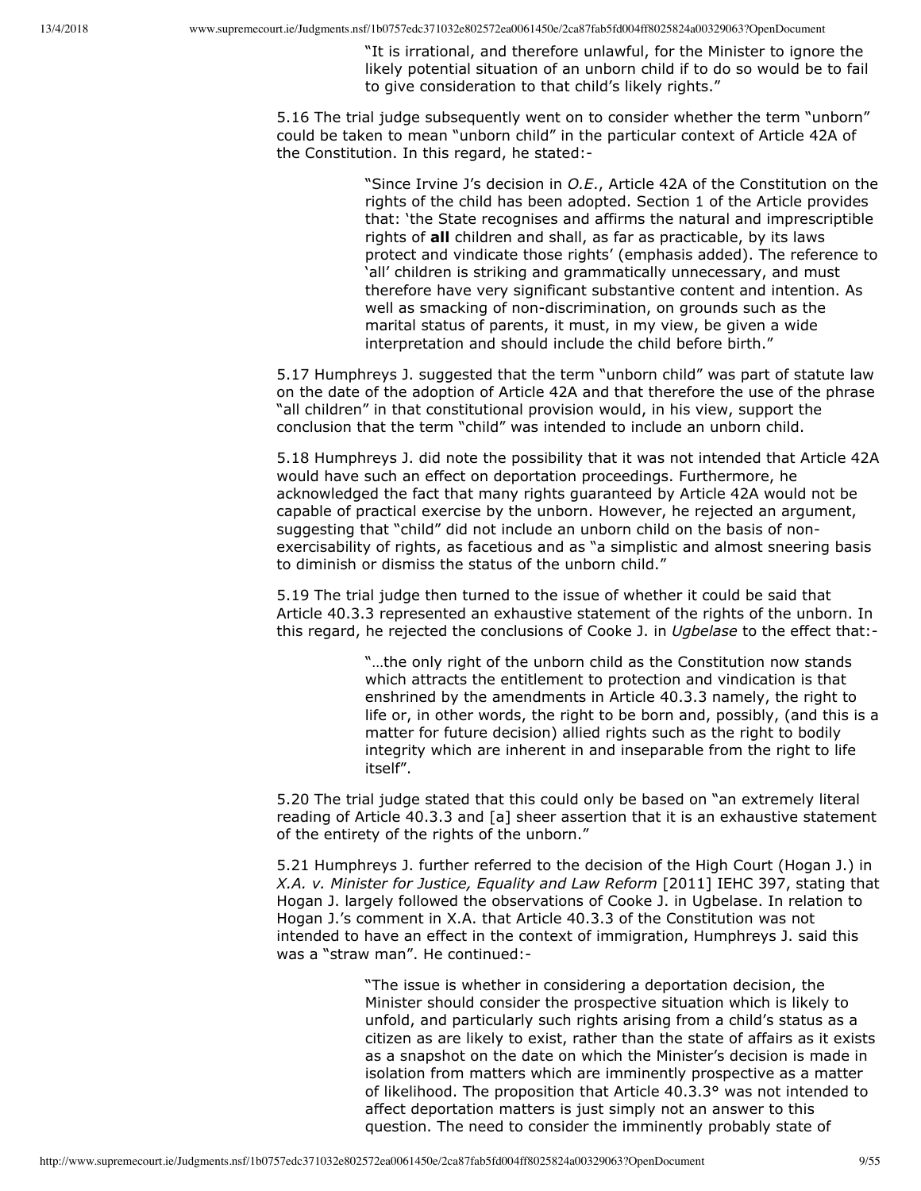> "It is irrational, and therefore unlawful, for the Minister to ignore the likely potential situation of an unborn child if to do so would be to fail to give consideration to that child's likely rights."

5.16 The trial judge subsequently went on to consider whether the term "unborn" could be taken to mean "unborn child" in the particular context of Article 42A of the Constitution. In this regard, he stated:-

> "Since Irvine J's decision in *O.E.*, Article 42A of the Constitution on the rights of the child has been adopted. Section 1 of the Article provides that: 'the State recognises and affirms the natural and imprescriptible rights of **all** children and shall, as far as practicable, by its laws protect and vindicate those rights' (emphasis added). The reference to 'all' children is striking and grammatically unnecessary, and must therefore have very significant substantive content and intention. As well as smacking of non-discrimination, on grounds such as the marital status of parents, it must, in my view, be given a wide interpretation and should include the child before birth."

5.17 Humphreys J. suggested that the term "unborn child" was part of statute law on the date of the adoption of Article 42A and that therefore the use of the phrase "all children" in that constitutional provision would, in his view, support the conclusion that the term "child" was intended to include an unborn child.

5.18 Humphreys J. did note the possibility that it was not intended that Article 42A would have such an effect on deportation proceedings. Furthermore, he acknowledged the fact that many rights guaranteed by Article 42A would not be capable of practical exercise by the unborn. However, he rejected an argument, suggesting that "child" did not include an unborn child on the basis of non-exercisability of rights, as facetious and as "a simplistic and almost sneering basis to diminish or dismiss the status of the unborn child."

5.19 The trial judge then turned to the issue of whether it could be said that Article 40.3.3 represented an exhaustive statement of the rights of the unborn. In this regard, he rejected the conclusions of Cooke J. in *Ugbelase* to the effect that:-

> "…the only right of the unborn child as the Constitution now stands which attracts the entitlement to protection and vindication is that enshrined by the amendments in Article 40.3.3 namely, the right to life or, in other words, the right to be born and, possibly, (and this is a matter for future decision) allied rights such as the right to bodily integrity which are inherent in and inseparable from the right to life itself".

5.20 The trial judge stated that this could only be based on "an extremely literal reading of Article 40.3.3 and [a] sheer assertion that it is an exhaustive statement of the entirety of the rights of the unborn."

5.21 Humphreys J. further referred to the decision of the High Court (Hogan J.) in *X.A. v. Minister for Justice, Equality and Law Reform* [2011] IEHC 397, stating that Hogan J. largely followed the observations of Cooke J. in Ugbelase. In relation to Hogan J.'s comment in X.A. that Article 40.3.3 of the Constitution was not intended to have an effect in the context of immigration, Humphreys J. said this was a "straw man". He continued:-

> "The issue is whether in considering a deportation decision, the Minister should consider the prospective situation which is likely to unfold, and particularly such rights arising from a child's status as a citizen as are likely to exist, rather than the state of affairs as it exists as a snapshot on the date on which the Minister's decision is made in isolation from matters which are imminently prospective as a matter of likelihood. The proposition that Article 40.3.3° was not intended to affect deportation matters is just simply not an answer to this question. The need to consider the imminently probably state of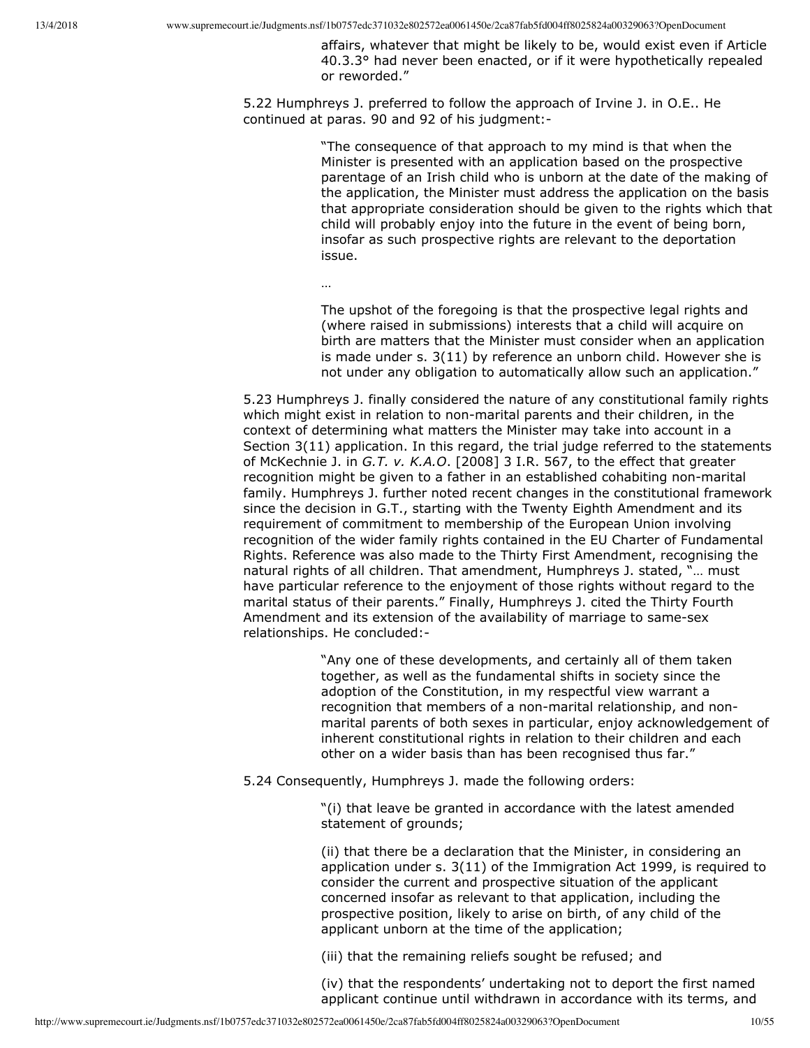affairs, whatever that might be likely to be, would exist even if Article 40.3.3° had never been enacted, or if it were hypothetically repealed or reworded."

5.22 Humphreys J. preferred to follow the approach of Irvine J. in O.E.. He continued at paras. 90 and 92 of his judgment:-

> "The consequence of that approach to my mind is that when the Minister is presented with an application based on the prospective parentage of an Irish child who is unborn at the date of the making of the application, the Minister must address the application on the basis that appropriate consideration should be given to the rights which that child will probably enjoy into the future in the event of being born, insofar as such prospective rights are relevant to the deportation issue.
>
> …
>
> The upshot of the foregoing is that the prospective legal rights and (where raised in submissions) interests that a child will acquire on birth are matters that the Minister must consider when an application is made under s. 3(11) by reference an unborn child. However she is not under any obligation to automatically allow such an application."

5.23 Humphreys J. finally considered the nature of any constitutional family rights which might exist in relation to non-marital parents and their children, in the context of determining what matters the Minister may take into account in a Section 3(11) application. In this regard, the trial judge referred to the statements of McKechnie J. in *G.T. v. K.A.O*. [2008] 3 I.R. 567, to the effect that greater recognition might be given to a father in an established cohabiting non-marital family. Humphreys J. further noted recent changes in the constitutional framework since the decision in G.T., starting with the Twenty Eighth Amendment and its requirement of commitment to membership of the European Union involving recognition of the wider family rights contained in the EU Charter of Fundamental Rights. Reference was also made to the Thirty First Amendment, recognising the natural rights of all children. That amendment, Humphreys J. stated, "… must have particular reference to the enjoyment of those rights without regard to the marital status of their parents." Finally, Humphreys J. cited the Thirty Fourth Amendment and its extension of the availability of marriage to same-sex relationships. He concluded:-

> "Any one of these developments, and certainly all of them taken together, as well as the fundamental shifts in society since the adoption of the Constitution, in my respectful view warrant a recognition that members of a non-marital relationship, and non-marital parents of both sexes in particular, enjoy acknowledgement of inherent constitutional rights in relation to their children and each other on a wider basis than has been recognised thus far."

5.24 Consequently, Humphreys J. made the following orders:

> "(i) that leave be granted in accordance with the latest amended statement of grounds;
>
> (ii) that there be a declaration that the Minister, in considering an application under s. 3(11) of the Immigration Act 1999, is required to consider the current and prospective situation of the applicant concerned insofar as relevant to that application, including the prospective position, likely to arise on birth, of any child of the applicant unborn at the time of the application;
>
> (iii) that the remaining reliefs sought be refused; and
>
> (iv) that the respondents' undertaking not to deport the first named applicant continue until withdrawn in accordance with its terms, and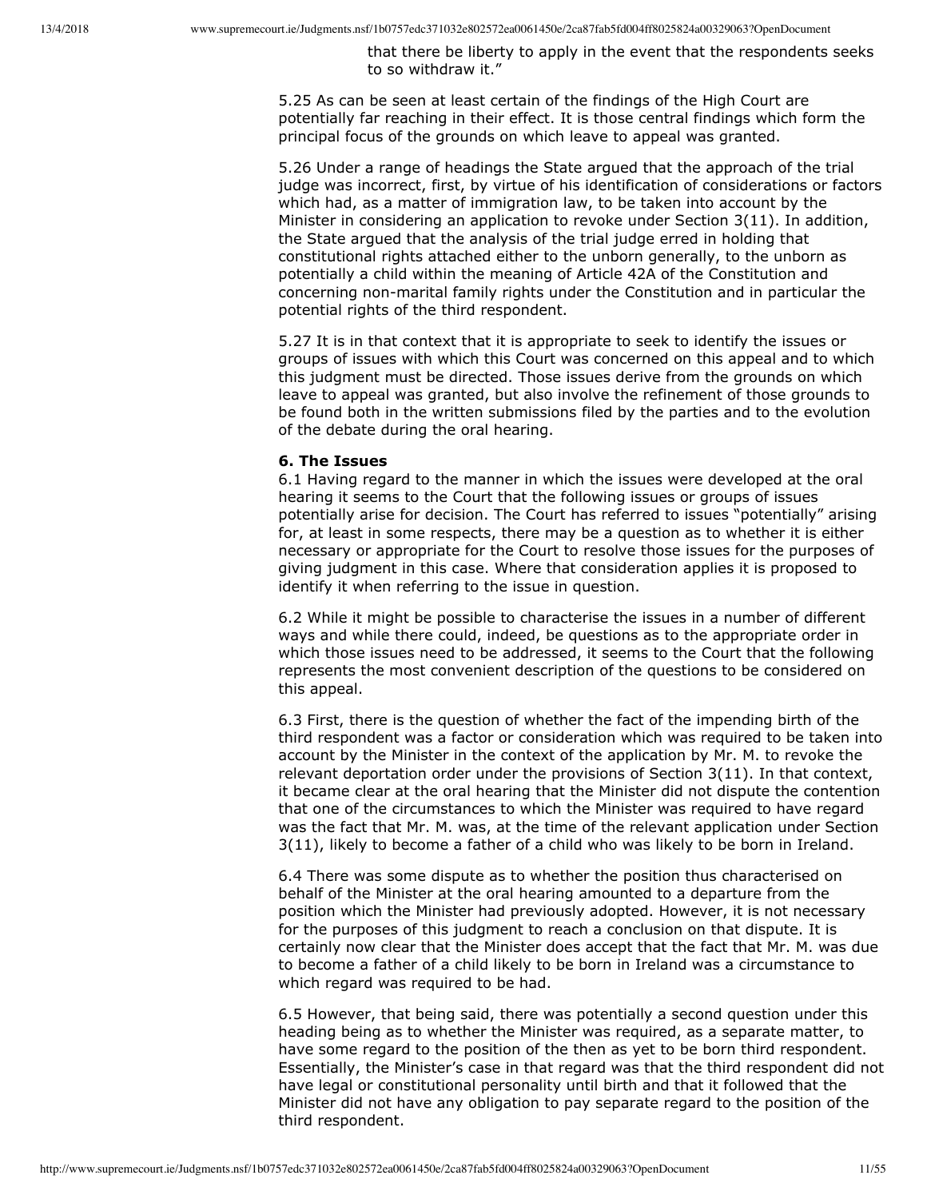that there be liberty to apply in the event that the respondents seeks to so withdraw it."

5.25 As can be seen at least certain of the findings of the High Court are potentially far reaching in their effect. It is those central findings which form the principal focus of the grounds on which leave to appeal was granted.

5.26 Under a range of headings the State argued that the approach of the trial judge was incorrect, first, by virtue of his identification of considerations or factors which had, as a matter of immigration law, to be taken into account by the Minister in considering an application to revoke under Section 3(11). In addition, the State argued that the analysis of the trial judge erred in holding that constitutional rights attached either to the unborn generally, to the unborn as potentially a child within the meaning of Article 42A of the Constitution and concerning non-marital family rights under the Constitution and in particular the potential rights of the third respondent.

5.27 It is in that context that it is appropriate to seek to identify the issues or groups of issues with which this Court was concerned on this appeal and to which this judgment must be directed. Those issues derive from the grounds on which leave to appeal was granted, but also involve the refinement of those grounds to be found both in the written submissions filed by the parties and to the evolution of the debate during the oral hearing.

**6. The Issues**

6.1 Having regard to the manner in which the issues were developed at the oral hearing it seems to the Court that the following issues or groups of issues potentially arise for decision. The Court has referred to issues "potentially" arising for, at least in some respects, there may be a question as to whether it is either necessary or appropriate for the Court to resolve those issues for the purposes of giving judgment in this case. Where that consideration applies it is proposed to identify it when referring to the issue in question.

6.2 While it might be possible to characterise the issues in a number of different ways and while there could, indeed, be questions as to the appropriate order in which those issues need to be addressed, it seems to the Court that the following represents the most convenient description of the questions to be considered on this appeal.

6.3 First, there is the question of whether the fact of the impending birth of the third respondent was a factor or consideration which was required to be taken into account by the Minister in the context of the application by Mr. M. to revoke the relevant deportation order under the provisions of Section 3(11). In that context, it became clear at the oral hearing that the Minister did not dispute the contention that one of the circumstances to which the Minister was required to have regard was the fact that Mr. M. was, at the time of the relevant application under Section 3(11), likely to become a father of a child who was likely to be born in Ireland.

6.4 There was some dispute as to whether the position thus characterised on behalf of the Minister at the oral hearing amounted to a departure from the position which the Minister had previously adopted. However, it is not necessary for the purposes of this judgment to reach a conclusion on that dispute. It is certainly now clear that the Minister does accept that the fact that Mr. M. was due to become a father of a child likely to be born in Ireland was a circumstance to which regard was required to be had.

6.5 However, that being said, there was potentially a second question under this heading being as to whether the Minister was required, as a separate matter, to have some regard to the position of the then as yet to be born third respondent. Essentially, the Minister's case in that regard was that the third respondent did not have legal or constitutional personality until birth and that it followed that the Minister did not have any obligation to pay separate regard to the position of the third respondent.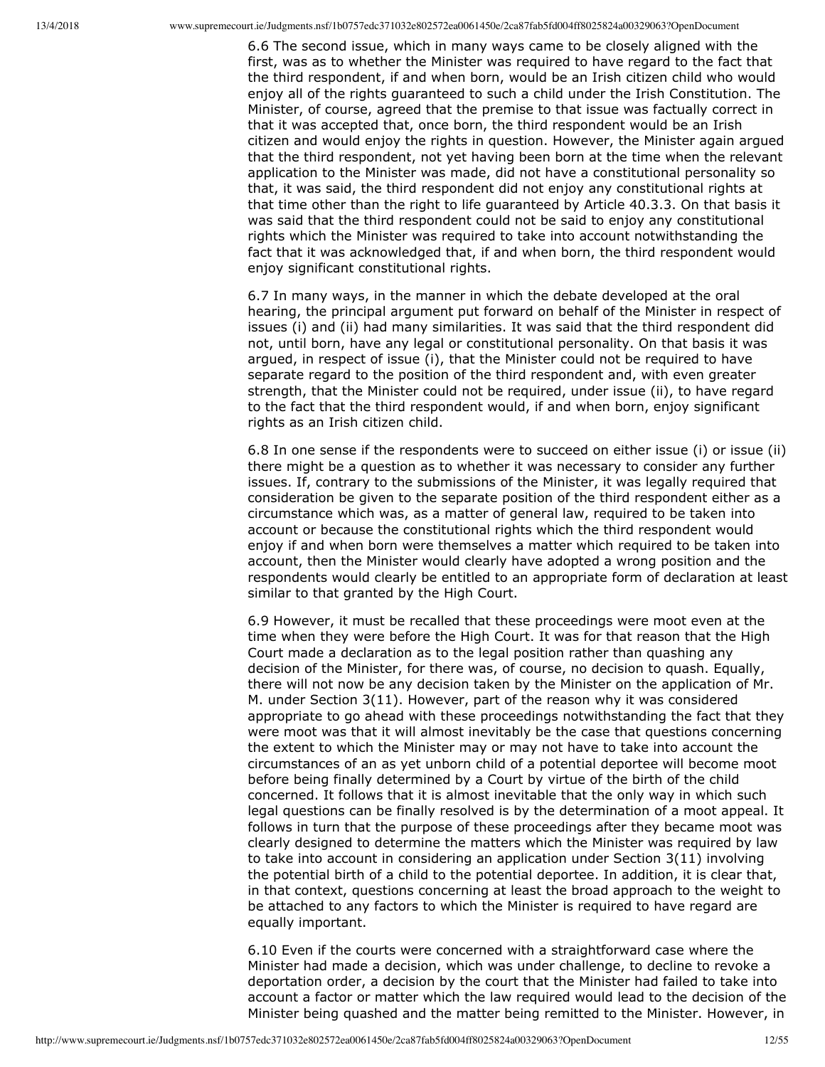6.6 The second issue, which in many ways came to be closely aligned with the first, was as to whether the Minister was required to have regard to the fact that the third respondent, if and when born, would be an Irish citizen child who would enjoy all of the rights guaranteed to such a child under the Irish Constitution. The Minister, of course, agreed that the premise to that issue was factually correct in that it was accepted that, once born, the third respondent would be an Irish citizen and would enjoy the rights in question. However, the Minister again argued that the third respondent, not yet having been born at the time when the relevant application to the Minister was made, did not have a constitutional personality so that, it was said, the third respondent did not enjoy any constitutional rights at that time other than the right to life guaranteed by Article 40.3.3. On that basis it was said that the third respondent could not be said to enjoy any constitutional rights which the Minister was required to take into account notwithstanding the fact that it was acknowledged that, if and when born, the third respondent would enjoy significant constitutional rights.

6.7 In many ways, in the manner in which the debate developed at the oral hearing, the principal argument put forward on behalf of the Minister in respect of issues (i) and (ii) had many similarities. It was said that the third respondent did not, until born, have any legal or constitutional personality. On that basis it was argued, in respect of issue (i), that the Minister could not be required to have separate regard to the position of the third respondent and, with even greater strength, that the Minister could not be required, under issue (ii), to have regard to the fact that the third respondent would, if and when born, enjoy significant rights as an Irish citizen child.

6.8 In one sense if the respondents were to succeed on either issue (i) or issue (ii) there might be a question as to whether it was necessary to consider any further issues. If, contrary to the submissions of the Minister, it was legally required that consideration be given to the separate position of the third respondent either as a circumstance which was, as a matter of general law, required to be taken into account or because the constitutional rights which the third respondent would enjoy if and when born were themselves a matter which required to be taken into account, then the Minister would clearly have adopted a wrong position and the respondents would clearly be entitled to an appropriate form of declaration at least similar to that granted by the High Court.

6.9 However, it must be recalled that these proceedings were moot even at the time when they were before the High Court. It was for that reason that the High Court made a declaration as to the legal position rather than quashing any decision of the Minister, for there was, of course, no decision to quash. Equally, there will not now be any decision taken by the Minister on the application of Mr. M. under Section 3(11). However, part of the reason why it was considered appropriate to go ahead with these proceedings notwithstanding the fact that they were moot was that it will almost inevitably be the case that questions concerning the extent to which the Minister may or may not have to take into account the circumstances of an as yet unborn child of a potential deportee will become moot before being finally determined by a Court by virtue of the birth of the child concerned. It follows that it is almost inevitable that the only way in which such legal questions can be finally resolved is by the determination of a moot appeal. It follows in turn that the purpose of these proceedings after they became moot was clearly designed to determine the matters which the Minister was required by law to take into account in considering an application under Section 3(11) involving the potential birth of a child to the potential deportee. In addition, it is clear that, in that context, questions concerning at least the broad approach to the weight to be attached to any factors to which the Minister is required to have regard are equally important.

6.10 Even if the courts were concerned with a straightforward case where the Minister had made a decision, which was under challenge, to decline to revoke a deportation order, a decision by the court that the Minister had failed to take into account a factor or matter which the law required would lead to the decision of the Minister being quashed and the matter being remitted to the Minister. However, in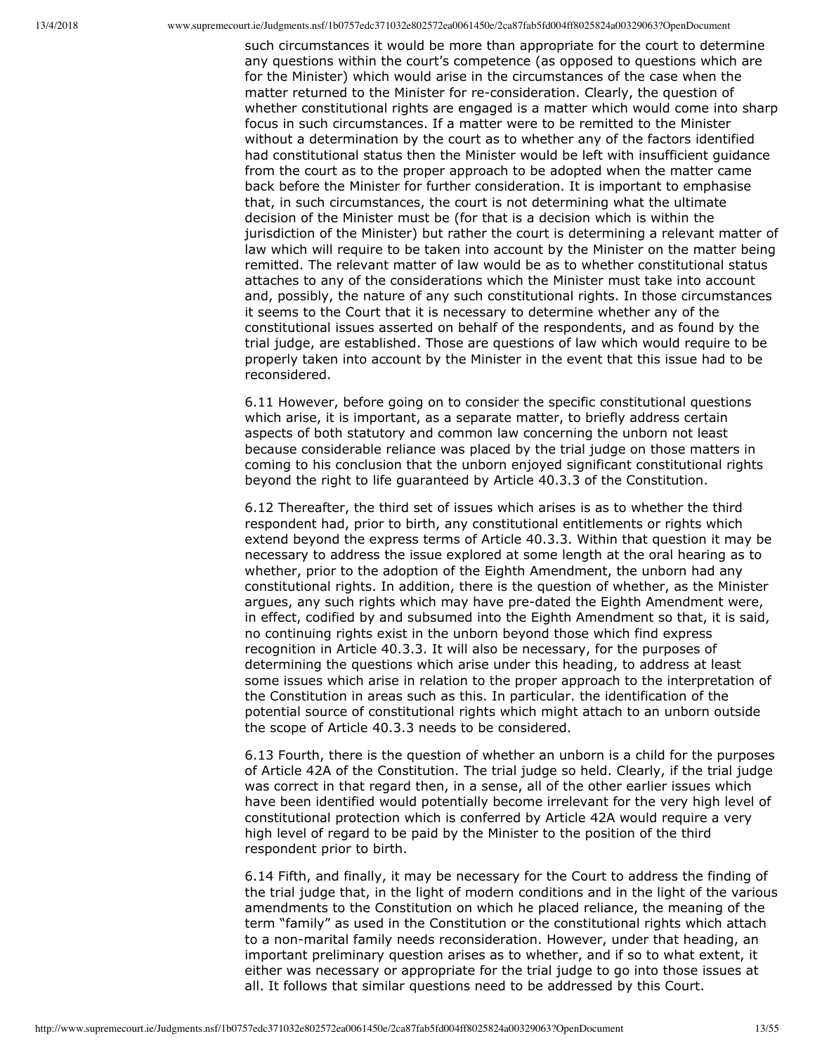such circumstances it would be more than appropriate for the court to determine any questions within the court's competence (as opposed to questions which are for the Minister) which would arise in the circumstances of the case when the matter returned to the Minister for re-consideration. Clearly, the question of whether constitutional rights are engaged is a matter which would come into sharp focus in such circumstances. If a matter were to be remitted to the Minister without a determination by the court as to whether any of the factors identified had constitutional status then the Minister would be left with insufficient guidance from the court as to the proper approach to be adopted when the matter came back before the Minister for further consideration. It is important to emphasise that, in such circumstances, the court is not determining what the ultimate decision of the Minister must be (for that is a decision which is within the jurisdiction of the Minister) but rather the court is determining a relevant matter of law which will require to be taken into account by the Minister on the matter being remitted. The relevant matter of law would be as to whether constitutional status attaches to any of the considerations which the Minister must take into account and, possibly, the nature of any such constitutional rights. In those circumstances it seems to the Court that it is necessary to determine whether any of the constitutional issues asserted on behalf of the respondents, and as found by the trial judge, are established. Those are questions of law which would require to be properly taken into account by the Minister in the event that this issue had to be reconsidered.

6.11 However, before going on to consider the specific constitutional questions which arise, it is important, as a separate matter, to briefly address certain aspects of both statutory and common law concerning the unborn not least because considerable reliance was placed by the trial judge on those matters in coming to his conclusion that the unborn enjoyed significant constitutional rights beyond the right to life guaranteed by Article 40.3.3 of the Constitution.

6.12 Thereafter, the third set of issues which arises is as to whether the third respondent had, prior to birth, any constitutional entitlements or rights which extend beyond the express terms of Article 40.3.3. Within that question it may be necessary to address the issue explored at some length at the oral hearing as to whether, prior to the adoption of the Eighth Amendment, the unborn had any constitutional rights. In addition, there is the question of whether, as the Minister argues, any such rights which may have pre-dated the Eighth Amendment were, in effect, codified by and subsumed into the Eighth Amendment so that, it is said, no continuing rights exist in the unborn beyond those which find express recognition in Article 40.3.3. It will also be necessary, for the purposes of determining the questions which arise under this heading, to address at least some issues which arise in relation to the proper approach to the interpretation of the Constitution in areas such as this. In particular. the identification of the potential source of constitutional rights which might attach to an unborn outside the scope of Article 40.3.3 needs to be considered.

6.13 Fourth, there is the question of whether an unborn is a child for the purposes of Article 42A of the Constitution. The trial judge so held. Clearly, if the trial judge was correct in that regard then, in a sense, all of the other earlier issues which have been identified would potentially become irrelevant for the very high level of constitutional protection which is conferred by Article 42A would require a very high level of regard to be paid by the Minister to the position of the third respondent prior to birth.

6.14 Fifth, and finally, it may be necessary for the Court to address the finding of the trial judge that, in the light of modern conditions and in the light of the various amendments to the Constitution on which he placed reliance, the meaning of the term "family" as used in the Constitution or the constitutional rights which attach to a non-marital family needs reconsideration. However, under that heading, an important preliminary question arises as to whether, and if so to what extent, it either was necessary or appropriate for the trial judge to go into those issues at all. It follows that similar questions need to be addressed by this Court.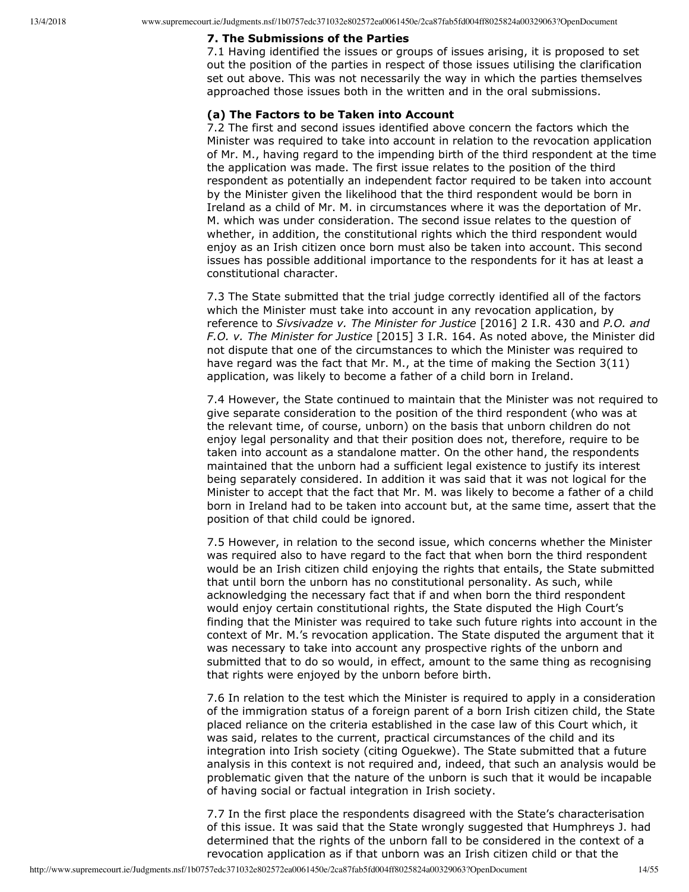**7. The Submissions of the Parties**

7.1 Having identified the issues or groups of issues arising, it is proposed to set out the position of the parties in respect of those issues utilising the clarification set out above. This was not necessarily the way in which the parties themselves approached those issues both in the written and in the oral submissions.

**(a) The Factors to be Taken into Account**

7.2 The first and second issues identified above concern the factors which the Minister was required to take into account in relation to the revocation application of Mr. M., having regard to the impending birth of the third respondent at the time the application was made. The first issue relates to the position of the third respondent as potentially an independent factor required to be taken into account by the Minister given the likelihood that the third respondent would be born in Ireland as a child of Mr. M. in circumstances where it was the deportation of Mr. M. which was under consideration. The second issue relates to the question of whether, in addition, the constitutional rights which the third respondent would enjoy as an Irish citizen once born must also be taken into account. This second issues has possible additional importance to the respondents for it has at least a constitutional character.

7.3 The State submitted that the trial judge correctly identified all of the factors which the Minister must take into account in any revocation application, by reference to *Sivsivadze v. The Minister for Justice* [2016] 2 I.R. 430 and *P.O. and F.O. v. The Minister for Justice* [2015] 3 I.R. 164. As noted above, the Minister did not dispute that one of the circumstances to which the Minister was required to have regard was the fact that Mr. M., at the time of making the Section 3(11) application, was likely to become a father of a child born in Ireland.

7.4 However, the State continued to maintain that the Minister was not required to give separate consideration to the position of the third respondent (who was at the relevant time, of course, unborn) on the basis that unborn children do not enjoy legal personality and that their position does not, therefore, require to be taken into account as a standalone matter. On the other hand, the respondents maintained that the unborn had a sufficient legal existence to justify its interest being separately considered. In addition it was said that it was not logical for the Minister to accept that the fact that Mr. M. was likely to become a father of a child born in Ireland had to be taken into account but, at the same time, assert that the position of that child could be ignored.

7.5 However, in relation to the second issue, which concerns whether the Minister was required also to have regard to the fact that when born the third respondent would be an Irish citizen child enjoying the rights that entails, the State submitted that until born the unborn has no constitutional personality. As such, while acknowledging the necessary fact that if and when born the third respondent would enjoy certain constitutional rights, the State disputed the High Court's finding that the Minister was required to take such future rights into account in the context of Mr. M.'s revocation application. The State disputed the argument that it was necessary to take into account any prospective rights of the unborn and submitted that to do so would, in effect, amount to the same thing as recognising that rights were enjoyed by the unborn before birth.

7.6 In relation to the test which the Minister is required to apply in a consideration of the immigration status of a foreign parent of a born Irish citizen child, the State placed reliance on the criteria established in the case law of this Court which, it was said, relates to the current, practical circumstances of the child and its integration into Irish society (citing Oguekwe). The State submitted that a future analysis in this context is not required and, indeed, that such an analysis would be problematic given that the nature of the unborn is such that it would be incapable of having social or factual integration in Irish society.

7.7 In the first place the respondents disagreed with the State's characterisation of this issue. It was said that the State wrongly suggested that Humphreys J. had determined that the rights of the unborn fall to be considered in the context of a revocation application as if that unborn was an Irish citizen child or that the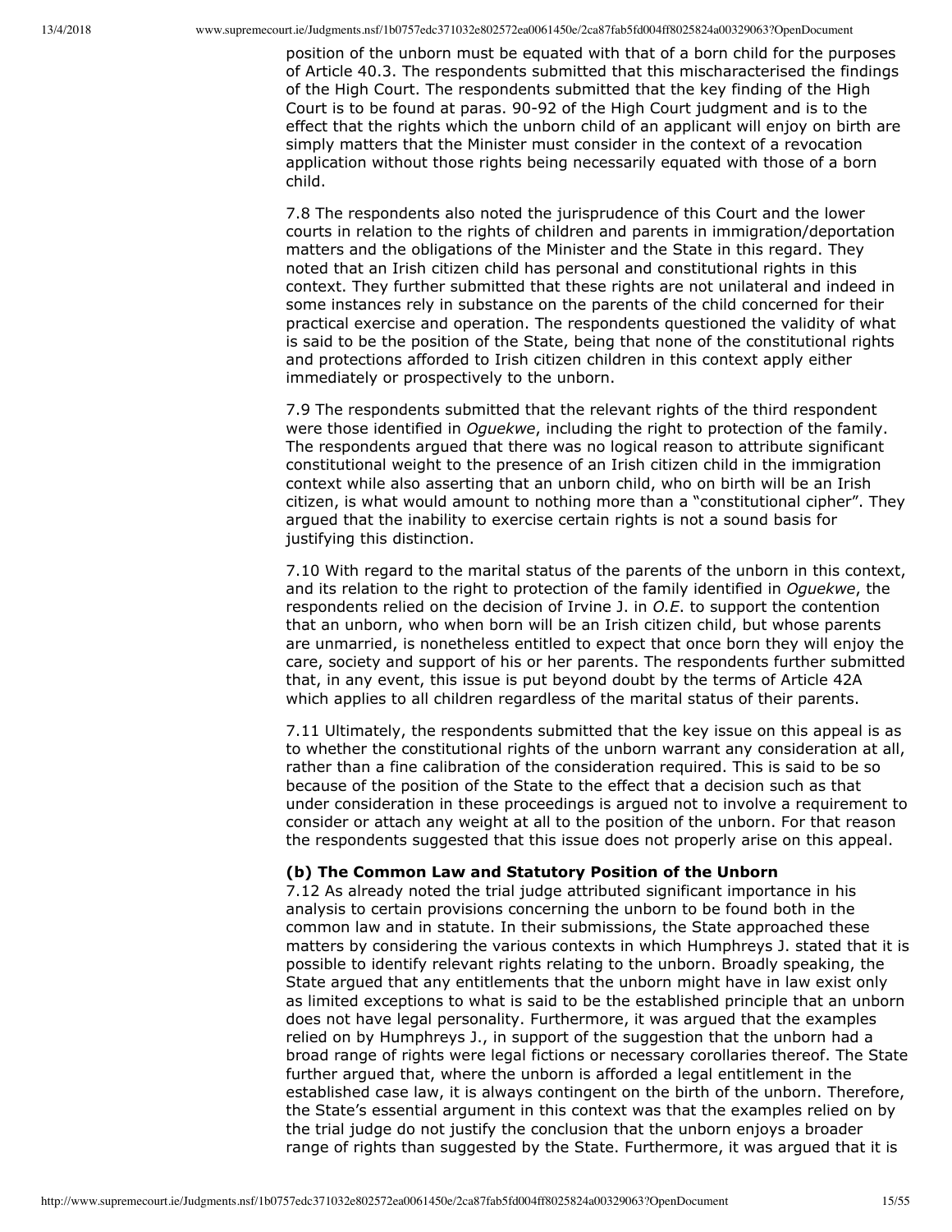position of the unborn must be equated with that of a born child for the purposes of Article 40.3. The respondents submitted that this mischaracterised the findings of the High Court. The respondents submitted that the key finding of the High Court is to be found at paras. 90-92 of the High Court judgment and is to the effect that the rights which the unborn child of an applicant will enjoy on birth are simply matters that the Minister must consider in the context of a revocation application without those rights being necessarily equated with those of a born child.

7.8 The respondents also noted the jurisprudence of this Court and the lower courts in relation to the rights of children and parents in immigration/deportation matters and the obligations of the Minister and the State in this regard. They noted that an Irish citizen child has personal and constitutional rights in this context. They further submitted that these rights are not unilateral and indeed in some instances rely in substance on the parents of the child concerned for their practical exercise and operation. The respondents questioned the validity of what is said to be the position of the State, being that none of the constitutional rights and protections afforded to Irish citizen children in this context apply either immediately or prospectively to the unborn.

7.9 The respondents submitted that the relevant rights of the third respondent were those identified in *Oguekwe*, including the right to protection of the family. The respondents argued that there was no logical reason to attribute significant constitutional weight to the presence of an Irish citizen child in the immigration context while also asserting that an unborn child, who on birth will be an Irish citizen, is what would amount to nothing more than a "constitutional cipher". They argued that the inability to exercise certain rights is not a sound basis for justifying this distinction.

7.10 With regard to the marital status of the parents of the unborn in this context, and its relation to the right to protection of the family identified in *Oguekwe*, the respondents relied on the decision of Irvine J. in *O.E.* to support the contention that an unborn, who when born will be an Irish citizen child, but whose parents are unmarried, is nonetheless entitled to expect that once born they will enjoy the care, society and support of his or her parents. The respondents further submitted that, in any event, this issue is put beyond doubt by the terms of Article 42A which applies to all children regardless of the marital status of their parents.

7.11 Ultimately, the respondents submitted that the key issue on this appeal is as to whether the constitutional rights of the unborn warrant any consideration at all, rather than a fine calibration of the consideration required. This is said to be so because of the position of the State to the effect that a decision such as that under consideration in these proceedings is argued not to involve a requirement to consider or attach any weight at all to the position of the unborn. For that reason the respondents suggested that this issue does not properly arise on this appeal.

**(b) The Common Law and Statutory Position of the Unborn**

7.12 As already noted the trial judge attributed significant importance in his analysis to certain provisions concerning the unborn to be found both in the common law and in statute. In their submissions, the State approached these matters by considering the various contexts in which Humphreys J. stated that it is possible to identify relevant rights relating to the unborn. Broadly speaking, the State argued that any entitlements that the unborn might have in law exist only as limited exceptions to what is said to be the established principle that an unborn does not have legal personality. Furthermore, it was argued that the examples relied on by Humphreys J., in support of the suggestion that the unborn had a broad range of rights were legal fictions or necessary corollaries thereof. The State further argued that, where the unborn is afforded a legal entitlement in the established case law, it is always contingent on the birth of the unborn. Therefore, the State's essential argument in this context was that the examples relied on by the trial judge do not justify the conclusion that the unborn enjoys a broader range of rights than suggested by the State. Furthermore, it was argued that it is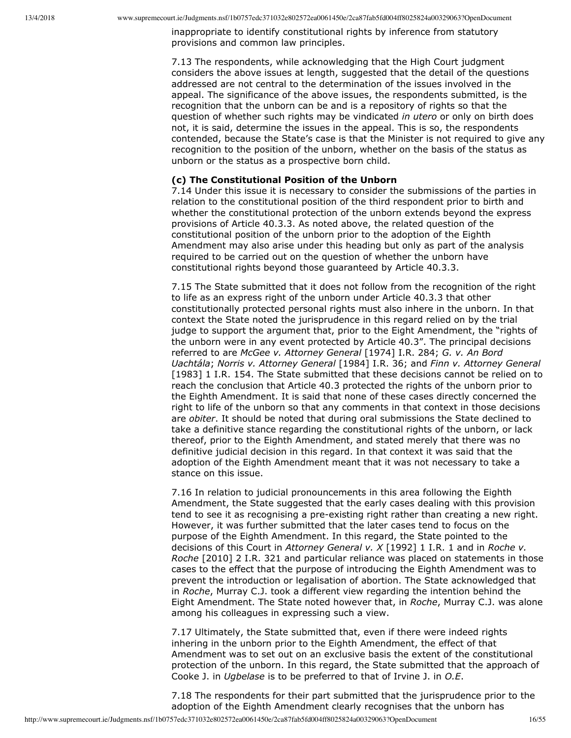inappropriate to identify constitutional rights by inference from statutory provisions and common law principles.

7.13 The respondents, while acknowledging that the High Court judgment considers the above issues at length, suggested that the detail of the questions addressed are not central to the determination of the issues involved in the appeal. The significance of the above issues, the respondents submitted, is the recognition that the unborn can be and is a repository of rights so that the question of whether such rights may be vindicated *in utero* or only on birth does not, it is said, determine the issues in the appeal. This is so, the respondents contended, because the State's case is that the Minister is not required to give any recognition to the position of the unborn, whether on the basis of the status as unborn or the status as a prospective born child.

**(c) The Constitutional Position of the Unborn**

7.14 Under this issue it is necessary to consider the submissions of the parties in relation to the constitutional position of the third respondent prior to birth and whether the constitutional protection of the unborn extends beyond the express provisions of Article 40.3.3. As noted above, the related question of the constitutional position of the unborn prior to the adoption of the Eighth Amendment may also arise under this heading but only as part of the analysis required to be carried out on the question of whether the unborn have constitutional rights beyond those guaranteed by Article 40.3.3.

7.15 The State submitted that it does not follow from the recognition of the right to life as an express right of the unborn under Article 40.3.3 that other constitutionally protected personal rights must also inhere in the unborn. In that context the State noted the jurisprudence in this regard relied on by the trial judge to support the argument that, prior to the Eight Amendment, the "rights of the unborn were in any event protected by Article 40.3". The principal decisions referred to are *McGee v. Attorney General* [1974] I.R. 284; *G. v. An Bord Uachtála*; *Norris v. Attorney General* [1984] I.R. 36; and *Finn v. Attorney General* [1983] 1 I.R. 154. The State submitted that these decisions cannot be relied on to reach the conclusion that Article 40.3 protected the rights of the unborn prior to the Eighth Amendment. It is said that none of these cases directly concerned the right to life of the unborn so that any comments in that context in those decisions are *obiter*. It should be noted that during oral submissions the State declined to take a definitive stance regarding the constitutional rights of the unborn, or lack thereof, prior to the Eighth Amendment, and stated merely that there was no definitive judicial decision in this regard. In that context it was said that the adoption of the Eighth Amendment meant that it was not necessary to take a stance on this issue.

7.16 In relation to judicial pronouncements in this area following the Eighth Amendment, the State suggested that the early cases dealing with this provision tend to see it as recognising a pre-existing right rather than creating a new right. However, it was further submitted that the later cases tend to focus on the purpose of the Eighth Amendment. In this regard, the State pointed to the decisions of this Court in *Attorney General v. X* [1992] 1 I.R. 1 and in *Roche v. Roche* [2010] 2 I.R. 321 and particular reliance was placed on statements in those cases to the effect that the purpose of introducing the Eighth Amendment was to prevent the introduction or legalisation of abortion. The State acknowledged that in *Roche*, Murray C.J. took a different view regarding the intention behind the Eight Amendment. The State noted however that, in *Roche*, Murray C.J. was alone among his colleagues in expressing such a view.

7.17 Ultimately, the State submitted that, even if there were indeed rights inhering in the unborn prior to the Eighth Amendment, the effect of that Amendment was to set out on an exclusive basis the extent of the constitutional protection of the unborn. In this regard, the State submitted that the approach of Cooke J. in *Ugbelase* is to be preferred to that of Irvine J. in *O.E*.

7.18 The respondents for their part submitted that the jurisprudence prior to the adoption of the Eighth Amendment clearly recognises that the unborn has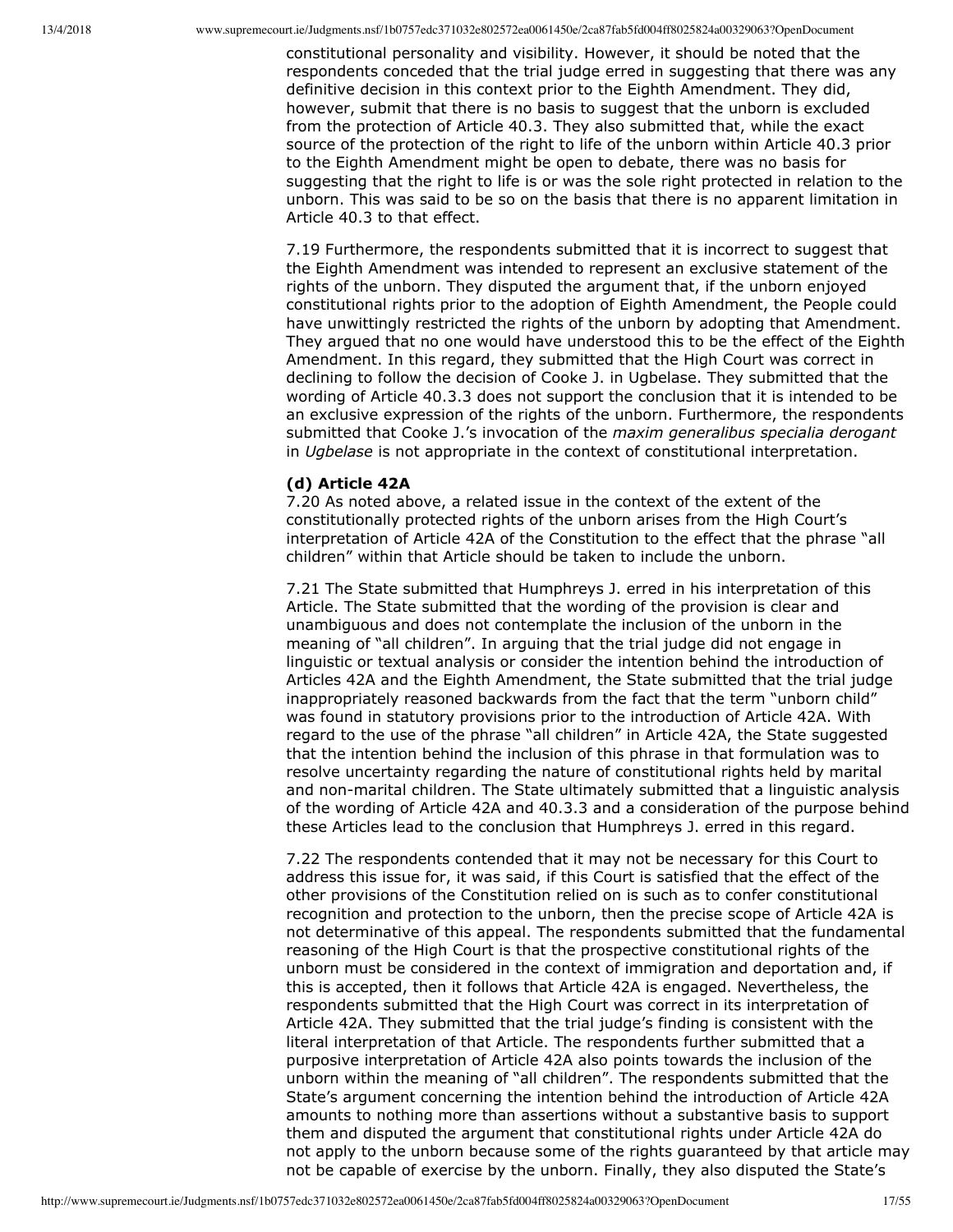constitutional personality and visibility. However, it should be noted that the respondents conceded that the trial judge erred in suggesting that there was any definitive decision in this context prior to the Eighth Amendment. They did, however, submit that there is no basis to suggest that the unborn is excluded from the protection of Article 40.3. They also submitted that, while the exact source of the protection of the right to life of the unborn within Article 40.3 prior to the Eighth Amendment might be open to debate, there was no basis for suggesting that the right to life is or was the sole right protected in relation to the unborn. This was said to be so on the basis that there is no apparent limitation in Article 40.3 to that effect.

7.19 Furthermore, the respondents submitted that it is incorrect to suggest that the Eighth Amendment was intended to represent an exclusive statement of the rights of the unborn. They disputed the argument that, if the unborn enjoyed constitutional rights prior to the adoption of Eighth Amendment, the People could have unwittingly restricted the rights of the unborn by adopting that Amendment. They argued that no one would have understood this to be the effect of the Eighth Amendment. In this regard, they submitted that the High Court was correct in declining to follow the decision of Cooke J. in Ugbelase. They submitted that the wording of Article 40.3.3 does not support the conclusion that it is intended to be an exclusive expression of the rights of the unborn. Furthermore, the respondents submitted that Cooke J.'s invocation of the *maxim generalibus specialia derogant* in *Ugbelase* is not appropriate in the context of constitutional interpretation.

**(d) Article 42A**

7.20 As noted above, a related issue in the context of the extent of the constitutionally protected rights of the unborn arises from the High Court's interpretation of Article 42A of the Constitution to the effect that the phrase "all children" within that Article should be taken to include the unborn.

7.21 The State submitted that Humphreys J. erred in his interpretation of this Article. The State submitted that the wording of the provision is clear and unambiguous and does not contemplate the inclusion of the unborn in the meaning of "all children". In arguing that the trial judge did not engage in linguistic or textual analysis or consider the intention behind the introduction of Articles 42A and the Eighth Amendment, the State submitted that the trial judge inappropriately reasoned backwards from the fact that the term "unborn child" was found in statutory provisions prior to the introduction of Article 42A. With regard to the use of the phrase "all children" in Article 42A, the State suggested that the intention behind the inclusion of this phrase in that formulation was to resolve uncertainty regarding the nature of constitutional rights held by marital and non-marital children. The State ultimately submitted that a linguistic analysis of the wording of Article 42A and 40.3.3 and a consideration of the purpose behind these Articles lead to the conclusion that Humphreys J. erred in this regard.

7.22 The respondents contended that it may not be necessary for this Court to address this issue for, it was said, if this Court is satisfied that the effect of the other provisions of the Constitution relied on is such as to confer constitutional recognition and protection to the unborn, then the precise scope of Article 42A is not determinative of this appeal. The respondents submitted that the fundamental reasoning of the High Court is that the prospective constitutional rights of the unborn must be considered in the context of immigration and deportation and, if this is accepted, then it follows that Article 42A is engaged. Nevertheless, the respondents submitted that the High Court was correct in its interpretation of Article 42A. They submitted that the trial judge's finding is consistent with the literal interpretation of that Article. The respondents further submitted that a purposive interpretation of Article 42A also points towards the inclusion of the unborn within the meaning of "all children". The respondents submitted that the State's argument concerning the intention behind the introduction of Article 42A amounts to nothing more than assertions without a substantive basis to support them and disputed the argument that constitutional rights under Article 42A do not apply to the unborn because some of the rights guaranteed by that article may not be capable of exercise by the unborn. Finally, they also disputed the State's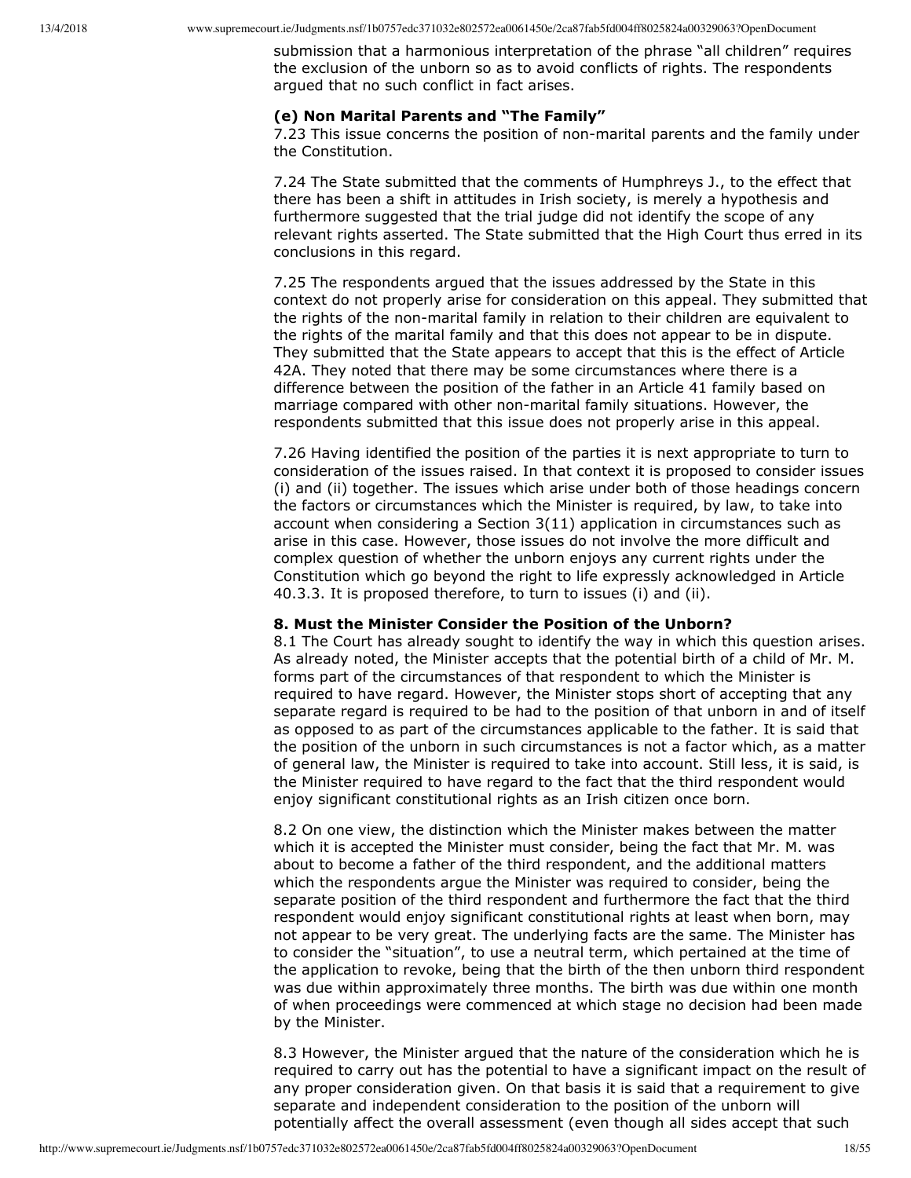submission that a harmonious interpretation of the phrase "all children" requires the exclusion of the unborn so as to avoid conflicts of rights. The respondents argued that no such conflict in fact arises.

**(e) Non Marital Parents and "The Family"**

7.23 This issue concerns the position of non-marital parents and the family under the Constitution.

7.24 The State submitted that the comments of Humphreys J., to the effect that there has been a shift in attitudes in Irish society, is merely a hypothesis and furthermore suggested that the trial judge did not identify the scope of any relevant rights asserted. The State submitted that the High Court thus erred in its conclusions in this regard.

7.25 The respondents argued that the issues addressed by the State in this context do not properly arise for consideration on this appeal. They submitted that the rights of the non-marital family in relation to their children are equivalent to the rights of the marital family and that this does not appear to be in dispute. They submitted that the State appears to accept that this is the effect of Article 42A. They noted that there may be some circumstances where there is a difference between the position of the father in an Article 41 family based on marriage compared with other non-marital family situations. However, the respondents submitted that this issue does not properly arise in this appeal.

7.26 Having identified the position of the parties it is next appropriate to turn to consideration of the issues raised. In that context it is proposed to consider issues (i) and (ii) together. The issues which arise under both of those headings concern the factors or circumstances which the Minister is required, by law, to take into account when considering a Section 3(11) application in circumstances such as arise in this case. However, those issues do not involve the more difficult and complex question of whether the unborn enjoys any current rights under the Constitution which go beyond the right to life expressly acknowledged in Article 40.3.3. It is proposed therefore, to turn to issues (i) and (ii).

**8. Must the Minister Consider the Position of the Unborn?**

8.1 The Court has already sought to identify the way in which this question arises. As already noted, the Minister accepts that the potential birth of a child of Mr. M. forms part of the circumstances of that respondent to which the Minister is required to have regard. However, the Minister stops short of accepting that any separate regard is required to be had to the position of that unborn in and of itself as opposed to as part of the circumstances applicable to the father. It is said that the position of the unborn in such circumstances is not a factor which, as a matter of general law, the Minister is required to take into account. Still less, it is said, is the Minister required to have regard to the fact that the third respondent would enjoy significant constitutional rights as an Irish citizen once born.

8.2 On one view, the distinction which the Minister makes between the matter which it is accepted the Minister must consider, being the fact that Mr. M. was about to become a father of the third respondent, and the additional matters which the respondents argue the Minister was required to consider, being the separate position of the third respondent and furthermore the fact that the third respondent would enjoy significant constitutional rights at least when born, may not appear to be very great. The underlying facts are the same. The Minister has to consider the "situation", to use a neutral term, which pertained at the time of the application to revoke, being that the birth of the then unborn third respondent was due within approximately three months. The birth was due within one month of when proceedings were commenced at which stage no decision had been made by the Minister.

8.3 However, the Minister argued that the nature of the consideration which he is required to carry out has the potential to have a significant impact on the result of any proper consideration given. On that basis it is said that a requirement to give separate and independent consideration to the position of the unborn will potentially affect the overall assessment (even though all sides accept that such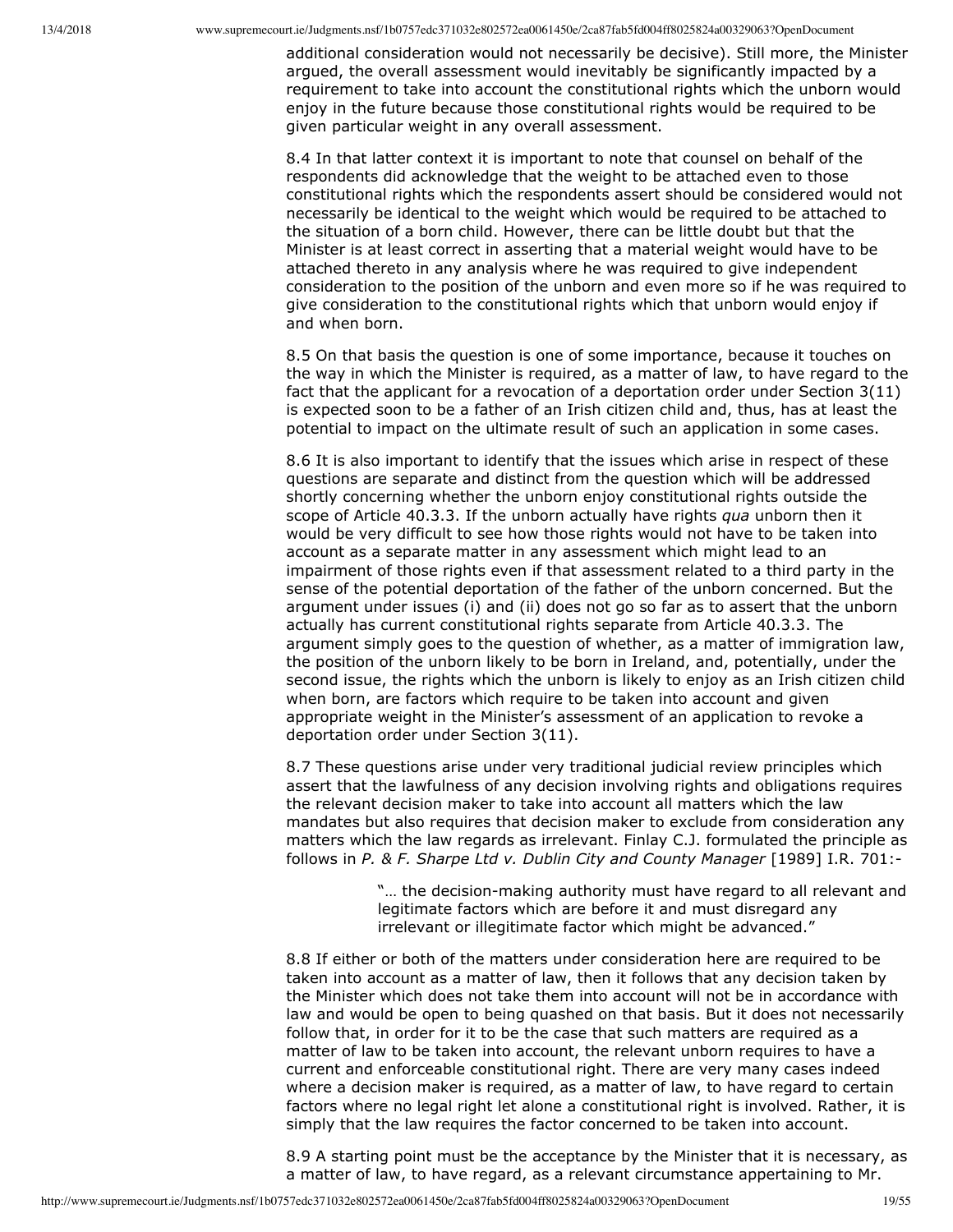additional consideration would not necessarily be decisive). Still more, the Minister argued, the overall assessment would inevitably be significantly impacted by a requirement to take into account the constitutional rights which the unborn would enjoy in the future because those constitutional rights would be required to be given particular weight in any overall assessment.

8.4 In that latter context it is important to note that counsel on behalf of the respondents did acknowledge that the weight to be attached even to those constitutional rights which the respondents assert should be considered would not necessarily be identical to the weight which would be required to be attached to the situation of a born child. However, there can be little doubt but that the Minister is at least correct in asserting that a material weight would have to be attached thereto in any analysis where he was required to give independent consideration to the position of the unborn and even more so if he was required to give consideration to the constitutional rights which that unborn would enjoy if and when born.

8.5 On that basis the question is one of some importance, because it touches on the way in which the Minister is required, as a matter of law, to have regard to the fact that the applicant for a revocation of a deportation order under Section 3(11) is expected soon to be a father of an Irish citizen child and, thus, has at least the potential to impact on the ultimate result of such an application in some cases.

8.6 It is also important to identify that the issues which arise in respect of these questions are separate and distinct from the question which will be addressed shortly concerning whether the unborn enjoy constitutional rights outside the scope of Article 40.3.3. If the unborn actually have rights *qua* unborn then it would be very difficult to see how those rights would not have to be taken into account as a separate matter in any assessment which might lead to an impairment of those rights even if that assessment related to a third party in the sense of the potential deportation of the father of the unborn concerned. But the argument under issues (i) and (ii) does not go so far as to assert that the unborn actually has current constitutional rights separate from Article 40.3.3. The argument simply goes to the question of whether, as a matter of immigration law, the position of the unborn likely to be born in Ireland, and, potentially, under the second issue, the rights which the unborn is likely to enjoy as an Irish citizen child when born, are factors which require to be taken into account and given appropriate weight in the Minister's assessment of an application to revoke a deportation order under Section 3(11).

8.7 These questions arise under very traditional judicial review principles which assert that the lawfulness of any decision involving rights and obligations requires the relevant decision maker to take into account all matters which the law mandates but also requires that decision maker to exclude from consideration any matters which the law regards as irrelevant. Finlay C.J. formulated the principle as follows in *P. & F. Sharpe Ltd v. Dublin City and County Manager* [1989] I.R. 701:-

> "… the decision-making authority must have regard to all relevant and legitimate factors which are before it and must disregard any irrelevant or illegitimate factor which might be advanced."

8.8 If either or both of the matters under consideration here are required to be taken into account as a matter of law, then it follows that any decision taken by the Minister which does not take them into account will not be in accordance with law and would be open to being quashed on that basis. But it does not necessarily follow that, in order for it to be the case that such matters are required as a matter of law to be taken into account, the relevant unborn requires to have a current and enforceable constitutional right. There are very many cases indeed where a decision maker is required, as a matter of law, to have regard to certain factors where no legal right let alone a constitutional right is involved. Rather, it is simply that the law requires the factor concerned to be taken into account.

8.9 A starting point must be the acceptance by the Minister that it is necessary, as a matter of law, to have regard, as a relevant circumstance appertaining to Mr.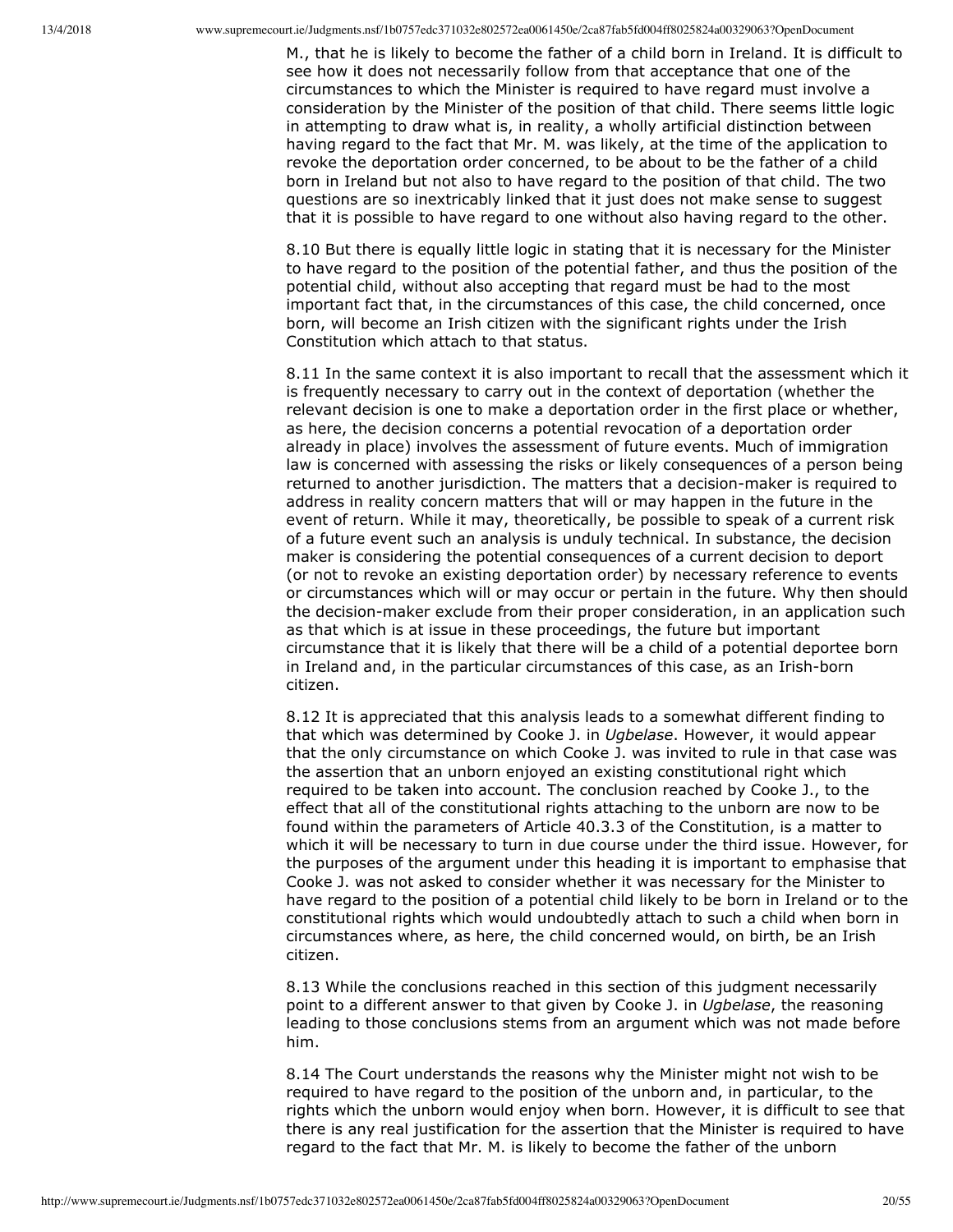M., that he is likely to become the father of a child born in Ireland. It is difficult to see how it does not necessarily follow from that acceptance that one of the circumstances to which the Minister is required to have regard must involve a consideration by the Minister of the position of that child. There seems little logic in attempting to draw what is, in reality, a wholly artificial distinction between having regard to the fact that Mr. M. was likely, at the time of the application to revoke the deportation order concerned, to be about to be the father of a child born in Ireland but not also to have regard to the position of that child. The two questions are so inextricably linked that it just does not make sense to suggest that it is possible to have regard to one without also having regard to the other.

8.10 But there is equally little logic in stating that it is necessary for the Minister to have regard to the position of the potential father, and thus the position of the potential child, without also accepting that regard must be had to the most important fact that, in the circumstances of this case, the child concerned, once born, will become an Irish citizen with the significant rights under the Irish Constitution which attach to that status.

8.11 In the same context it is also important to recall that the assessment which it is frequently necessary to carry out in the context of deportation (whether the relevant decision is one to make a deportation order in the first place or whether, as here, the decision concerns a potential revocation of a deportation order already in place) involves the assessment of future events. Much of immigration law is concerned with assessing the risks or likely consequences of a person being returned to another jurisdiction. The matters that a decision-maker is required to address in reality concern matters that will or may happen in the future in the event of return. While it may, theoretically, be possible to speak of a current risk of a future event such an analysis is unduly technical. In substance, the decision maker is considering the potential consequences of a current decision to deport (or not to revoke an existing deportation order) by necessary reference to events or circumstances which will or may occur or pertain in the future. Why then should the decision-maker exclude from their proper consideration, in an application such as that which is at issue in these proceedings, the future but important circumstance that it is likely that there will be a child of a potential deportee born in Ireland and, in the particular circumstances of this case, as an Irish-born citizen.

8.12 It is appreciated that this analysis leads to a somewhat different finding to that which was determined by Cooke J. in *Ugbelase*. However, it would appear that the only circumstance on which Cooke J. was invited to rule in that case was the assertion that an unborn enjoyed an existing constitutional right which required to be taken into account. The conclusion reached by Cooke J., to the effect that all of the constitutional rights attaching to the unborn are now to be found within the parameters of Article 40.3.3 of the Constitution, is a matter to which it will be necessary to turn in due course under the third issue. However, for the purposes of the argument under this heading it is important to emphasise that Cooke J. was not asked to consider whether it was necessary for the Minister to have regard to the position of a potential child likely to be born in Ireland or to the constitutional rights which would undoubtedly attach to such a child when born in circumstances where, as here, the child concerned would, on birth, be an Irish citizen.

8.13 While the conclusions reached in this section of this judgment necessarily point to a different answer to that given by Cooke J. in *Ugbelase*, the reasoning leading to those conclusions stems from an argument which was not made before him.

8.14 The Court understands the reasons why the Minister might not wish to be required to have regard to the position of the unborn and, in particular, to the rights which the unborn would enjoy when born. However, it is difficult to see that there is any real justification for the assertion that the Minister is required to have regard to the fact that Mr. M. is likely to become the father of the unborn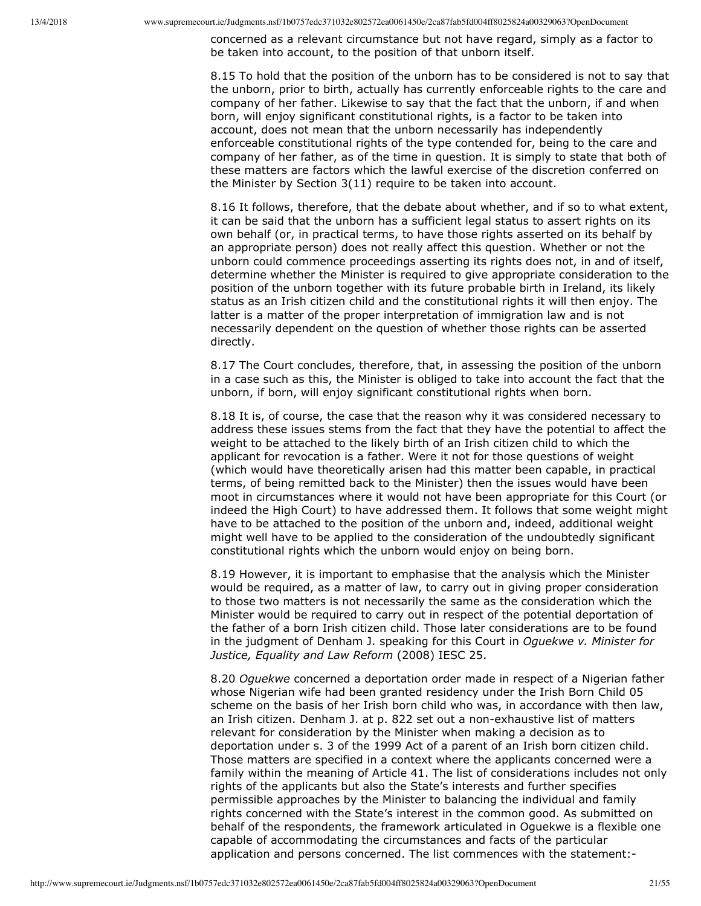concerned as a relevant circumstance but not have regard, simply as a factor to be taken into account, to the position of that unborn itself.

8.15 To hold that the position of the unborn has to be considered is not to say that the unborn, prior to birth, actually has currently enforceable rights to the care and company of her father. Likewise to say that the fact that the unborn, if and when born, will enjoy significant constitutional rights, is a factor to be taken into account, does not mean that the unborn necessarily has independently enforceable constitutional rights of the type contended for, being to the care and company of her father, as of the time in question. It is simply to state that both of these matters are factors which the lawful exercise of the discretion conferred on the Minister by Section 3(11) require to be taken into account.

8.16 It follows, therefore, that the debate about whether, and if so to what extent, it can be said that the unborn has a sufficient legal status to assert rights on its own behalf (or, in practical terms, to have those rights asserted on its behalf by an appropriate person) does not really affect this question. Whether or not the unborn could commence proceedings asserting its rights does not, in and of itself, determine whether the Minister is required to give appropriate consideration to the position of the unborn together with its future probable birth in Ireland, its likely status as an Irish citizen child and the constitutional rights it will then enjoy. The latter is a matter of the proper interpretation of immigration law and is not necessarily dependent on the question of whether those rights can be asserted directly.

8.17 The Court concludes, therefore, that, in assessing the position of the unborn in a case such as this, the Minister is obliged to take into account the fact that the unborn, if born, will enjoy significant constitutional rights when born.

8.18 It is, of course, the case that the reason why it was considered necessary to address these issues stems from the fact that they have the potential to affect the weight to be attached to the likely birth of an Irish citizen child to which the applicant for revocation is a father. Were it not for those questions of weight (which would have theoretically arisen had this matter been capable, in practical terms, of being remitted back to the Minister) then the issues would have been moot in circumstances where it would not have been appropriate for this Court (or indeed the High Court) to have addressed them. It follows that some weight might have to be attached to the position of the unborn and, indeed, additional weight might well have to be applied to the consideration of the undoubtedly significant constitutional rights which the unborn would enjoy on being born.

8.19 However, it is important to emphasise that the analysis which the Minister would be required, as a matter of law, to carry out in giving proper consideration to those two matters is not necessarily the same as the consideration which the Minister would be required to carry out in respect of the potential deportation of the father of a born Irish citizen child. Those later considerations are to be found in the judgment of Denham J. speaking for this Court in *Oguekwe v. Minister for Justice, Equality and Law Reform* (2008) IESC 25.

8.20 *Oguekwe* concerned a deportation order made in respect of a Nigerian father whose Nigerian wife had been granted residency under the Irish Born Child 05 scheme on the basis of her Irish born child who was, in accordance with then law, an Irish citizen. Denham J. at p. 822 set out a non-exhaustive list of matters relevant for consideration by the Minister when making a decision as to deportation under s. 3 of the 1999 Act of a parent of an Irish born citizen child. Those matters are specified in a context where the applicants concerned were a family within the meaning of Article 41. The list of considerations includes not only rights of the applicants but also the State's interests and further specifies permissible approaches by the Minister to balancing the individual and family rights concerned with the State's interest in the common good. As submitted on behalf of the respondents, the framework articulated in Oguekwe is a flexible one capable of accommodating the circumstances and facts of the particular application and persons concerned. The list commences with the statement:-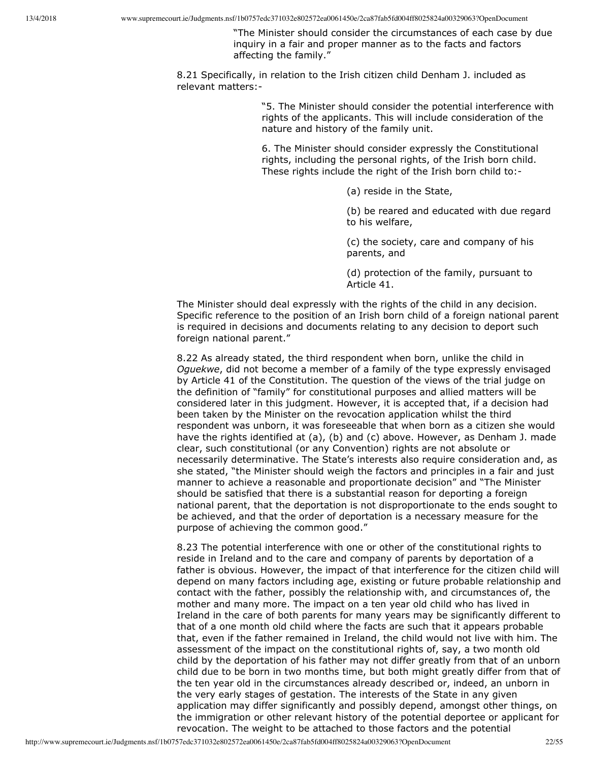> "The Minister should consider the circumstances of each case by due inquiry in a fair and proper manner as to the facts and factors affecting the family."

8.21 Specifically, in relation to the Irish citizen child Denham J. included as relevant matters:-

> "5. The Minister should consider the potential interference with rights of the applicants. This will include consideration of the nature and history of the family unit.
>
> 6. The Minister should consider expressly the Constitutional rights, including the personal rights, of the Irish born child. These rights include the right of the Irish born child to:-
>
> > (a) reside in the State,
> >
> > (b) be reared and educated with due regard to his welfare,
> >
> > (c) the society, care and company of his parents, and
> >
> > (d) protection of the family, pursuant to Article 41.

The Minister should deal expressly with the rights of the child in any decision. Specific reference to the position of an Irish born child of a foreign national parent is required in decisions and documents relating to any decision to deport such foreign national parent."

8.22 As already stated, the third respondent when born, unlike the child in *Oguekwe*, did not become a member of a family of the type expressly envisaged by Article 41 of the Constitution. The question of the views of the trial judge on the definition of "family" for constitutional purposes and allied matters will be considered later in this judgment. However, it is accepted that, if a decision had been taken by the Minister on the revocation application whilst the third respondent was unborn, it was foreseeable that when born as a citizen she would have the rights identified at (a), (b) and (c) above. However, as Denham J. made clear, such constitutional (or any Convention) rights are not absolute or necessarily determinative. The State's interests also require consideration and, as she stated, "the Minister should weigh the factors and principles in a fair and just manner to achieve a reasonable and proportionate decision" and "The Minister should be satisfied that there is a substantial reason for deporting a foreign national parent, that the deportation is not disproportionate to the ends sought to be achieved, and that the order of deportation is a necessary measure for the purpose of achieving the common good."

8.23 The potential interference with one or other of the constitutional rights to reside in Ireland and to the care and company of parents by deportation of a father is obvious. However, the impact of that interference for the citizen child will depend on many factors including age, existing or future probable relationship and contact with the father, possibly the relationship with, and circumstances of, the mother and many more. The impact on a ten year old child who has lived in Ireland in the care of both parents for many years may be significantly different to that of a one month old child where the facts are such that it appears probable that, even if the father remained in Ireland, the child would not live with him. The assessment of the impact on the constitutional rights of, say, a two month old child by the deportation of his father may not differ greatly from that of an unborn child due to be born in two months time, but both might greatly differ from that of the ten year old in the circumstances already described or, indeed, an unborn in the very early stages of gestation. The interests of the State in any given application may differ significantly and possibly depend, amongst other things, on the immigration or other relevant history of the potential deportee or applicant for revocation. The weight to be attached to those factors and the potential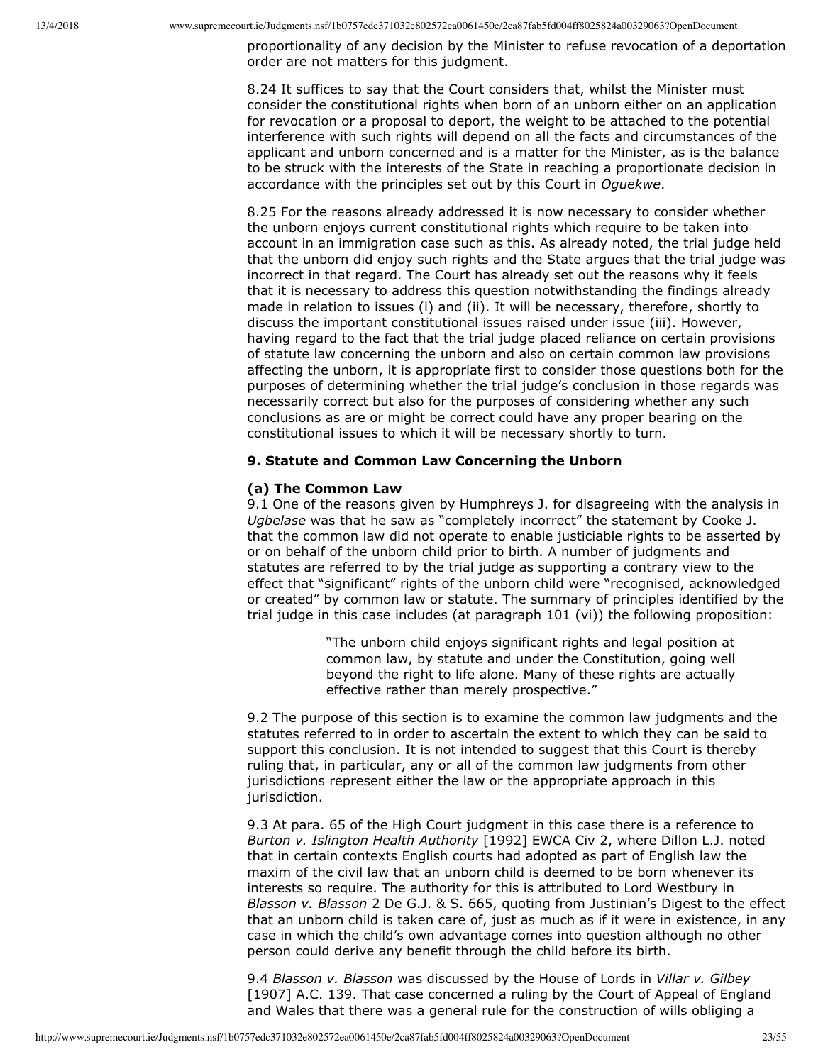proportionality of any decision by the Minister to refuse revocation of a deportation order are not matters for this judgment.

8.24 It suffices to say that the Court considers that, whilst the Minister must consider the constitutional rights when born of an unborn either on an application for revocation or a proposal to deport, the weight to be attached to the potential interference with such rights will depend on all the facts and circumstances of the applicant and unborn concerned and is a matter for the Minister, as is the balance to be struck with the interests of the State in reaching a proportionate decision in accordance with the principles set out by this Court in *Oguekwe*.

8.25 For the reasons already addressed it is now necessary to consider whether the unborn enjoys current constitutional rights which require to be taken into account in an immigration case such as this. As already noted, the trial judge held that the unborn did enjoy such rights and the State argues that the trial judge was incorrect in that regard. The Court has already set out the reasons why it feels that it is necessary to address this question notwithstanding the findings already made in relation to issues (i) and (ii). It will be necessary, therefore, shortly to discuss the important constitutional issues raised under issue (iii). However, having regard to the fact that the trial judge placed reliance on certain provisions of statute law concerning the unborn and also on certain common law provisions affecting the unborn, it is appropriate first to consider those questions both for the purposes of determining whether the trial judge's conclusion in those regards was necessarily correct but also for the purposes of considering whether any such conclusions as are or might be correct could have any proper bearing on the constitutional issues to which it will be necessary shortly to turn.

### 9. Statute and Common Law Concerning the Unborn

#### (a) The Common Law

9.1 One of the reasons given by Humphreys J. for disagreeing with the analysis in *Ugbelase* was that he saw as "completely incorrect" the statement by Cooke J. that the common law did not operate to enable justiciable rights to be asserted by or on behalf of the unborn child prior to birth. A number of judgments and statutes are referred to by the trial judge as supporting a contrary view to the effect that "significant" rights of the unborn child were "recognised, acknowledged or created" by common law or statute. The summary of principles identified by the trial judge in this case includes (at paragraph 101 (vi)) the following proposition:

> "The unborn child enjoys significant rights and legal position at common law, by statute and under the Constitution, going well beyond the right to life alone. Many of these rights are actually effective rather than merely prospective."

9.2 The purpose of this section is to examine the common law judgments and the statutes referred to in order to ascertain the extent to which they can be said to support this conclusion. It is not intended to suggest that this Court is thereby ruling that, in particular, any or all of the common law judgments from other jurisdictions represent either the law or the appropriate approach in this jurisdiction.

9.3 At para. 65 of the High Court judgment in this case there is a reference to *Burton v. Islington Health Authority* [1992] EWCA Civ 2, where Dillon L.J. noted that in certain contexts English courts had adopted as part of English law the maxim of the civil law that an unborn child is deemed to be born whenever its interests so require. The authority for this is attributed to Lord Westbury in *Blasson v. Blasson* 2 De G.J. & S. 665, quoting from Justinian's Digest to the effect that an unborn child is taken care of, just as much as if it were in existence, in any case in which the child's own advantage comes into question although no other person could derive any benefit through the child before its birth.

9.4 *Blasson v. Blasson* was discussed by the House of Lords in *Villar v. Gilbey* [1907] A.C. 139. That case concerned a ruling by the Court of Appeal of England and Wales that there was a general rule for the construction of wills obliging a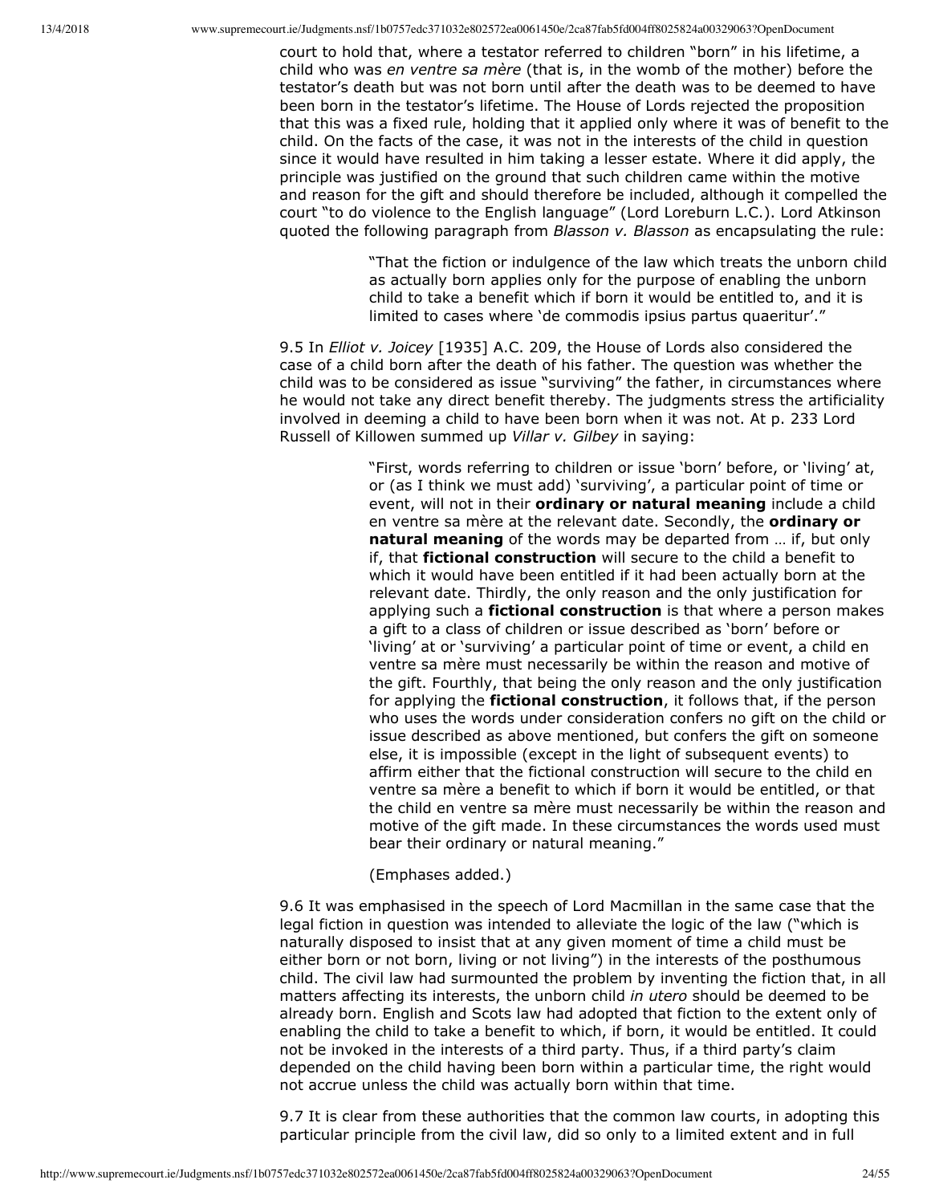court to hold that, where a testator referred to children "born" in his lifetime, a child who was *en ventre sa mère* (that is, in the womb of the mother) before the testator's death but was not born until after the death was to be deemed to have been born in the testator's lifetime. The House of Lords rejected the proposition that this was a fixed rule, holding that it applied only where it was of benefit to the child. On the facts of the case, it was not in the interests of the child in question since it would have resulted in him taking a lesser estate. Where it did apply, the principle was justified on the ground that such children came within the motive and reason for the gift and should therefore be included, although it compelled the court "to do violence to the English language" (Lord Loreburn L.C.). Lord Atkinson quoted the following paragraph from *Blasson v. Blasson* as encapsulating the rule:

> "That the fiction or indulgence of the law which treats the unborn child as actually born applies only for the purpose of enabling the unborn child to take a benefit which if born it would be entitled to, and it is limited to cases where 'de commodis ipsius partus quaeritur'."

9.5 In *Elliot v. Joicey* [1935] A.C. 209, the House of Lords also considered the case of a child born after the death of his father. The question was whether the child was to be considered as issue "surviving" the father, in circumstances where he would not take any direct benefit thereby. The judgments stress the artificiality involved in deeming a child to have been born when it was not. At p. 233 Lord Russell of Killowen summed up *Villar v. Gilbey* in saying:

> "First, words referring to children or issue 'born' before, or 'living' at, or (as I think we must add) 'surviving', a particular point of time or event, will not in their **ordinary or natural meaning** include a child en ventre sa mère at the relevant date. Secondly, the **ordinary or natural meaning** of the words may be departed from … if, but only if, that **fictional construction** will secure to the child a benefit to which it would have been entitled if it had been actually born at the relevant date. Thirdly, the only reason and the only justification for applying such a **fictional construction** is that where a person makes a gift to a class of children or issue described as 'born' before or 'living' at or 'surviving' a particular point of time or event, a child en ventre sa mère must necessarily be within the reason and motive of the gift. Fourthly, that being the only reason and the only justification for applying the **fictional construction**, it follows that, if the person who uses the words under consideration confers no gift on the child or issue described as above mentioned, but confers the gift on someone else, it is impossible (except in the light of subsequent events) to affirm either that the fictional construction will secure to the child en ventre sa mère a benefit to which if born it would be entitled, or that the child en ventre sa mère must necessarily be within the reason and motive of the gift made. In these circumstances the words used must bear their ordinary or natural meaning."
>
> (Emphases added.)

9.6 It was emphasised in the speech of Lord Macmillan in the same case that the legal fiction in question was intended to alleviate the logic of the law ("which is naturally disposed to insist that at any given moment of time a child must be either born or not born, living or not living") in the interests of the posthumous child. The civil law had surmounted the problem by inventing the fiction that, in all matters affecting its interests, the unborn child *in utero* should be deemed to be already born. English and Scots law had adopted that fiction to the extent only of enabling the child to take a benefit to which, if born, it would be entitled. It could not be invoked in the interests of a third party. Thus, if a third party's claim depended on the child having been born within a particular time, the right would not accrue unless the child was actually born within that time.

9.7 It is clear from these authorities that the common law courts, in adopting this particular principle from the civil law, did so only to a limited extent and in full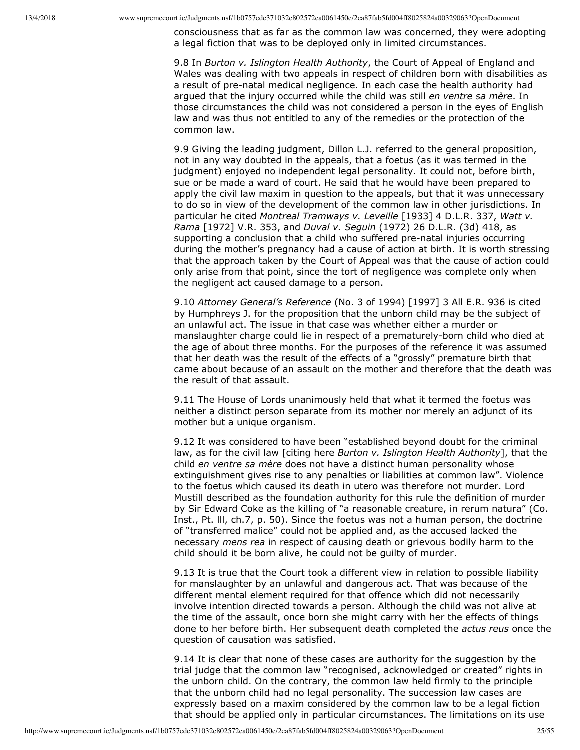consciousness that as far as the common law was concerned, they were adopting a legal fiction that was to be deployed only in limited circumstances.

9.8 In *Burton v. Islington Health Authority*, the Court of Appeal of England and Wales was dealing with two appeals in respect of children born with disabilities as a result of pre-natal medical negligence. In each case the health authority had argued that the injury occurred while the child was still *en ventre sa mère*. In those circumstances the child was not considered a person in the eyes of English law and was thus not entitled to any of the remedies or the protection of the common law.

9.9 Giving the leading judgment, Dillon L.J. referred to the general proposition, not in any way doubted in the appeals, that a foetus (as it was termed in the judgment) enjoyed no independent legal personality. It could not, before birth, sue or be made a ward of court. He said that he would have been prepared to apply the civil law maxim in question to the appeals, but that it was unnecessary to do so in view of the development of the common law in other jurisdictions. In particular he cited *Montreal Tramways v. Leveille* [1933] 4 D.L.R. 337, *Watt v. Rama* [1972] V.R. 353, and *Duval v. Seguin* (1972) 26 D.L.R. (3d) 418, as supporting a conclusion that a child who suffered pre-natal injuries occurring during the mother's pregnancy had a cause of action at birth. It is worth stressing that the approach taken by the Court of Appeal was that the cause of action could only arise from that point, since the tort of negligence was complete only when the negligent act caused damage to a person.

9.10 *Attorney General's Reference* (No. 3 of 1994) [1997] 3 All E.R. 936 is cited by Humphreys J. for the proposition that the unborn child may be the subject of an unlawful act. The issue in that case was whether either a murder or manslaughter charge could lie in respect of a prematurely-born child who died at the age of about three months. For the purposes of the reference it was assumed that her death was the result of the effects of a "grossly" premature birth that came about because of an assault on the mother and therefore that the death was the result of that assault.

9.11 The House of Lords unanimously held that what it termed the foetus was neither a distinct person separate from its mother nor merely an adjunct of its mother but a unique organism.

9.12 It was considered to have been "established beyond doubt for the criminal law, as for the civil law [citing here *Burton v. Islington Health Authority*], that the child *en ventre sa mère* does not have a distinct human personality whose extinguishment gives rise to any penalties or liabilities at common law". Violence to the foetus which caused its death in utero was therefore not murder. Lord Mustill described as the foundation authority for this rule the definition of murder by Sir Edward Coke as the killing of "a reasonable creature, in rerum natura" (Co. Inst., Pt. lll, ch.7, p. 50). Since the foetus was not a human person, the doctrine of "transferred malice" could not be applied and, as the accused lacked the necessary *mens rea* in respect of causing death or grievous bodily harm to the child should it be born alive, he could not be guilty of murder.

9.13 It is true that the Court took a different view in relation to possible liability for manslaughter by an unlawful and dangerous act. That was because of the different mental element required for that offence which did not necessarily involve intention directed towards a person. Although the child was not alive at the time of the assault, once born she might carry with her the effects of things done to her before birth. Her subsequent death completed the *actus reus* once the question of causation was satisfied.

9.14 It is clear that none of these cases are authority for the suggestion by the trial judge that the common law "recognised, acknowledged or created" rights in the unborn child. On the contrary, the common law held firmly to the principle that the unborn child had no legal personality. The succession law cases are expressly based on a maxim considered by the common law to be a legal fiction that should be applied only in particular circumstances. The limitations on its use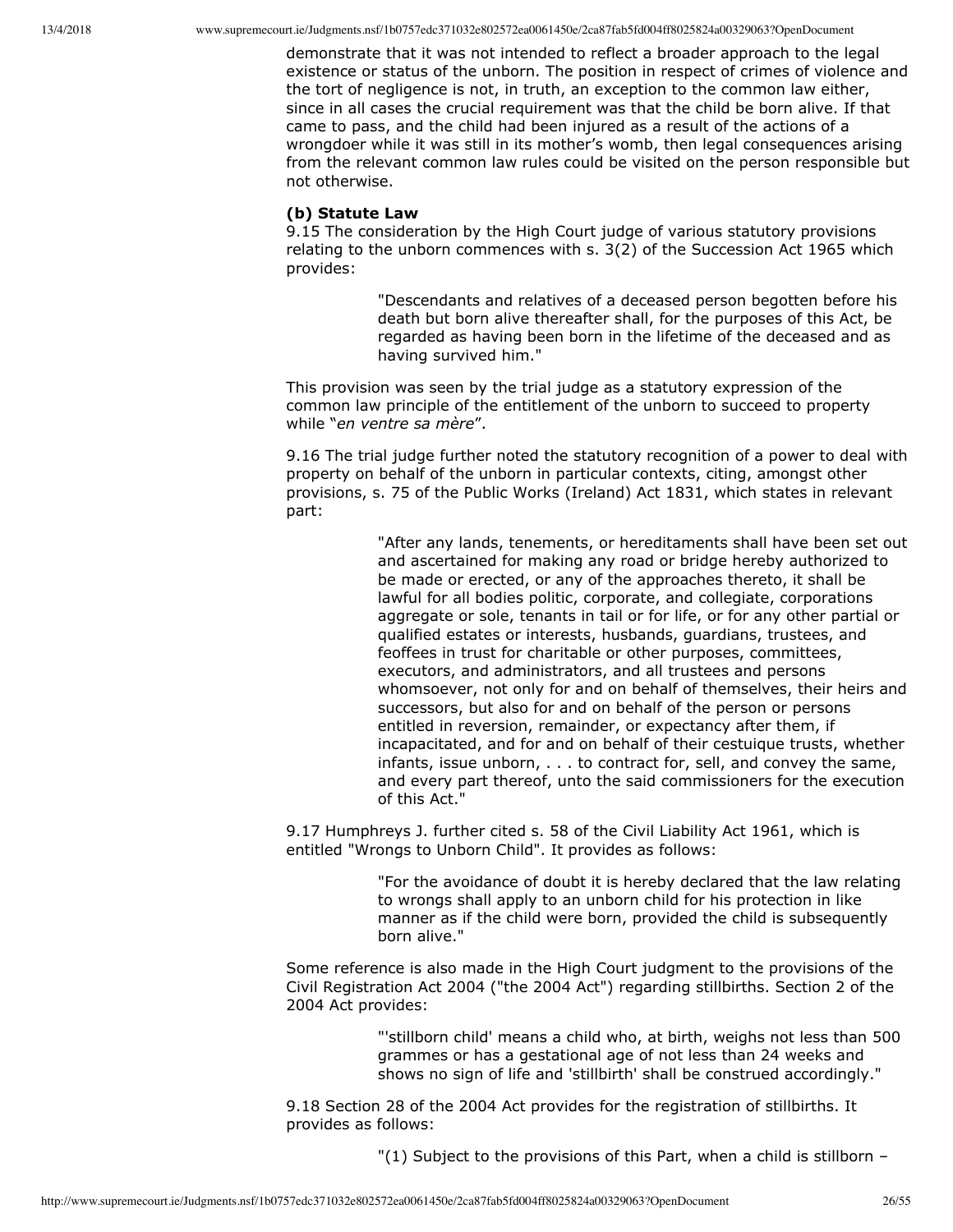demonstrate that it was not intended to reflect a broader approach to the legal existence or status of the unborn. The position in respect of crimes of violence and the tort of negligence is not, in truth, an exception to the common law either, since in all cases the crucial requirement was that the child be born alive. If that came to pass, and the child had been injured as a result of the actions of a wrongdoer while it was still in its mother's womb, then legal consequences arising from the relevant common law rules could be visited on the person responsible but not otherwise.

**(b) Statute Law**

9.15 The consideration by the High Court judge of various statutory provisions relating to the unborn commences with s. 3(2) of the Succession Act 1965 which provides:

> "Descendants and relatives of a deceased person begotten before his death but born alive thereafter shall, for the purposes of this Act, be regarded as having been born in the lifetime of the deceased and as having survived him."

This provision was seen by the trial judge as a statutory expression of the common law principle of the entitlement of the unborn to succeed to property while "*en ventre sa mère*".

9.16 The trial judge further noted the statutory recognition of a power to deal with property on behalf of the unborn in particular contexts, citing, amongst other provisions, s. 75 of the Public Works (Ireland) Act 1831, which states in relevant part:

> "After any lands, tenements, or hereditaments shall have been set out and ascertained for making any road or bridge hereby authorized to be made or erected, or any of the approaches thereto, it shall be lawful for all bodies politic, corporate, and collegiate, corporations aggregate or sole, tenants in tail or for life, or for any other partial or qualified estates or interests, husbands, guardians, trustees, and feoffees in trust for charitable or other purposes, committees, executors, and administrators, and all trustees and persons whomsoever, not only for and on behalf of themselves, their heirs and successors, but also for and on behalf of the person or persons entitled in reversion, remainder, or expectancy after them, if incapacitated, and for and on behalf of their cestuique trusts, whether infants, issue unborn, . . . to contract for, sell, and convey the same, and every part thereof, unto the said commissioners for the execution of this Act."

9.17 Humphreys J. further cited s. 58 of the Civil Liability Act 1961, which is entitled "Wrongs to Unborn Child". It provides as follows:

> "For the avoidance of doubt it is hereby declared that the law relating to wrongs shall apply to an unborn child for his protection in like manner as if the child were born, provided the child is subsequently born alive."

Some reference is also made in the High Court judgment to the provisions of the Civil Registration Act 2004 ("the 2004 Act") regarding stillbirths. Section 2 of the 2004 Act provides:

> "'stillborn child' means a child who, at birth, weighs not less than 500 grammes or has a gestational age of not less than 24 weeks and shows no sign of life and 'stillbirth' shall be construed accordingly."

9.18 Section 28 of the 2004 Act provides for the registration of stillbirths. It provides as follows:

> "(1) Subject to the provisions of this Part, when a child is stillborn –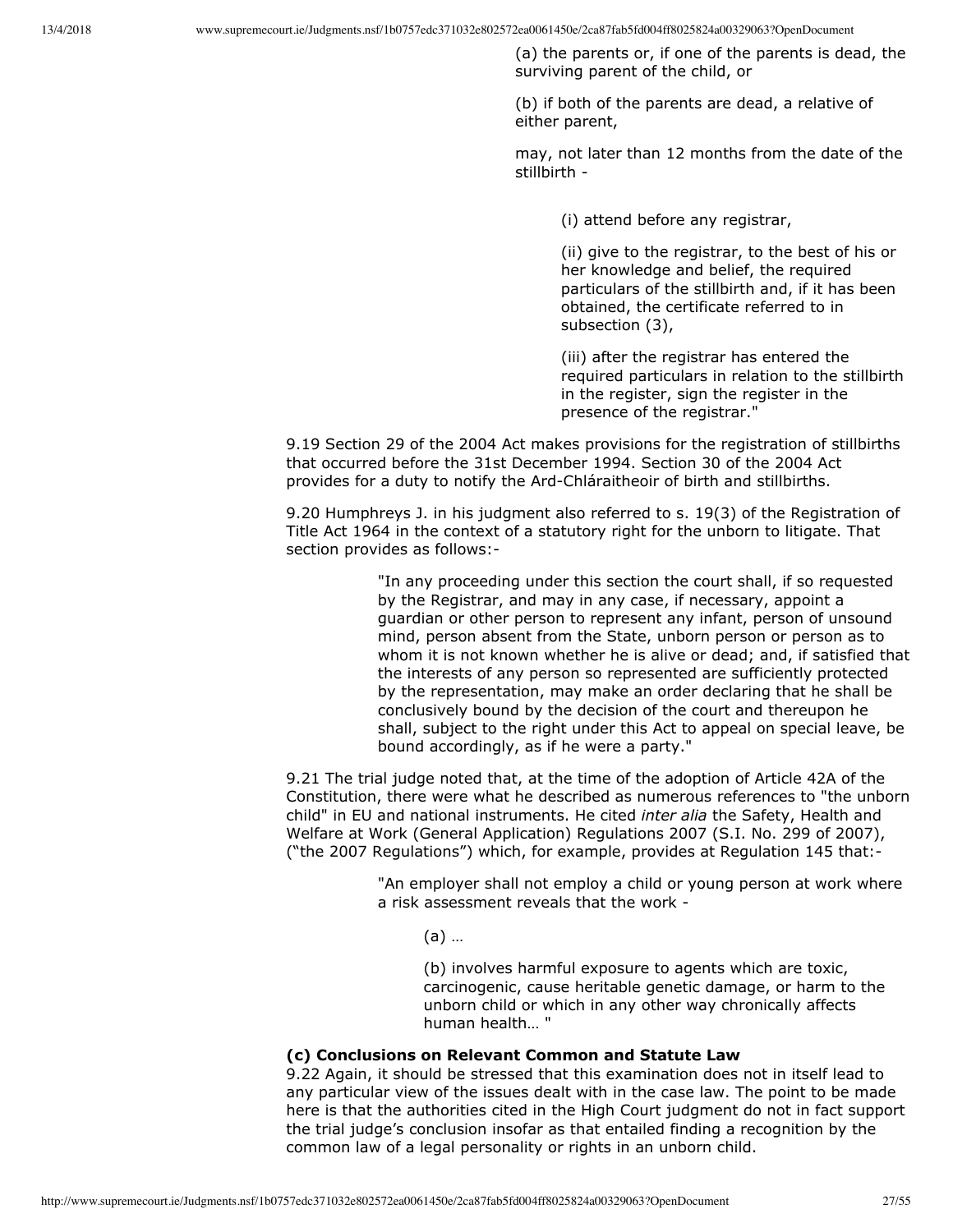(a) the parents or, if one of the parents is dead, the surviving parent of the child, or

(b) if both of the parents are dead, a relative of either parent,

may, not later than 12 months from the date of the stillbirth -

(i) attend before any registrar,

(ii) give to the registrar, to the best of his or her knowledge and belief, the required particulars of the stillbirth and, if it has been obtained, the certificate referred to in subsection (3),

(iii) after the registrar has entered the required particulars in relation to the stillbirth in the register, sign the register in the presence of the registrar."

9.19 Section 29 of the 2004 Act makes provisions for the registration of stillbirths that occurred before the 31st December 1994. Section 30 of the 2004 Act provides for a duty to notify the Ard-Chláraitheoir of birth and stillbirths.

9.20 Humphreys J. in his judgment also referred to s. 19(3) of the Registration of Title Act 1964 in the context of a statutory right for the unborn to litigate. That section provides as follows:-

> "In any proceeding under this section the court shall, if so requested by the Registrar, and may in any case, if necessary, appoint a guardian or other person to represent any infant, person of unsound mind, person absent from the State, unborn person or person as to whom it is not known whether he is alive or dead; and, if satisfied that the interests of any person so represented are sufficiently protected by the representation, may make an order declaring that he shall be conclusively bound by the decision of the court and thereupon he shall, subject to the right under this Act to appeal on special leave, be bound accordingly, as if he were a party."

9.21 The trial judge noted that, at the time of the adoption of Article 42A of the Constitution, there were what he described as numerous references to "the unborn child" in EU and national instruments. He cited *inter alia* the Safety, Health and Welfare at Work (General Application) Regulations 2007 (S.I. No. 299 of 2007), ("the 2007 Regulations") which, for example, provides at Regulation 145 that:-

> "An employer shall not employ a child or young person at work where a risk assessment reveals that the work -
>
> (a) …
>
> (b) involves harmful exposure to agents which are toxic, carcinogenic, cause heritable genetic damage, or harm to the unborn child or which in any other way chronically affects human health… "

**(c) Conclusions on Relevant Common and Statute Law**

9.22 Again, it should be stressed that this examination does not in itself lead to any particular view of the issues dealt with in the case law. The point to be made here is that the authorities cited in the High Court judgment do not in fact support the trial judge's conclusion insofar as that entailed finding a recognition by the common law of a legal personality or rights in an unborn child.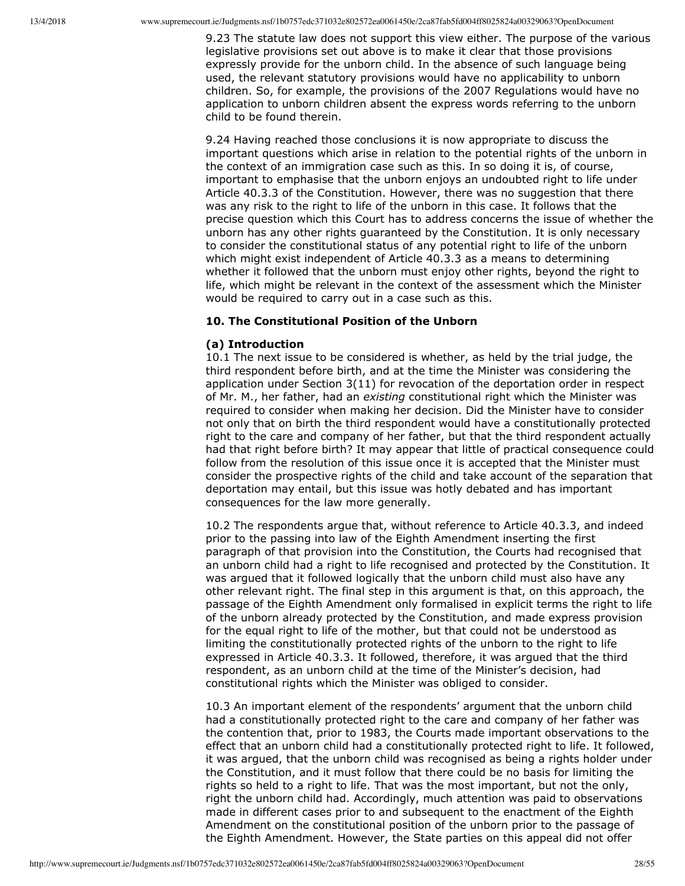9.23 The statute law does not support this view either. The purpose of the various legislative provisions set out above is to make it clear that those provisions expressly provide for the unborn child. In the absence of such language being used, the relevant statutory provisions would have no applicability to unborn children. So, for example, the provisions of the 2007 Regulations would have no application to unborn children absent the express words referring to the unborn child to be found therein.

9.24 Having reached those conclusions it is now appropriate to discuss the important questions which arise in relation to the potential rights of the unborn in the context of an immigration case such as this. In so doing it is, of course, important to emphasise that the unborn enjoys an undoubted right to life under Article 40.3.3 of the Constitution. However, there was no suggestion that there was any risk to the right to life of the unborn in this case. It follows that the precise question which this Court has to address concerns the issue of whether the unborn has any other rights guaranteed by the Constitution. It is only necessary to consider the constitutional status of any potential right to life of the unborn which might exist independent of Article 40.3.3 as a means to determining whether it followed that the unborn must enjoy other rights, beyond the right to life, which might be relevant in the context of the assessment which the Minister would be required to carry out in a case such as this.

## 10. The Constitutional Position of the Unborn

### (a) Introduction

10.1 The next issue to be considered is whether, as held by the trial judge, the third respondent before birth, and at the time the Minister was considering the application under Section 3(11) for revocation of the deportation order in respect of Mr. M., her father, had an *existing* constitutional right which the Minister was required to consider when making her decision. Did the Minister have to consider not only that on birth the third respondent would have a constitutionally protected right to the care and company of her father, but that the third respondent actually had that right before birth? It may appear that little of practical consequence could follow from the resolution of this issue once it is accepted that the Minister must consider the prospective rights of the child and take account of the separation that deportation may entail, but this issue was hotly debated and has important consequences for the law more generally.

10.2 The respondents argue that, without reference to Article 40.3.3, and indeed prior to the passing into law of the Eighth Amendment inserting the first paragraph of that provision into the Constitution, the Courts had recognised that an unborn child had a right to life recognised and protected by the Constitution. It was argued that it followed logically that the unborn child must also have any other relevant right. The final step in this argument is that, on this approach, the passage of the Eighth Amendment only formalised in explicit terms the right to life of the unborn already protected by the Constitution, and made express provision for the equal right to life of the mother, but that could not be understood as limiting the constitutionally protected rights of the unborn to the right to life expressed in Article 40.3.3. It followed, therefore, it was argued that the third respondent, as an unborn child at the time of the Minister's decision, had constitutional rights which the Minister was obliged to consider.

10.3 An important element of the respondents' argument that the unborn child had a constitutionally protected right to the care and company of her father was the contention that, prior to 1983, the Courts made important observations to the effect that an unborn child had a constitutionally protected right to life. It followed, it was argued, that the unborn child was recognised as being a rights holder under the Constitution, and it must follow that there could be no basis for limiting the rights so held to a right to life. That was the most important, but not the only, right the unborn child had. Accordingly, much attention was paid to observations made in different cases prior to and subsequent to the enactment of the Eighth Amendment on the constitutional position of the unborn prior to the passage of the Eighth Amendment. However, the State parties on this appeal did not offer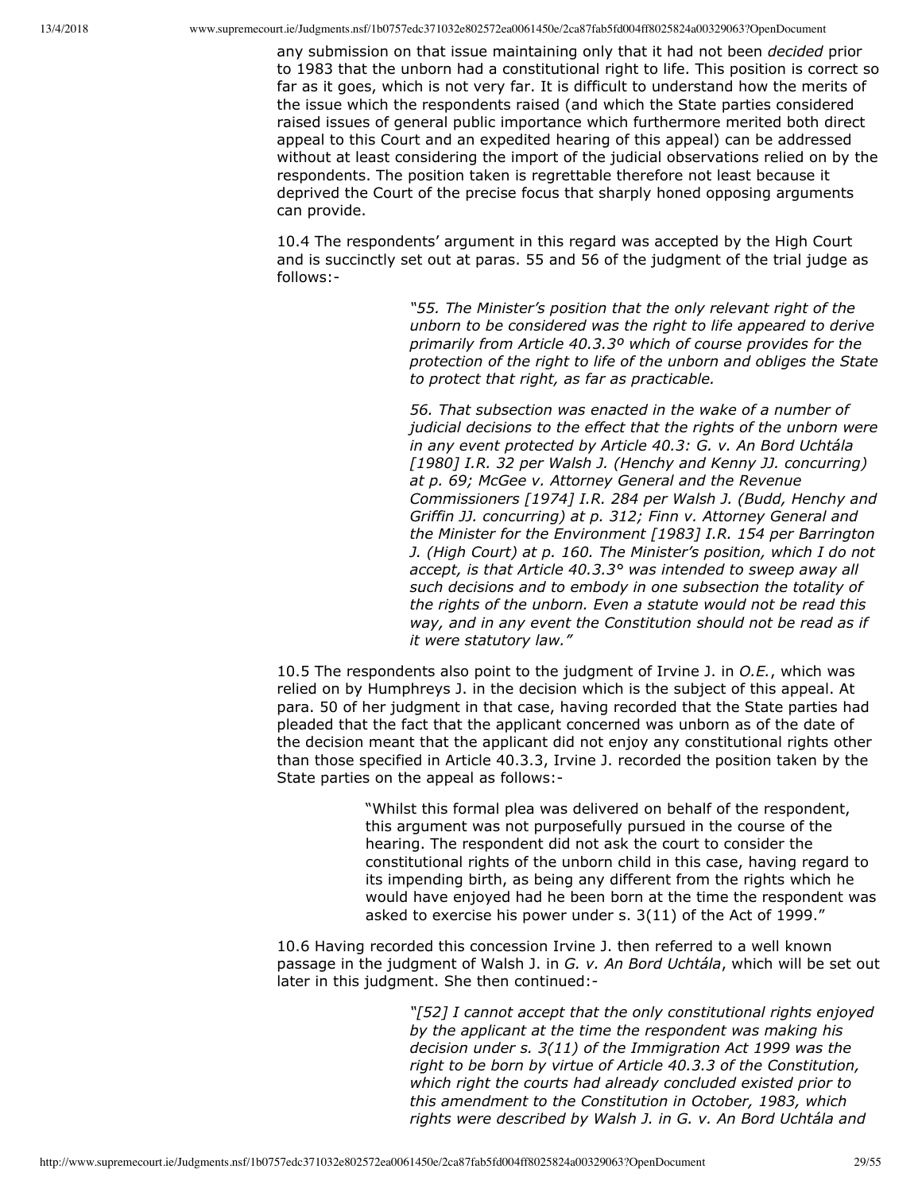any submission on that issue maintaining only that it had not been *decided* prior to 1983 that the unborn had a constitutional right to life. This position is correct so far as it goes, which is not very far. It is difficult to understand how the merits of the issue which the respondents raised (and which the State parties considered raised issues of general public importance which furthermore merited both direct appeal to this Court and an expedited hearing of this appeal) can be addressed without at least considering the import of the judicial observations relied on by the respondents. The position taken is regrettable therefore not least because it deprived the Court of the precise focus that sharply honed opposing arguments can provide.

10.4 The respondents' argument in this regard was accepted by the High Court and is succinctly set out at paras. 55 and 56 of the judgment of the trial judge as follows:-

> *"55. The Minister's position that the only relevant right of the unborn to be considered was the right to life appeared to derive primarily from Article 40.3.3º which of course provides for the protection of the right to life of the unborn and obliges the State to protect that right, as far as practicable.*
>
> *56. That subsection was enacted in the wake of a number of judicial decisions to the effect that the rights of the unborn were in any event protected by Article 40.3: G. v. An Bord Uchtála [1980] I.R. 32 per Walsh J. (Henchy and Kenny JJ. concurring) at p. 69; McGee v. Attorney General and the Revenue Commissioners [1974] I.R. 284 per Walsh J. (Budd, Henchy and Griffin JJ. concurring) at p. 312; Finn v. Attorney General and the Minister for the Environment [1983] I.R. 154 per Barrington J. (High Court) at p. 160. The Minister's position, which I do not accept, is that Article 40.3.3° was intended to sweep away all such decisions and to embody in one subsection the totality of the rights of the unborn. Even a statute would not be read this way, and in any event the Constitution should not be read as if it were statutory law."*

10.5 The respondents also point to the judgment of Irvine J. in *O.E.*, which was relied on by Humphreys J. in the decision which is the subject of this appeal. At para. 50 of her judgment in that case, having recorded that the State parties had pleaded that the fact that the applicant concerned was unborn as of the date of the decision meant that the applicant did not enjoy any constitutional rights other than those specified in Article 40.3.3, Irvine J. recorded the position taken by the State parties on the appeal as follows:-

> "Whilst this formal plea was delivered on behalf of the respondent, this argument was not purposefully pursued in the course of the hearing. The respondent did not ask the court to consider the constitutional rights of the unborn child in this case, having regard to its impending birth, as being any different from the rights which he would have enjoyed had he been born at the time the respondent was asked to exercise his power under s. 3(11) of the Act of 1999."

10.6 Having recorded this concession Irvine J. then referred to a well known passage in the judgment of Walsh J. in *G. v. An Bord Uchtála*, which will be set out later in this judgment. She then continued:-

> *"[52] I cannot accept that the only constitutional rights enjoyed by the applicant at the time the respondent was making his decision under s. 3(11) of the Immigration Act 1999 was the right to be born by virtue of Article 40.3.3 of the Constitution, which right the courts had already concluded existed prior to this amendment to the Constitution in October, 1983, which rights were described by Walsh J. in G. v. An Bord Uchtála and*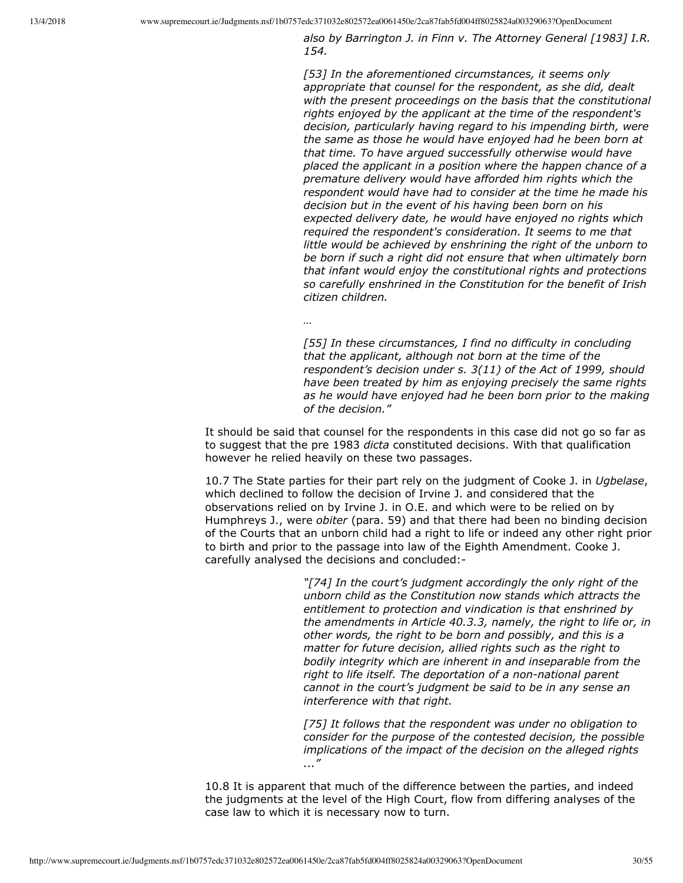> *also by Barrington J. in Finn v. The Attorney General [1983] I.R. 154.*
>
> *[53] In the aforementioned circumstances, it seems only appropriate that counsel for the respondent, as she did, dealt with the present proceedings on the basis that the constitutional rights enjoyed by the applicant at the time of the respondent's decision, particularly having regard to his impending birth, were the same as those he would have enjoyed had he been born at that time. To have argued successfully otherwise would have placed the applicant in a position where the happen chance of a premature delivery would have afforded him rights which the respondent would have had to consider at the time he made his decision but in the event of his having been born on his expected delivery date, he would have enjoyed no rights which required the respondent's consideration. It seems to me that little would be achieved by enshrining the right of the unborn to be born if such a right did not ensure that when ultimately born that infant would enjoy the constitutional rights and protections so carefully enshrined in the Constitution for the benefit of Irish citizen children.*
>
> *…*
>
> *[55] In these circumstances, I find no difficulty in concluding that the applicant, although not born at the time of the respondent's decision under s. 3(11) of the Act of 1999, should have been treated by him as enjoying precisely the same rights as he would have enjoyed had he been born prior to the making of the decision."*

It should be said that counsel for the respondents in this case did not go so far as to suggest that the pre 1983 *dicta* constituted decisions. With that qualification however he relied heavily on these two passages.

10.7 The State parties for their part rely on the judgment of Cooke J. in *Ugbelase*, which declined to follow the decision of Irvine J. and considered that the observations relied on by Irvine J. in O.E. and which were to be relied on by Humphreys J., were *obiter* (para. 59) and that there had been no binding decision of the Courts that an unborn child had a right to life or indeed any other right prior to birth and prior to the passage into law of the Eighth Amendment. Cooke J. carefully analysed the decisions and concluded:-

> *"[74] In the court's judgment accordingly the only right of the unborn child as the Constitution now stands which attracts the entitlement to protection and vindication is that enshrined by the amendments in Article 40.3.3, namely, the right to life or, in other words, the right to be born and possibly, and this is a matter for future decision, allied rights such as the right to bodily integrity which are inherent in and inseparable from the right to life itself. The deportation of a non-national parent cannot in the court's judgment be said to be in any sense an interference with that right.*
>
> *[75] It follows that the respondent was under no obligation to consider for the purpose of the contested decision, the possible implications of the impact of the decision on the alleged rights ..."*

10.8 It is apparent that much of the difference between the parties, and indeed the judgments at the level of the High Court, flow from differing analyses of the case law to which it is necessary now to turn.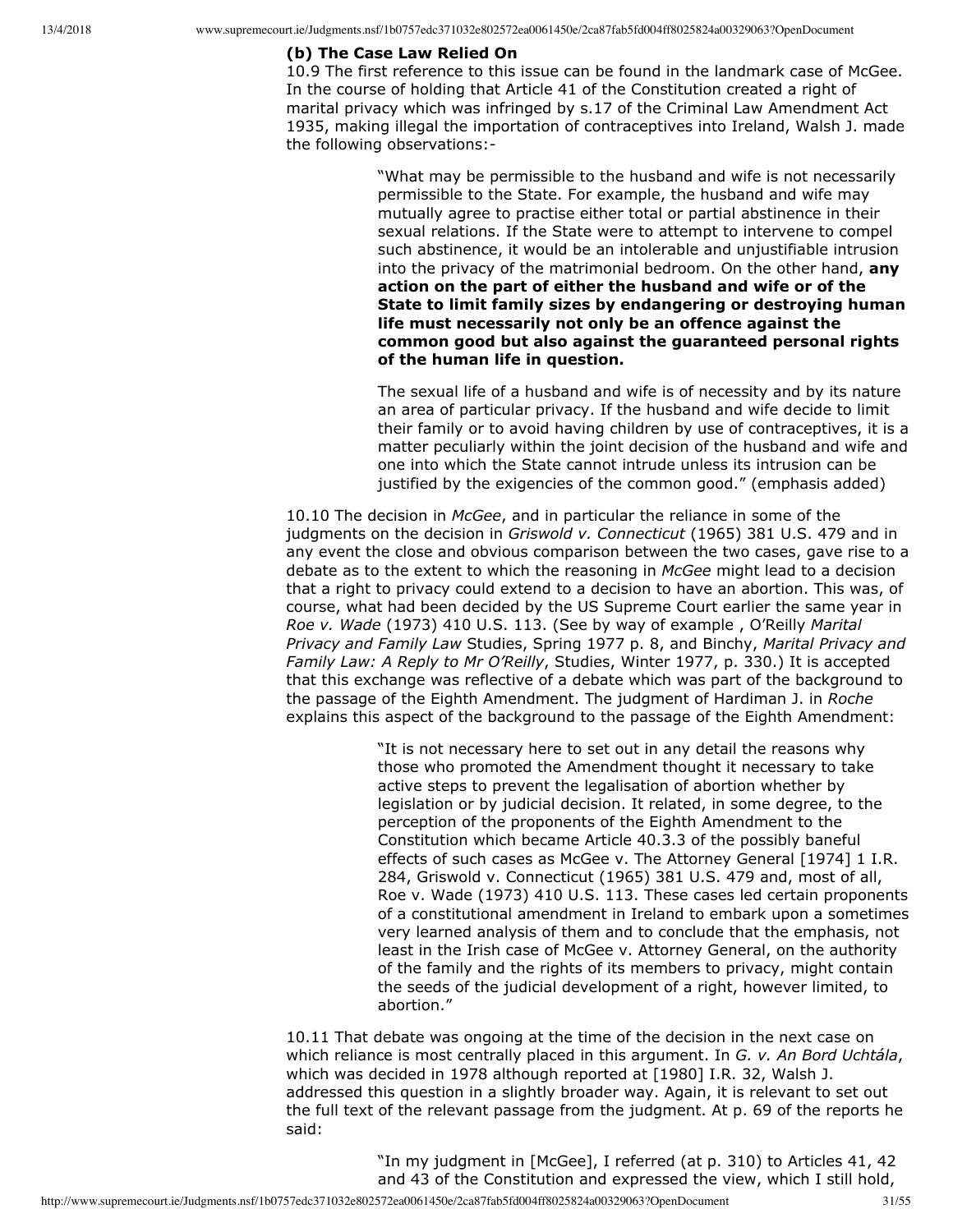### (b) The Case Law Relied On

10.9 The first reference to this issue can be found in the landmark case of McGee. In the course of holding that Article 41 of the Constitution created a right of marital privacy which was infringed by s.17 of the Criminal Law Amendment Act 1935, making illegal the importation of contraceptives into Ireland, Walsh J. made the following observations:-

> "What may be permissible to the husband and wife is not necessarily permissible to the State. For example, the husband and wife may mutually agree to practise either total or partial abstinence in their sexual relations. If the State were to attempt to intervene to compel such abstinence, it would be an intolerable and unjustifiable intrusion into the privacy of the matrimonial bedroom. On the other hand, **any action on the part of either the husband and wife or of the State to limit family sizes by endangering or destroying human life must necessarily not only be an offence against the common good but also against the guaranteed personal rights of the human life in question.**
>
> The sexual life of a husband and wife is of necessity and by its nature an area of particular privacy. If the husband and wife decide to limit their family or to avoid having children by use of contraceptives, it is a matter peculiarly within the joint decision of the husband and wife and one into which the State cannot intrude unless its intrusion can be justified by the exigencies of the common good." (emphasis added)

10.10 The decision in *McGee*, and in particular the reliance in some of the judgments on the decision in *Griswold v. Connecticut* (1965) 381 U.S. 479 and in any event the close and obvious comparison between the two cases, gave rise to a debate as to the extent to which the reasoning in *McGee* might lead to a decision that a right to privacy could extend to a decision to have an abortion. This was, of course, what had been decided by the US Supreme Court earlier the same year in *Roe v. Wade* (1973) 410 U.S. 113. (See by way of example , O'Reilly *Marital Privacy and Family Law* Studies, Spring 1977 p. 8, and Binchy, *Marital Privacy and Family Law: A Reply to Mr O'Reilly*, Studies, Winter 1977, p. 330.) It is accepted that this exchange was reflective of a debate which was part of the background to the passage of the Eighth Amendment. The judgment of Hardiman J. in *Roche* explains this aspect of the background to the passage of the Eighth Amendment:

> "It is not necessary here to set out in any detail the reasons why those who promoted the Amendment thought it necessary to take active steps to prevent the legalisation of abortion whether by legislation or by judicial decision. It related, in some degree, to the perception of the proponents of the Eighth Amendment to the Constitution which became Article 40.3.3 of the possibly baneful effects of such cases as McGee v. The Attorney General [1974] 1 I.R. 284, Griswold v. Connecticut (1965) 381 U.S. 479 and, most of all, Roe v. Wade (1973) 410 U.S. 113. These cases led certain proponents of a constitutional amendment in Ireland to embark upon a sometimes very learned analysis of them and to conclude that the emphasis, not least in the Irish case of McGee v. Attorney General, on the authority of the family and the rights of its members to privacy, might contain the seeds of the judicial development of a right, however limited, to abortion."

10.11 That debate was ongoing at the time of the decision in the next case on which reliance is most centrally placed in this argument. In *G. v. An Bord Uchtála*, which was decided in 1978 although reported at [1980] I.R. 32, Walsh J. addressed this question in a slightly broader way. Again, it is relevant to set out the full text of the relevant passage from the judgment. At p. 69 of the reports he said:

> "In my judgment in [McGee], I referred (at p. 310) to Articles 41, 42 and 43 of the Constitution and expressed the view, which I still hold,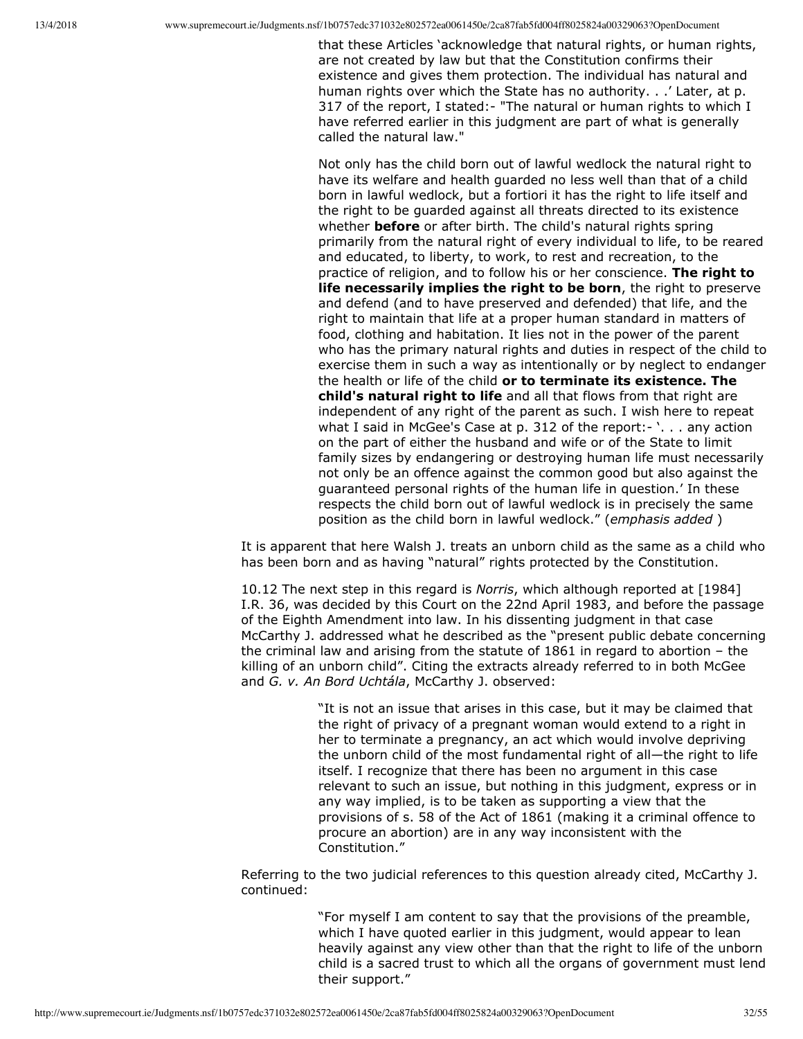> that these Articles 'acknowledge that natural rights, or human rights, are not created by law but that the Constitution confirms their existence and gives them protection. The individual has natural and human rights over which the State has no authority. . .' Later, at p. 317 of the report, I stated:- "The natural or human rights to which I have referred earlier in this judgment are part of what is generally called the natural law."
>
> Not only has the child born out of lawful wedlock the natural right to have its welfare and health guarded no less well than that of a child born in lawful wedlock, but a fortiori it has the right to life itself and the right to be guarded against all threats directed to its existence whether **before** or after birth. The child's natural rights spring primarily from the natural right of every individual to life, to be reared and educated, to liberty, to work, to rest and recreation, to the practice of religion, and to follow his or her conscience. **The right to life necessarily implies the right to be born**, the right to preserve and defend (and to have preserved and defended) that life, and the right to maintain that life at a proper human standard in matters of food, clothing and habitation. It lies not in the power of the parent who has the primary natural rights and duties in respect of the child to exercise them in such a way as intentionally or by neglect to endanger the health or life of the child **or to terminate its existence. The child's natural right to life** and all that flows from that right are independent of any right of the parent as such. I wish here to repeat what I said in McGee's Case at p. 312 of the report:- '. . . any action on the part of either the husband and wife or of the State to limit family sizes by endangering or destroying human life must necessarily not only be an offence against the common good but also against the guaranteed personal rights of the human life in question.' In these respects the child born out of lawful wedlock is in precisely the same position as the child born in lawful wedlock." (*emphasis added* )

It is apparent that here Walsh J. treats an unborn child as the same as a child who has been born and as having "natural" rights protected by the Constitution.

10.12 The next step in this regard is *Norris*, which although reported at [1984] I.R. 36, was decided by this Court on the 22nd April 1983, and before the passage of the Eighth Amendment into law. In his dissenting judgment in that case McCarthy J. addressed what he described as the "present public debate concerning the criminal law and arising from the statute of 1861 in regard to abortion – the killing of an unborn child". Citing the extracts already referred to in both McGee and *G. v. An Bord Uchtála*, McCarthy J. observed:

> "It is not an issue that arises in this case, but it may be claimed that the right of privacy of a pregnant woman would extend to a right in her to terminate a pregnancy, an act which would involve depriving the unborn child of the most fundamental right of all—the right to life itself. I recognize that there has been no argument in this case relevant to such an issue, but nothing in this judgment, express or in any way implied, is to be taken as supporting a view that the provisions of s. 58 of the Act of 1861 (making it a criminal offence to procure an abortion) are in any way inconsistent with the Constitution."

Referring to the two judicial references to this question already cited, McCarthy J. continued:

> "For myself I am content to say that the provisions of the preamble, which I have quoted earlier in this judgment, would appear to lean heavily against any view other than that the right to life of the unborn child is a sacred trust to which all the organs of government must lend their support."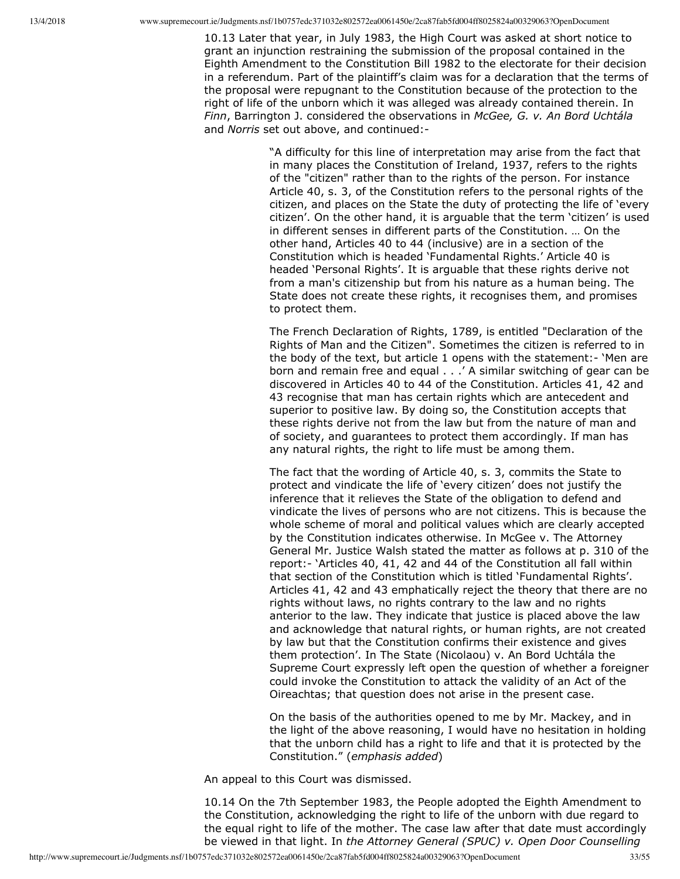10.13 Later that year, in July 1983, the High Court was asked at short notice to grant an injunction restraining the submission of the proposal contained in the Eighth Amendment to the Constitution Bill 1982 to the electorate for their decision in a referendum. Part of the plaintiff's claim was for a declaration that the terms of the proposal were repugnant to the Constitution because of the protection to the right of life of the unborn which it was alleged was already contained therein. In *Finn*, Barrington J. considered the observations in *McGee, G. v. An Bord Uchtála* and *Norris* set out above, and continued:-

> "A difficulty for this line of interpretation may arise from the fact that in many places the Constitution of Ireland, 1937, refers to the rights of the "citizen" rather than to the rights of the person. For instance Article 40, s. 3, of the Constitution refers to the personal rights of the citizen, and places on the State the duty of protecting the life of 'every citizen'. On the other hand, it is arguable that the term 'citizen' is used in different senses in different parts of the Constitution. … On the other hand, Articles 40 to 44 (inclusive) are in a section of the Constitution which is headed 'Fundamental Rights.' Article 40 is headed 'Personal Rights'. It is arguable that these rights derive not from a man's citizenship but from his nature as a human being. The State does not create these rights, it recognises them, and promises to protect them.
>
> The French Declaration of Rights, 1789, is entitled "Declaration of the Rights of Man and the Citizen". Sometimes the citizen is referred to in the body of the text, but article 1 opens with the statement:- 'Men are born and remain free and equal . . .' A similar switching of gear can be discovered in Articles 40 to 44 of the Constitution. Articles 41, 42 and 43 recognise that man has certain rights which are antecedent and superior to positive law. By doing so, the Constitution accepts that these rights derive not from the law but from the nature of man and of society, and guarantees to protect them accordingly. If man has any natural rights, the right to life must be among them.
>
> The fact that the wording of Article 40, s. 3, commits the State to protect and vindicate the life of 'every citizen' does not justify the inference that it relieves the State of the obligation to defend and vindicate the lives of persons who are not citizens. This is because the whole scheme of moral and political values which are clearly accepted by the Constitution indicates otherwise. In McGee v. The Attorney General Mr. Justice Walsh stated the matter as follows at p. 310 of the report:- 'Articles 40, 41, 42 and 44 of the Constitution all fall within that section of the Constitution which is titled 'Fundamental Rights'. Articles 41, 42 and 43 emphatically reject the theory that there are no rights without laws, no rights contrary to the law and no rights anterior to the law. They indicate that justice is placed above the law and acknowledge that natural rights, or human rights, are not created by law but that the Constitution confirms their existence and gives them protection'. In The State (Nicolaou) v. An Bord Uchtála the Supreme Court expressly left open the question of whether a foreigner could invoke the Constitution to attack the validity of an Act of the Oireachtas; that question does not arise in the present case.
>
> On the basis of the authorities opened to me by Mr. Mackey, and in the light of the above reasoning, I would have no hesitation in holding that the unborn child has a right to life and that it is protected by the Constitution." (*emphasis added*)

An appeal to this Court was dismissed.

10.14 On the 7th September 1983, the People adopted the Eighth Amendment to the Constitution, acknowledging the right to life of the unborn with due regard to the equal right to life of the mother. The case law after that date must accordingly be viewed in that light. In *the Attorney General (SPUC) v. Open Door Counselling*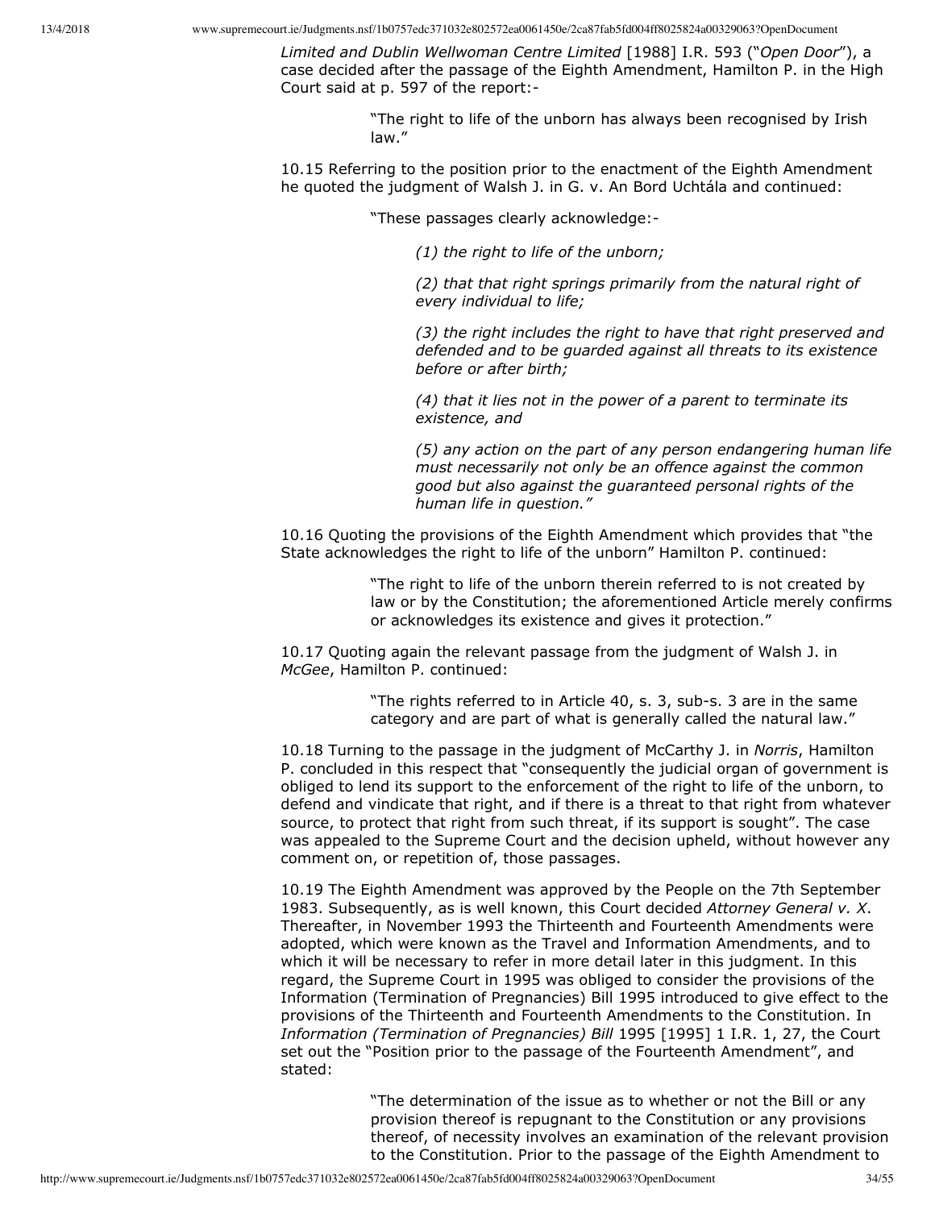*Limited and Dublin Wellwoman Centre Limited* [1988] I.R. 593 ("*Open Door*"), a case decided after the passage of the Eighth Amendment, Hamilton P. in the High Court said at p. 597 of the report:-

> "The right to life of the unborn has always been recognised by Irish law."

10.15 Referring to the position prior to the enactment of the Eighth Amendment he quoted the judgment of Walsh J. in G. v. An Bord Uchtála and continued:

> "These passages clearly acknowledge:-
>
> *(1) the right to life of the unborn;*
>
> *(2) that that right springs primarily from the natural right of every individual to life;*
>
> *(3) the right includes the right to have that right preserved and defended and to be guarded against all threats to its existence before or after birth;*
>
> *(4) that it lies not in the power of a parent to terminate its existence, and*
>
> *(5) any action on the part of any person endangering human life must necessarily not only be an offence against the common good but also against the guaranteed personal rights of the human life in question."*

10.16 Quoting the provisions of the Eighth Amendment which provides that "the State acknowledges the right to life of the unborn" Hamilton P. continued:

> "The right to life of the unborn therein referred to is not created by law or by the Constitution; the aforementioned Article merely confirms or acknowledges its existence and gives it protection."

10.17 Quoting again the relevant passage from the judgment of Walsh J. in *McGee*, Hamilton P. continued:

> "The rights referred to in Article 40, s. 3, sub-s. 3 are in the same category and are part of what is generally called the natural law."

10.18 Turning to the passage in the judgment of McCarthy J. in *Norris*, Hamilton P. concluded in this respect that "consequently the judicial organ of government is obliged to lend its support to the enforcement of the right to life of the unborn, to defend and vindicate that right, and if there is a threat to that right from whatever source, to protect that right from such threat, if its support is sought". The case was appealed to the Supreme Court and the decision upheld, without however any comment on, or repetition of, those passages.

10.19 The Eighth Amendment was approved by the People on the 7th September 1983. Subsequently, as is well known, this Court decided *Attorney General v. X*. Thereafter, in November 1993 the Thirteenth and Fourteenth Amendments were adopted, which were known as the Travel and Information Amendments, and to which it will be necessary to refer in more detail later in this judgment. In this regard, the Supreme Court in 1995 was obliged to consider the provisions of the Information (Termination of Pregnancies) Bill 1995 introduced to give effect to the provisions of the Thirteenth and Fourteenth Amendments to the Constitution. In *Information (Termination of Pregnancies) Bill* 1995 [1995] 1 I.R. 1, 27, the Court set out the "Position prior to the passage of the Fourteenth Amendment", and stated:

> "The determination of the issue as to whether or not the Bill or any provision thereof is repugnant to the Constitution or any provisions thereof, of necessity involves an examination of the relevant provision to the Constitution. Prior to the passage of the Eighth Amendment to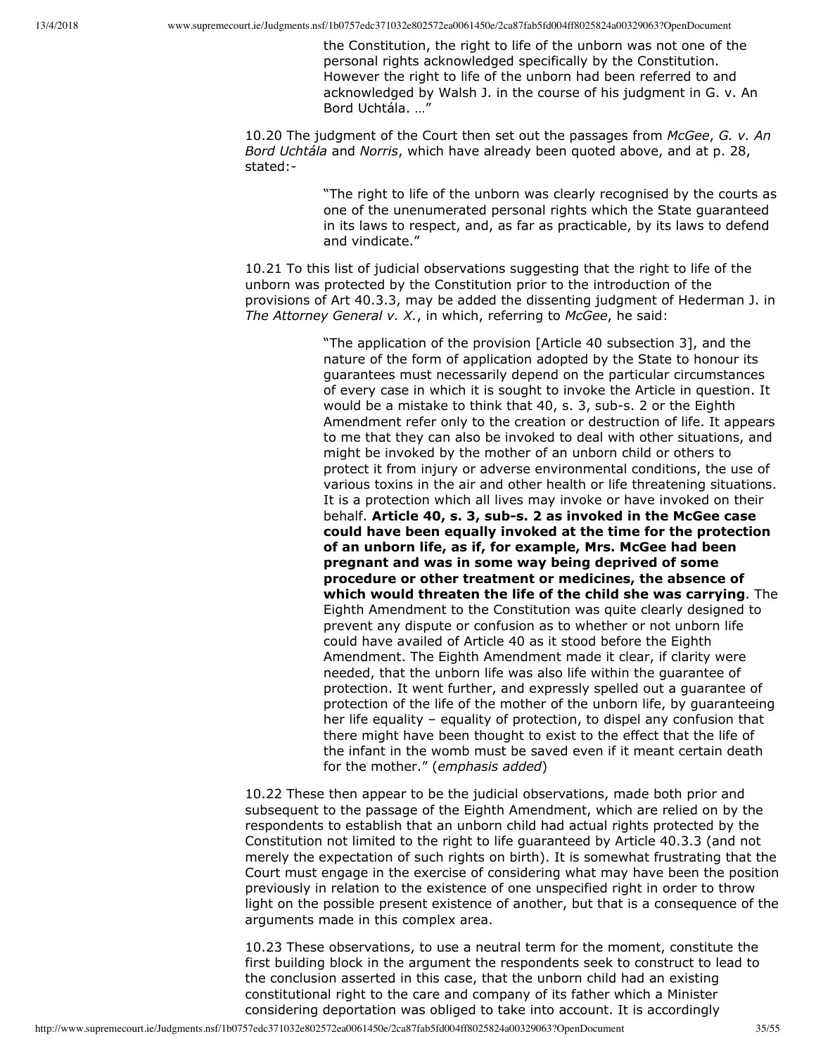> the Constitution, the right to life of the unborn was not one of the personal rights acknowledged specifically by the Constitution. However the right to life of the unborn had been referred to and acknowledged by Walsh J. in the course of his judgment in G. v. An Bord Uchtála. …"

10.20 The judgment of the Court then set out the passages from *McGee*, *G. v. An Bord Uchtála* and *Norris*, which have already been quoted above, and at p. 28, stated:-

> "The right to life of the unborn was clearly recognised by the courts as one of the unenumerated personal rights which the State guaranteed in its laws to respect, and, as far as practicable, by its laws to defend and vindicate."

10.21 To this list of judicial observations suggesting that the right to life of the unborn was protected by the Constitution prior to the introduction of the provisions of Art 40.3.3, may be added the dissenting judgment of Hederman J. in *The Attorney General v. X.*, in which, referring to *McGee*, he said:

> "The application of the provision [Article 40 subsection 3], and the nature of the form of application adopted by the State to honour its guarantees must necessarily depend on the particular circumstances of every case in which it is sought to invoke the Article in question. It would be a mistake to think that 40, s. 3, sub-s. 2 or the Eighth Amendment refer only to the creation or destruction of life. It appears to me that they can also be invoked to deal with other situations, and might be invoked by the mother of an unborn child or others to protect it from injury or adverse environmental conditions, the use of various toxins in the air and other health or life threatening situations. It is a protection which all lives may invoke or have invoked on their behalf. **Article 40, s. 3, sub-s. 2 as invoked in the McGee case could have been equally invoked at the time for the protection of an unborn life, as if, for example, Mrs. McGee had been pregnant and was in some way being deprived of some procedure or other treatment or medicines, the absence of which would threaten the life of the child she was carrying**. The Eighth Amendment to the Constitution was quite clearly designed to prevent any dispute or confusion as to whether or not unborn life could have availed of Article 40 as it stood before the Eighth Amendment. The Eighth Amendment made it clear, if clarity were needed, that the unborn life was also life within the guarantee of protection. It went further, and expressly spelled out a guarantee of protection of the life of the mother of the unborn life, by guaranteeing her life equality – equality of protection, to dispel any confusion that there might have been thought to exist to the effect that the life of the infant in the womb must be saved even if it meant certain death for the mother." (*emphasis added*)

10.22 These then appear to be the judicial observations, made both prior and subsequent to the passage of the Eighth Amendment, which are relied on by the respondents to establish that an unborn child had actual rights protected by the Constitution not limited to the right to life guaranteed by Article 40.3.3 (and not merely the expectation of such rights on birth). It is somewhat frustrating that the Court must engage in the exercise of considering what may have been the position previously in relation to the existence of one unspecified right in order to throw light on the possible present existence of another, but that is a consequence of the arguments made in this complex area.

10.23 These observations, to use a neutral term for the moment, constitute the first building block in the argument the respondents seek to construct to lead to the conclusion asserted in this case, that the unborn child had an existing constitutional right to the care and company of its father which a Minister considering deportation was obliged to take into account. It is accordingly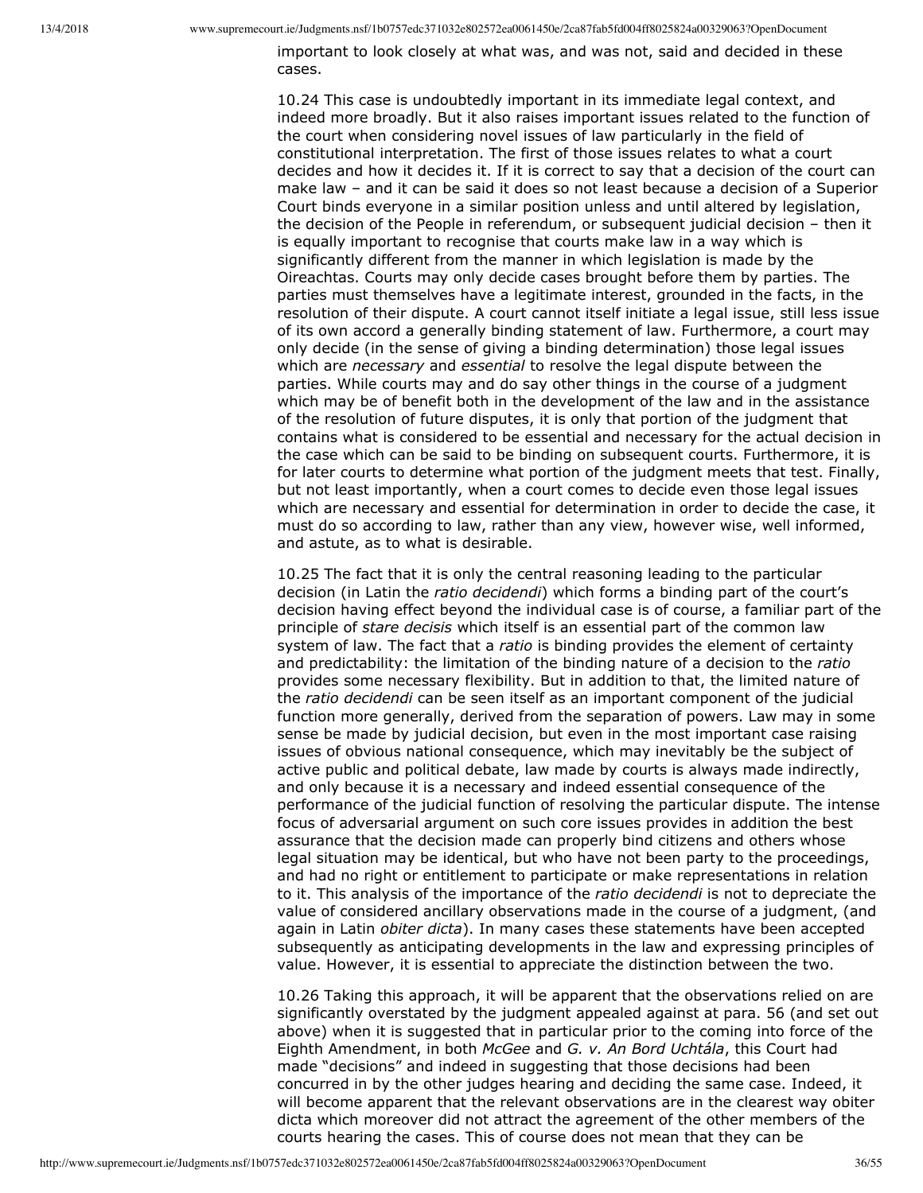important to look closely at what was, and was not, said and decided in these cases.

10.24 This case is undoubtedly important in its immediate legal context, and indeed more broadly. But it also raises important issues related to the function of the court when considering novel issues of law particularly in the field of constitutional interpretation. The first of those issues relates to what a court decides and how it decides it. If it is correct to say that a decision of the court can make law – and it can be said it does so not least because a decision of a Superior Court binds everyone in a similar position unless and until altered by legislation, the decision of the People in referendum, or subsequent judicial decision – then it is equally important to recognise that courts make law in a way which is significantly different from the manner in which legislation is made by the Oireachtas. Courts may only decide cases brought before them by parties. The parties must themselves have a legitimate interest, grounded in the facts, in the resolution of their dispute. A court cannot itself initiate a legal issue, still less issue of its own accord a generally binding statement of law. Furthermore, a court may only decide (in the sense of giving a binding determination) those legal issues which are *necessary* and *essential* to resolve the legal dispute between the parties. While courts may and do say other things in the course of a judgment which may be of benefit both in the development of the law and in the assistance of the resolution of future disputes, it is only that portion of the judgment that contains what is considered to be essential and necessary for the actual decision in the case which can be said to be binding on subsequent courts. Furthermore, it is for later courts to determine what portion of the judgment meets that test. Finally, but not least importantly, when a court comes to decide even those legal issues which are necessary and essential for determination in order to decide the case, it must do so according to law, rather than any view, however wise, well informed, and astute, as to what is desirable.

10.25 The fact that it is only the central reasoning leading to the particular decision (in Latin the *ratio decidendi*) which forms a binding part of the court's decision having effect beyond the individual case is of course, a familiar part of the principle of *stare decisis* which itself is an essential part of the common law system of law. The fact that a *ratio* is binding provides the element of certainty and predictability: the limitation of the binding nature of a decision to the *ratio* provides some necessary flexibility. But in addition to that, the limited nature of the *ratio decidendi* can be seen itself as an important component of the judicial function more generally, derived from the separation of powers. Law may in some sense be made by judicial decision, but even in the most important case raising issues of obvious national consequence, which may inevitably be the subject of active public and political debate, law made by courts is always made indirectly, and only because it is a necessary and indeed essential consequence of the performance of the judicial function of resolving the particular dispute. The intense focus of adversarial argument on such core issues provides in addition the best assurance that the decision made can properly bind citizens and others whose legal situation may be identical, but who have not been party to the proceedings, and had no right or entitlement to participate or make representations in relation to it. This analysis of the importance of the *ratio decidendi* is not to depreciate the value of considered ancillary observations made in the course of a judgment, (and again in Latin *obiter dicta*). In many cases these statements have been accepted subsequently as anticipating developments in the law and expressing principles of value. However, it is essential to appreciate the distinction between the two.

10.26 Taking this approach, it will be apparent that the observations relied on are significantly overstated by the judgment appealed against at para. 56 (and set out above) when it is suggested that in particular prior to the coming into force of the Eighth Amendment, in both *McGee* and *G. v. An Bord Uchtála*, this Court had made "decisions" and indeed in suggesting that those decisions had been concurred in by the other judges hearing and deciding the same case. Indeed, it will become apparent that the relevant observations are in the clearest way obiter dicta which moreover did not attract the agreement of the other members of the courts hearing the cases. This of course does not mean that they can be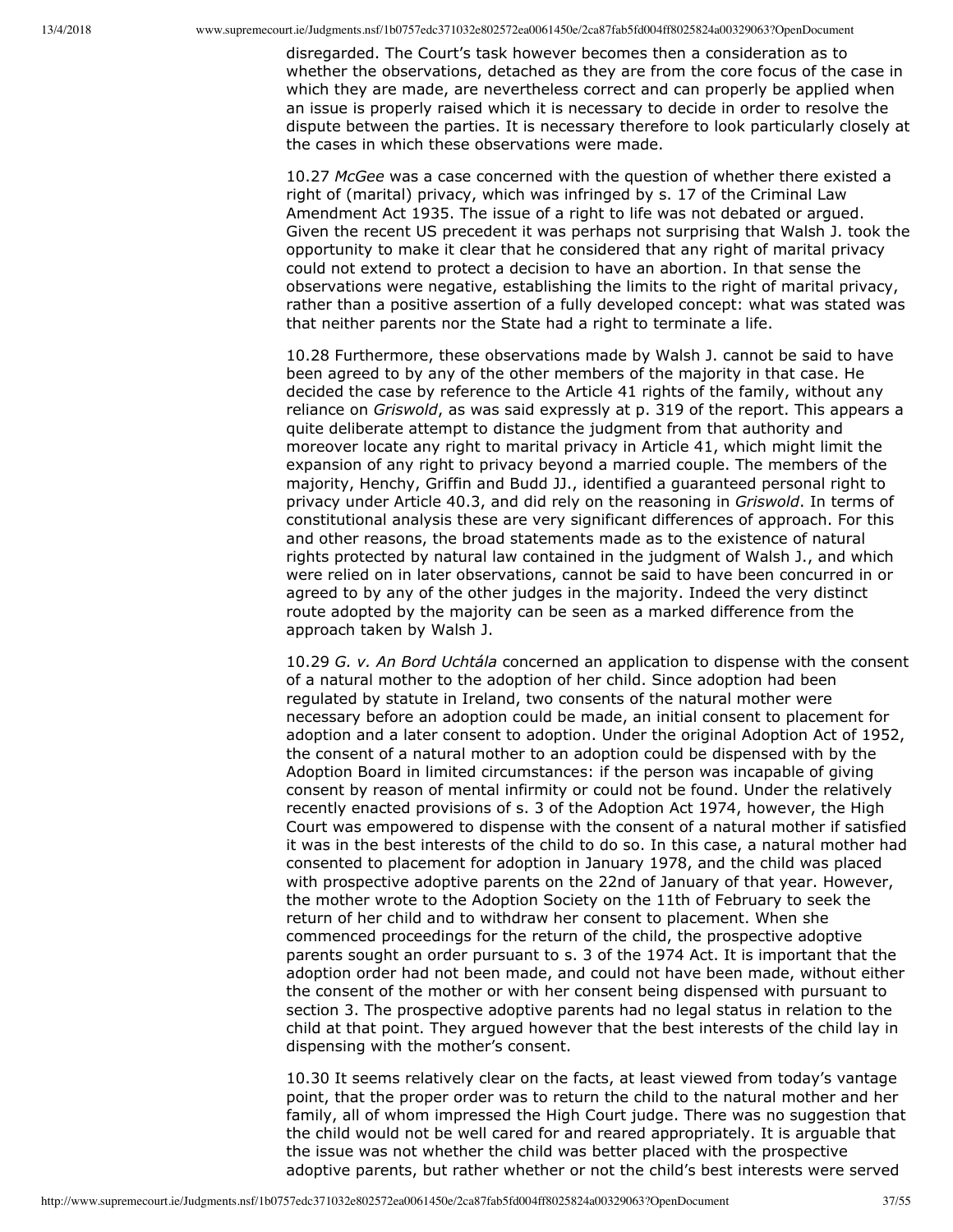disregarded. The Court's task however becomes then a consideration as to whether the observations, detached as they are from the core focus of the case in which they are made, are nevertheless correct and can properly be applied when an issue is properly raised which it is necessary to decide in order to resolve the dispute between the parties. It is necessary therefore to look particularly closely at the cases in which these observations were made.

10.27 *McGee* was a case concerned with the question of whether there existed a right of (marital) privacy, which was infringed by s. 17 of the Criminal Law Amendment Act 1935. The issue of a right to life was not debated or argued. Given the recent US precedent it was perhaps not surprising that Walsh J. took the opportunity to make it clear that he considered that any right of marital privacy could not extend to protect a decision to have an abortion. In that sense the observations were negative, establishing the limits to the right of marital privacy, rather than a positive assertion of a fully developed concept: what was stated was that neither parents nor the State had a right to terminate a life.

10.28 Furthermore, these observations made by Walsh J. cannot be said to have been agreed to by any of the other members of the majority in that case. He decided the case by reference to the Article 41 rights of the family, without any reliance on *Griswold*, as was said expressly at p. 319 of the report. This appears a quite deliberate attempt to distance the judgment from that authority and moreover locate any right to marital privacy in Article 41, which might limit the expansion of any right to privacy beyond a married couple. The members of the majority, Henchy, Griffin and Budd JJ., identified a guaranteed personal right to privacy under Article 40.3, and did rely on the reasoning in *Griswold*. In terms of constitutional analysis these are very significant differences of approach. For this and other reasons, the broad statements made as to the existence of natural rights protected by natural law contained in the judgment of Walsh J., and which were relied on in later observations, cannot be said to have been concurred in or agreed to by any of the other judges in the majority. Indeed the very distinct route adopted by the majority can be seen as a marked difference from the approach taken by Walsh J.

10.29 *G. v. An Bord Uchtála* concerned an application to dispense with the consent of a natural mother to the adoption of her child. Since adoption had been regulated by statute in Ireland, two consents of the natural mother were necessary before an adoption could be made, an initial consent to placement for adoption and a later consent to adoption. Under the original Adoption Act of 1952, the consent of a natural mother to an adoption could be dispensed with by the Adoption Board in limited circumstances: if the person was incapable of giving consent by reason of mental infirmity or could not be found. Under the relatively recently enacted provisions of s. 3 of the Adoption Act 1974, however, the High Court was empowered to dispense with the consent of a natural mother if satisfied it was in the best interests of the child to do so. In this case, a natural mother had consented to placement for adoption in January 1978, and the child was placed with prospective adoptive parents on the 22nd of January of that year. However, the mother wrote to the Adoption Society on the 11th of February to seek the return of her child and to withdraw her consent to placement. When she commenced proceedings for the return of the child, the prospective adoptive parents sought an order pursuant to s. 3 of the 1974 Act. It is important that the adoption order had not been made, and could not have been made, without either the consent of the mother or with her consent being dispensed with pursuant to section 3. The prospective adoptive parents had no legal status in relation to the child at that point. They argued however that the best interests of the child lay in dispensing with the mother's consent.

10.30 It seems relatively clear on the facts, at least viewed from today's vantage point, that the proper order was to return the child to the natural mother and her family, all of whom impressed the High Court judge. There was no suggestion that the child would not be well cared for and reared appropriately. It is arguable that the issue was not whether the child was better placed with the prospective adoptive parents, but rather whether or not the child's best interests were served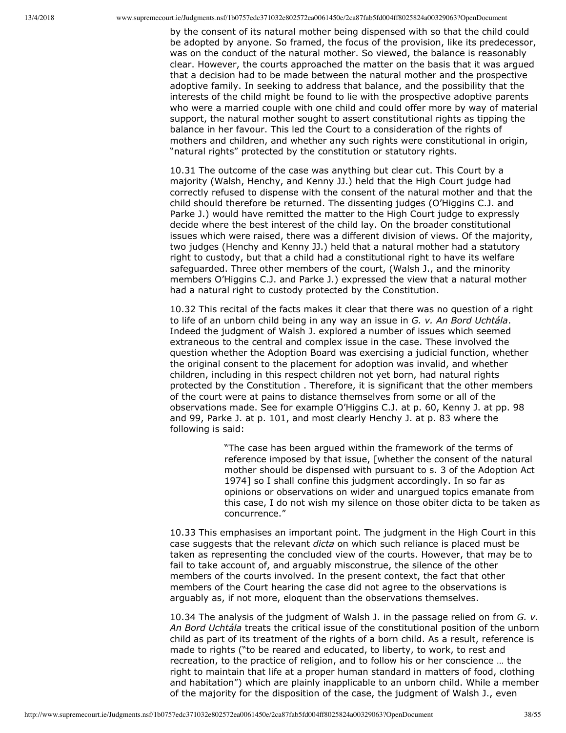by the consent of its natural mother being dispensed with so that the child could be adopted by anyone. So framed, the focus of the provision, like its predecessor, was on the conduct of the natural mother. So viewed, the balance is reasonably clear. However, the courts approached the matter on the basis that it was argued that a decision had to be made between the natural mother and the prospective adoptive family. In seeking to address that balance, and the possibility that the interests of the child might be found to lie with the prospective adoptive parents who were a married couple with one child and could offer more by way of material support, the natural mother sought to assert constitutional rights as tipping the balance in her favour. This led the Court to a consideration of the rights of mothers and children, and whether any such rights were constitutional in origin, "natural rights" protected by the constitution or statutory rights.

10.31 The outcome of the case was anything but clear cut. This Court by a majority (Walsh, Henchy, and Kenny JJ.) held that the High Court judge had correctly refused to dispense with the consent of the natural mother and that the child should therefore be returned. The dissenting judges (O'Higgins C.J. and Parke J.) would have remitted the matter to the High Court judge to expressly decide where the best interest of the child lay. On the broader constitutional issues which were raised, there was a different division of views. Of the majority, two judges (Henchy and Kenny JJ.) held that a natural mother had a statutory right to custody, but that a child had a constitutional right to have its welfare safeguarded. Three other members of the court, (Walsh J., and the minority members O'Higgins C.J. and Parke J.) expressed the view that a natural mother had a natural right to custody protected by the Constitution.

10.32 This recital of the facts makes it clear that there was no question of a right to life of an unborn child being in any way an issue in *G. v. An Bord Uchtála*. Indeed the judgment of Walsh J. explored a number of issues which seemed extraneous to the central and complex issue in the case. These involved the question whether the Adoption Board was exercising a judicial function, whether the original consent to the placement for adoption was invalid, and whether children, including in this respect children not yet born, had natural rights protected by the Constitution . Therefore, it is significant that the other members of the court were at pains to distance themselves from some or all of the observations made. See for example O'Higgins C.J. at p. 60, Kenny J. at pp. 98 and 99, Parke J. at p. 101, and most clearly Henchy J. at p. 83 where the following is said:

> "The case has been argued within the framework of the terms of reference imposed by that issue, [whether the consent of the natural mother should be dispensed with pursuant to s. 3 of the Adoption Act 1974] so I shall confine this judgment accordingly. In so far as opinions or observations on wider and unargued topics emanate from this case, I do not wish my silence on those obiter dicta to be taken as concurrence."

10.33 This emphasises an important point. The judgment in the High Court in this case suggests that the relevant *dicta* on which such reliance is placed must be taken as representing the concluded view of the courts. However, that may be to fail to take account of, and arguably misconstrue, the silence of the other members of the courts involved. In the present context, the fact that other members of the Court hearing the case did not agree to the observations is arguably as, if not more, eloquent than the observations themselves.

10.34 The analysis of the judgment of Walsh J. in the passage relied on from *G. v. An Bord Uchtála* treats the critical issue of the constitutional position of the unborn child as part of its treatment of the rights of a born child. As a result, reference is made to rights ("to be reared and educated, to liberty, to work, to rest and recreation, to the practice of religion, and to follow his or her conscience … the right to maintain that life at a proper human standard in matters of food, clothing and habitation") which are plainly inapplicable to an unborn child. While a member of the majority for the disposition of the case, the judgment of Walsh J., even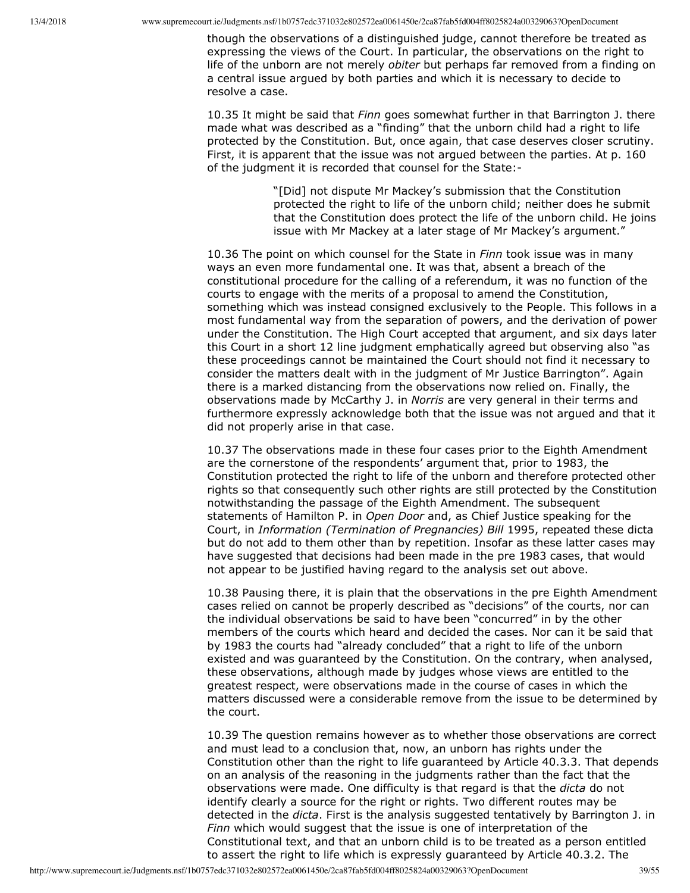though the observations of a distinguished judge, cannot therefore be treated as expressing the views of the Court. In particular, the observations on the right to life of the unborn are not merely *obiter* but perhaps far removed from a finding on a central issue argued by both parties and which it is necessary to decide to resolve a case.

10.35 It might be said that *Finn* goes somewhat further in that Barrington J. there made what was described as a "finding" that the unborn child had a right to life protected by the Constitution. But, once again, that case deserves closer scrutiny. First, it is apparent that the issue was not argued between the parties. At p. 160 of the judgment it is recorded that counsel for the State:-

> "[Did] not dispute Mr Mackey's submission that the Constitution protected the right to life of the unborn child; neither does he submit that the Constitution does protect the life of the unborn child. He joins issue with Mr Mackey at a later stage of Mr Mackey's argument."

10.36 The point on which counsel for the State in *Finn* took issue was in many ways an even more fundamental one. It was that, absent a breach of the constitutional procedure for the calling of a referendum, it was no function of the courts to engage with the merits of a proposal to amend the Constitution, something which was instead consigned exclusively to the People. This follows in a most fundamental way from the separation of powers, and the derivation of power under the Constitution. The High Court accepted that argument, and six days later this Court in a short 12 line judgment emphatically agreed but observing also "as these proceedings cannot be maintained the Court should not find it necessary to consider the matters dealt with in the judgment of Mr Justice Barrington". Again there is a marked distancing from the observations now relied on. Finally, the observations made by McCarthy J. in *Norris* are very general in their terms and furthermore expressly acknowledge both that the issue was not argued and that it did not properly arise in that case.

10.37 The observations made in these four cases prior to the Eighth Amendment are the cornerstone of the respondents' argument that, prior to 1983, the Constitution protected the right to life of the unborn and therefore protected other rights so that consequently such other rights are still protected by the Constitution notwithstanding the passage of the Eighth Amendment. The subsequent statements of Hamilton P. in *Open Door* and, as Chief Justice speaking for the Court, in *Information (Termination of Pregnancies) Bill* 1995, repeated these dicta but do not add to them other than by repetition. Insofar as these latter cases may have suggested that decisions had been made in the pre 1983 cases, that would not appear to be justified having regard to the analysis set out above.

10.38 Pausing there, it is plain that the observations in the pre Eighth Amendment cases relied on cannot be properly described as "decisions" of the courts, nor can the individual observations be said to have been "concurred" in by the other members of the courts which heard and decided the cases. Nor can it be said that by 1983 the courts had "already concluded" that a right to life of the unborn existed and was guaranteed by the Constitution. On the contrary, when analysed, these observations, although made by judges whose views are entitled to the greatest respect, were observations made in the course of cases in which the matters discussed were a considerable remove from the issue to be determined by the court.

10.39 The question remains however as to whether those observations are correct and must lead to a conclusion that, now, an unborn has rights under the Constitution other than the right to life guaranteed by Article 40.3.3. That depends on an analysis of the reasoning in the judgments rather than the fact that the observations were made. One difficulty is that regard is that the *dicta* do not identify clearly a source for the right or rights. Two different routes may be detected in the *dicta*. First is the analysis suggested tentatively by Barrington J. in *Finn* which would suggest that the issue is one of interpretation of the Constitutional text, and that an unborn child is to be treated as a person entitled to assert the right to life which is expressly guaranteed by Article 40.3.2. The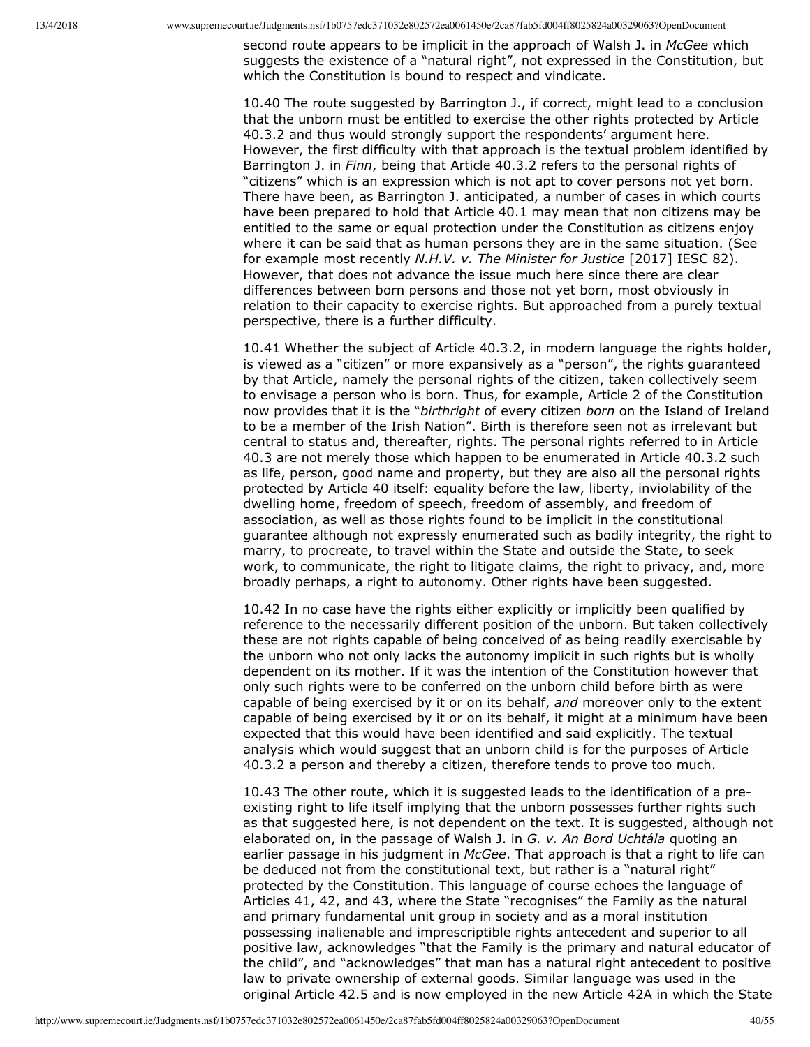second route appears to be implicit in the approach of Walsh J. in *McGee* which suggests the existence of a "natural right", not expressed in the Constitution, but which the Constitution is bound to respect and vindicate.

10.40 The route suggested by Barrington J., if correct, might lead to a conclusion that the unborn must be entitled to exercise the other rights protected by Article 40.3.2 and thus would strongly support the respondents' argument here. However, the first difficulty with that approach is the textual problem identified by Barrington J. in *Finn*, being that Article 40.3.2 refers to the personal rights of "citizens" which is an expression which is not apt to cover persons not yet born. There have been, as Barrington J. anticipated, a number of cases in which courts have been prepared to hold that Article 40.1 may mean that non citizens may be entitled to the same or equal protection under the Constitution as citizens enjoy where it can be said that as human persons they are in the same situation. (See for example most recently *N.H.V. v. The Minister for Justice* [2017] IESC 82). However, that does not advance the issue much here since there are clear differences between born persons and those not yet born, most obviously in relation to their capacity to exercise rights. But approached from a purely textual perspective, there is a further difficulty.

10.41 Whether the subject of Article 40.3.2, in modern language the rights holder, is viewed as a "citizen" or more expansively as a "person", the rights guaranteed by that Article, namely the personal rights of the citizen, taken collectively seem to envisage a person who is born. Thus, for example, Article 2 of the Constitution now provides that it is the "*birthright* of every citizen *born* on the Island of Ireland to be a member of the Irish Nation". Birth is therefore seen not as irrelevant but central to status and, thereafter, rights. The personal rights referred to in Article 40.3 are not merely those which happen to be enumerated in Article 40.3.2 such as life, person, good name and property, but they are also all the personal rights protected by Article 40 itself: equality before the law, liberty, inviolability of the dwelling home, freedom of speech, freedom of assembly, and freedom of association, as well as those rights found to be implicit in the constitutional guarantee although not expressly enumerated such as bodily integrity, the right to marry, to procreate, to travel within the State and outside the State, to seek work, to communicate, the right to litigate claims, the right to privacy, and, more broadly perhaps, a right to autonomy. Other rights have been suggested.

10.42 In no case have the rights either explicitly or implicitly been qualified by reference to the necessarily different position of the unborn. But taken collectively these are not rights capable of being conceived of as being readily exercisable by the unborn who not only lacks the autonomy implicit in such rights but is wholly dependent on its mother. If it was the intention of the Constitution however that only such rights were to be conferred on the unborn child before birth as were capable of being exercised by it or on its behalf, *and* moreover only to the extent capable of being exercised by it or on its behalf, it might at a minimum have been expected that this would have been identified and said explicitly. The textual analysis which would suggest that an unborn child is for the purposes of Article 40.3.2 a person and thereby a citizen, therefore tends to prove too much.

10.43 The other route, which it is suggested leads to the identification of a pre-existing right to life itself implying that the unborn possesses further rights such as that suggested here, is not dependent on the text. It is suggested, although not elaborated on, in the passage of Walsh J. in *G. v. An Bord Uchtála* quoting an earlier passage in his judgment in *McGee*. That approach is that a right to life can be deduced not from the constitutional text, but rather is a "natural right" protected by the Constitution. This language of course echoes the language of Articles 41, 42, and 43, where the State "recognises" the Family as the natural and primary fundamental unit group in society and as a moral institution possessing inalienable and imprescriptible rights antecedent and superior to all positive law, acknowledges "that the Family is the primary and natural educator of the child", and "acknowledges" that man has a natural right antecedent to positive law to private ownership of external goods. Similar language was used in the original Article 42.5 and is now employed in the new Article 42A in which the State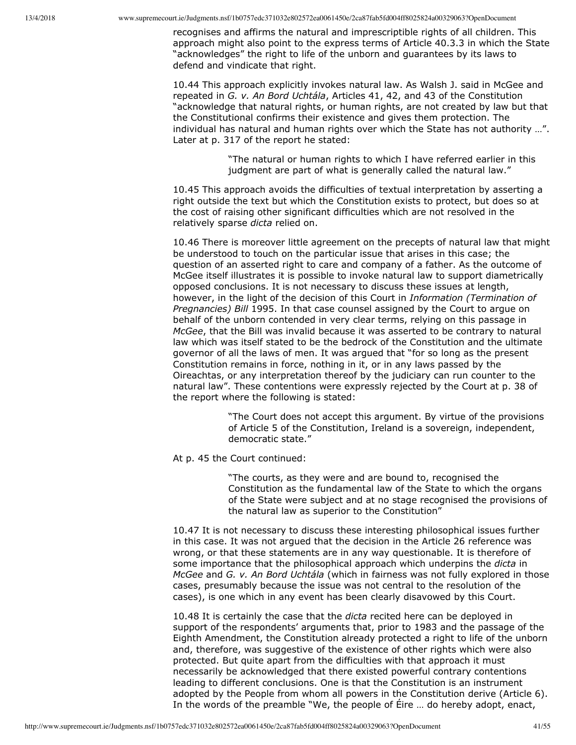recognises and affirms the natural and imprescriptible rights of all children. This approach might also point to the express terms of Article 40.3.3 in which the State "acknowledges" the right to life of the unborn and guarantees by its laws to defend and vindicate that right.

10.44 This approach explicitly invokes natural law. As Walsh J. said in McGee and repeated in *G. v. An Bord Uchtála*, Articles 41, 42, and 43 of the Constitution "acknowledge that natural rights, or human rights, are not created by law but that the Constitutional confirms their existence and gives them protection. The individual has natural and human rights over which the State has not authority …". Later at p. 317 of the report he stated:

> "The natural or human rights to which I have referred earlier in this judgment are part of what is generally called the natural law."

10.45 This approach avoids the difficulties of textual interpretation by asserting a right outside the text but which the Constitution exists to protect, but does so at the cost of raising other significant difficulties which are not resolved in the relatively sparse *dicta* relied on.

10.46 There is moreover little agreement on the precepts of natural law that might be understood to touch on the particular issue that arises in this case; the question of an asserted right to care and company of a father. As the outcome of McGee itself illustrates it is possible to invoke natural law to support diametrically opposed conclusions. It is not necessary to discuss these issues at length, however, in the light of the decision of this Court in *Information (Termination of Pregnancies) Bill* 1995. In that case counsel assigned by the Court to argue on behalf of the unborn contended in very clear terms, relying on this passage in *McGee*, that the Bill was invalid because it was asserted to be contrary to natural law which was itself stated to be the bedrock of the Constitution and the ultimate governor of all the laws of men. It was argued that "for so long as the present Constitution remains in force, nothing in it, or in any laws passed by the Oireachtas, or any interpretation thereof by the judiciary can run counter to the natural law". These contentions were expressly rejected by the Court at p. 38 of the report where the following is stated:

> "The Court does not accept this argument. By virtue of the provisions of Article 5 of the Constitution, Ireland is a sovereign, independent, democratic state."

At p. 45 the Court continued:

> "The courts, as they were and are bound to, recognised the Constitution as the fundamental law of the State to which the organs of the State were subject and at no stage recognised the provisions of the natural law as superior to the Constitution"

10.47 It is not necessary to discuss these interesting philosophical issues further in this case. It was not argued that the decision in the Article 26 reference was wrong, or that these statements are in any way questionable. It is therefore of some importance that the philosophical approach which underpins the *dicta* in *McGee* and *G. v. An Bord Uchtála* (which in fairness was not fully explored in those cases, presumably because the issue was not central to the resolution of the cases), is one which in any event has been clearly disavowed by this Court.

10.48 It is certainly the case that the *dicta* recited here can be deployed in support of the respondents' arguments that, prior to 1983 and the passage of the Eighth Amendment, the Constitution already protected a right to life of the unborn and, therefore, was suggestive of the existence of other rights which were also protected. But quite apart from the difficulties with that approach it must necessarily be acknowledged that there existed powerful contrary contentions leading to different conclusions. One is that the Constitution is an instrument adopted by the People from whom all powers in the Constitution derive (Article 6). In the words of the preamble "We, the people of Éire … do hereby adopt, enact,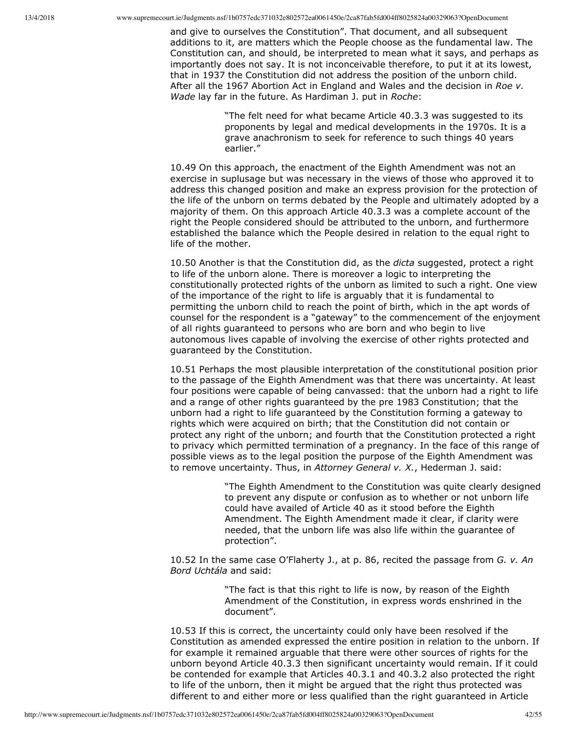and give to ourselves the Constitution". That document, and all subsequent additions to it, are matters which the People choose as the fundamental law. The Constitution can, and should, be interpreted to mean what it says, and perhaps as importantly does not say. It is not inconceivable therefore, to put it at its lowest, that in 1937 the Constitution did not address the position of the unborn child. After all the 1967 Abortion Act in England and Wales and the decision in *Roe v. Wade* lay far in the future. As Hardiman J. put in *Roche*:

> "The felt need for what became Article 40.3.3 was suggested to its proponents by legal and medical developments in the 1970s. It is a grave anachronism to seek for reference to such things 40 years earlier."

10.49 On this approach, the enactment of the Eighth Amendment was not an exercise in suplusage but was necessary in the views of those who approved it to address this changed position and make an express provision for the protection of the life of the unborn on terms debated by the People and ultimately adopted by a majority of them. On this approach Article 40.3.3 was a complete account of the right the People considered should be attributed to the unborn, and furthermore established the balance which the People desired in relation to the equal right to life of the mother.

10.50 Another is that the Constitution did, as the *dicta* suggested, protect a right to life of the unborn alone. There is moreover a logic to interpreting the constitutionally protected rights of the unborn as limited to such a right. One view of the importance of the right to life is arguably that it is fundamental to permitting the unborn child to reach the point of birth, which in the apt words of counsel for the respondent is a "gateway" to the commencement of the enjoyment of all rights guaranteed to persons who are born and who begin to live autonomous lives capable of involving the exercise of other rights protected and guaranteed by the Constitution.

10.51 Perhaps the most plausible interpretation of the constitutional position prior to the passage of the Eighth Amendment was that there was uncertainty. At least four positions were capable of being canvassed: that the unborn had a right to life and a range of other rights guaranteed by the pre 1983 Constitution; that the unborn had a right to life guaranteed by the Constitution forming a gateway to rights which were acquired on birth; that the Constitution did not contain or protect any right of the unborn; and fourth that the Constitution protected a right to privacy which permitted termination of a pregnancy. In the face of this range of possible views as to the legal position the purpose of the Eighth Amendment was to remove uncertainty. Thus, in *Attorney General v. X.*, Hederman J. said:

> "The Eighth Amendment to the Constitution was quite clearly designed to prevent any dispute or confusion as to whether or not unborn life could have availed of Article 40 as it stood before the Eighth Amendment. The Eighth Amendment made it clear, if clarity were needed, that the unborn life was also life within the guarantee of protection".

10.52 In the same case O'Flaherty J., at p. 86, recited the passage from *G. v. An Bord Uchtála* and said:

> "The fact is that this right to life is now, by reason of the Eighth Amendment of the Constitution, in express words enshrined in the document".

10.53 If this is correct, the uncertainty could only have been resolved if the Constitution as amended expressed the entire position in relation to the unborn. If for example it remained arguable that there were other sources of rights for the unborn beyond Article 40.3.3 then significant uncertainty would remain. If it could be contended for example that Articles 40.3.1 and 40.3.2 also protected the right to life of the unborn, then it might be argued that the right thus protected was different to and either more or less qualified than the right guaranteed in Article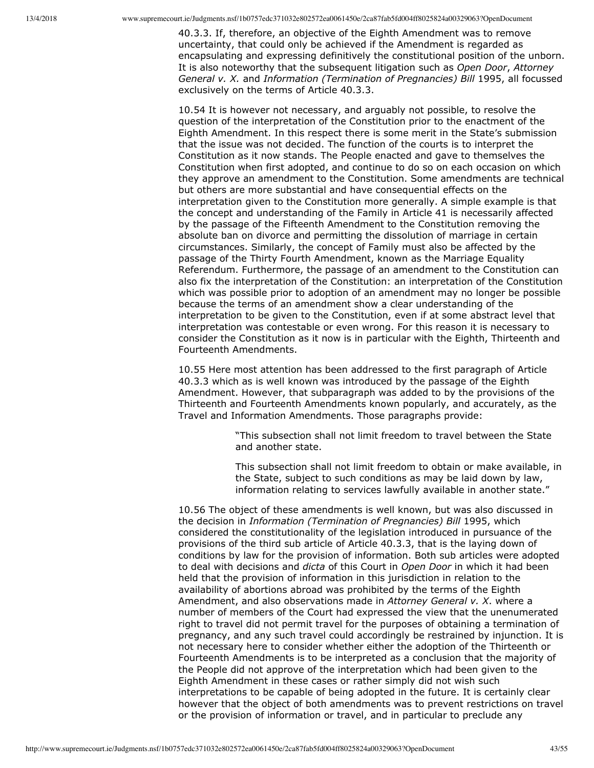40.3.3. If, therefore, an objective of the Eighth Amendment was to remove uncertainty, that could only be achieved if the Amendment is regarded as encapsulating and expressing definitively the constitutional position of the unborn. It is also noteworthy that the subsequent litigation such as *Open Door*, *Attorney General v. X.* and *Information (Termination of Pregnancies) Bill* 1995, all focussed exclusively on the terms of Article 40.3.3.

10.54 It is however not necessary, and arguably not possible, to resolve the question of the interpretation of the Constitution prior to the enactment of the Eighth Amendment. In this respect there is some merit in the State's submission that the issue was not decided. The function of the courts is to interpret the Constitution as it now stands. The People enacted and gave to themselves the Constitution when first adopted, and continue to do so on each occasion on which they approve an amendment to the Constitution. Some amendments are technical but others are more substantial and have consequential effects on the interpretation given to the Constitution more generally. A simple example is that the concept and understanding of the Family in Article 41 is necessarily affected by the passage of the Fifteenth Amendment to the Constitution removing the absolute ban on divorce and permitting the dissolution of marriage in certain circumstances. Similarly, the concept of Family must also be affected by the passage of the Thirty Fourth Amendment, known as the Marriage Equality Referendum. Furthermore, the passage of an amendment to the Constitution can also fix the interpretation of the Constitution: an interpretation of the Constitution which was possible prior to adoption of an amendment may no longer be possible because the terms of an amendment show a clear understanding of the interpretation to be given to the Constitution, even if at some abstract level that interpretation was contestable or even wrong. For this reason it is necessary to consider the Constitution as it now is in particular with the Eighth, Thirteenth and Fourteenth Amendments.

10.55 Here most attention has been addressed to the first paragraph of Article 40.3.3 which as is well known was introduced by the passage of the Eighth Amendment. However, that subparagraph was added to by the provisions of the Thirteenth and Fourteenth Amendments known popularly, and accurately, as the Travel and Information Amendments. Those paragraphs provide:

> "This subsection shall not limit freedom to travel between the State and another state.
>
> This subsection shall not limit freedom to obtain or make available, in the State, subject to such conditions as may be laid down by law, information relating to services lawfully available in another state."

10.56 The object of these amendments is well known, but was also discussed in the decision in *Information (Termination of Pregnancies) Bill* 1995, which considered the constitutionality of the legislation introduced in pursuance of the provisions of the third sub article of Article 40.3.3, that is the laying down of conditions by law for the provision of information. Both sub articles were adopted to deal with decisions and *dicta* of this Court in *Open Door* in which it had been held that the provision of information in this jurisdiction in relation to the availability of abortions abroad was prohibited by the terms of the Eighth Amendment, and also observations made in *Attorney General v. X*. where a number of members of the Court had expressed the view that the unenumerated right to travel did not permit travel for the purposes of obtaining a termination of pregnancy, and any such travel could accordingly be restrained by injunction. It is not necessary here to consider whether either the adoption of the Thirteenth or Fourteenth Amendments is to be interpreted as a conclusion that the majority of the People did not approve of the interpretation which had been given to the Eighth Amendment in these cases or rather simply did not wish such interpretations to be capable of being adopted in the future. It is certainly clear however that the object of both amendments was to prevent restrictions on travel or the provision of information or travel, and in particular to preclude any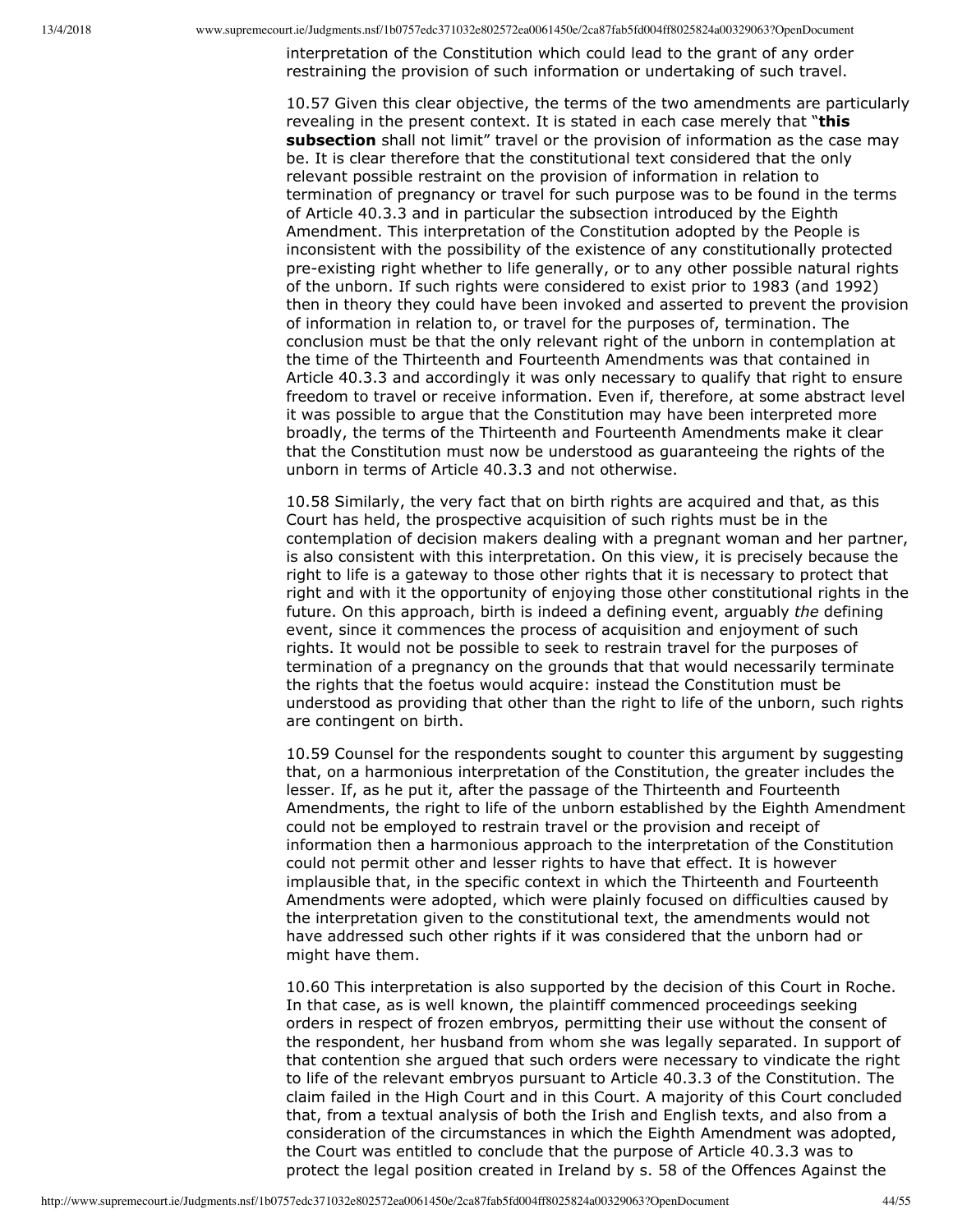interpretation of the Constitution which could lead to the grant of any order restraining the provision of such information or undertaking of such travel.

10.57 Given this clear objective, the terms of the two amendments are particularly revealing in the present context. It is stated in each case merely that "**this subsection** shall not limit" travel or the provision of information as the case may be. It is clear therefore that the constitutional text considered that the only relevant possible restraint on the provision of information in relation to termination of pregnancy or travel for such purpose was to be found in the terms of Article 40.3.3 and in particular the subsection introduced by the Eighth Amendment. This interpretation of the Constitution adopted by the People is inconsistent with the possibility of the existence of any constitutionally protected pre-existing right whether to life generally, or to any other possible natural rights of the unborn. If such rights were considered to exist prior to 1983 (and 1992) then in theory they could have been invoked and asserted to prevent the provision of information in relation to, or travel for the purposes of, termination. The conclusion must be that the only relevant right of the unborn in contemplation at the time of the Thirteenth and Fourteenth Amendments was that contained in Article 40.3.3 and accordingly it was only necessary to qualify that right to ensure freedom to travel or receive information. Even if, therefore, at some abstract level it was possible to argue that the Constitution may have been interpreted more broadly, the terms of the Thirteenth and Fourteenth Amendments make it clear that the Constitution must now be understood as guaranteeing the rights of the unborn in terms of Article 40.3.3 and not otherwise.

10.58 Similarly, the very fact that on birth rights are acquired and that, as this Court has held, the prospective acquisition of such rights must be in the contemplation of decision makers dealing with a pregnant woman and her partner, is also consistent with this interpretation. On this view, it is precisely because the right to life is a gateway to those other rights that it is necessary to protect that right and with it the opportunity of enjoying those other constitutional rights in the future. On this approach, birth is indeed a defining event, arguably *the* defining event, since it commences the process of acquisition and enjoyment of such rights. It would not be possible to seek to restrain travel for the purposes of termination of a pregnancy on the grounds that that would necessarily terminate the rights that the foetus would acquire: instead the Constitution must be understood as providing that other than the right to life of the unborn, such rights are contingent on birth.

10.59 Counsel for the respondents sought to counter this argument by suggesting that, on a harmonious interpretation of the Constitution, the greater includes the lesser. If, as he put it, after the passage of the Thirteenth and Fourteenth Amendments, the right to life of the unborn established by the Eighth Amendment could not be employed to restrain travel or the provision and receipt of information then a harmonious approach to the interpretation of the Constitution could not permit other and lesser rights to have that effect. It is however implausible that, in the specific context in which the Thirteenth and Fourteenth Amendments were adopted, which were plainly focused on difficulties caused by the interpretation given to the constitutional text, the amendments would not have addressed such other rights if it was considered that the unborn had or might have them.

10.60 This interpretation is also supported by the decision of this Court in Roche. In that case, as is well known, the plaintiff commenced proceedings seeking orders in respect of frozen embryos, permitting their use without the consent of the respondent, her husband from whom she was legally separated. In support of that contention she argued that such orders were necessary to vindicate the right to life of the relevant embryos pursuant to Article 40.3.3 of the Constitution. The claim failed in the High Court and in this Court. A majority of this Court concluded that, from a textual analysis of both the Irish and English texts, and also from a consideration of the circumstances in which the Eighth Amendment was adopted, the Court was entitled to conclude that the purpose of Article 40.3.3 was to protect the legal position created in Ireland by s. 58 of the Offences Against the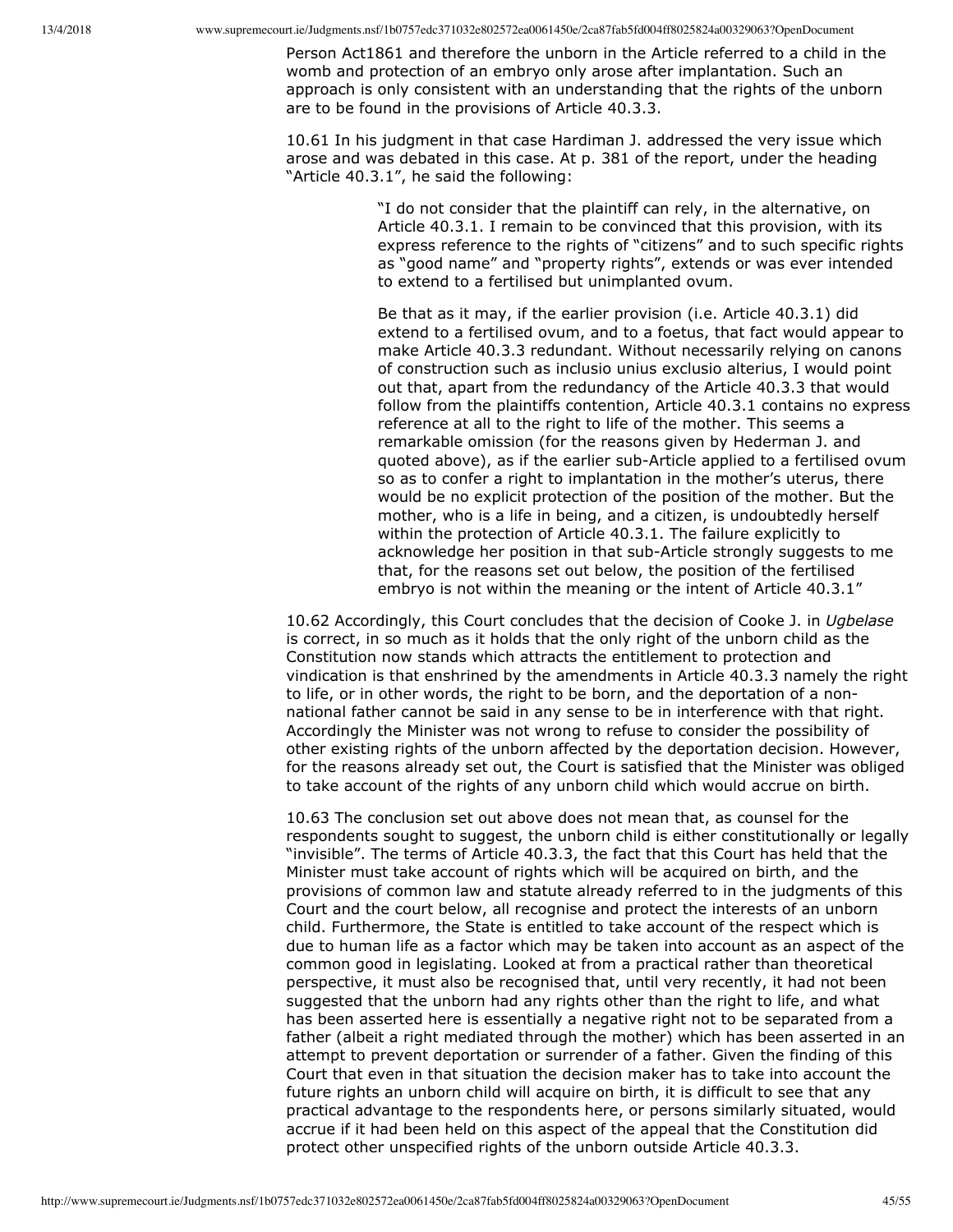Person Act1861 and therefore the unborn in the Article referred to a child in the womb and protection of an embryo only arose after implantation. Such an approach is only consistent with an understanding that the rights of the unborn are to be found in the provisions of Article 40.3.3.

10.61 In his judgment in that case Hardiman J. addressed the very issue which arose and was debated in this case. At p. 381 of the report, under the heading "Article 40.3.1", he said the following:

> "I do not consider that the plaintiff can rely, in the alternative, on Article 40.3.1. I remain to be convinced that this provision, with its express reference to the rights of "citizens" and to such specific rights as "good name" and "property rights", extends or was ever intended to extend to a fertilised but unimplanted ovum.
>
> Be that as it may, if the earlier provision (i.e. Article 40.3.1) did extend to a fertilised ovum, and to a foetus, that fact would appear to make Article 40.3.3 redundant. Without necessarily relying on canons of construction such as inclusio unius exclusio alterius, I would point out that, apart from the redundancy of the Article 40.3.3 that would follow from the plaintiffs contention, Article 40.3.1 contains no express reference at all to the right to life of the mother. This seems a remarkable omission (for the reasons given by Hederman J. and quoted above), as if the earlier sub-Article applied to a fertilised ovum so as to confer a right to implantation in the mother's uterus, there would be no explicit protection of the position of the mother. But the mother, who is a life in being, and a citizen, is undoubtedly herself within the protection of Article 40.3.1. The failure explicitly to acknowledge her position in that sub-Article strongly suggests to me that, for the reasons set out below, the position of the fertilised embryo is not within the meaning or the intent of Article 40.3.1"

10.62 Accordingly, this Court concludes that the decision of Cooke J. in *Ugbelase* is correct, in so much as it holds that the only right of the unborn child as the Constitution now stands which attracts the entitlement to protection and vindication is that enshrined by the amendments in Article 40.3.3 namely the right to life, or in other words, the right to be born, and the deportation of a non-national father cannot be said in any sense to be in interference with that right. Accordingly the Minister was not wrong to refuse to consider the possibility of other existing rights of the unborn affected by the deportation decision. However, for the reasons already set out, the Court is satisfied that the Minister was obliged to take account of the rights of any unborn child which would accrue on birth.

10.63 The conclusion set out above does not mean that, as counsel for the respondents sought to suggest, the unborn child is either constitutionally or legally "invisible". The terms of Article 40.3.3, the fact that this Court has held that the Minister must take account of rights which will be acquired on birth, and the provisions of common law and statute already referred to in the judgments of this Court and the court below, all recognise and protect the interests of an unborn child. Furthermore, the State is entitled to take account of the respect which is due to human life as a factor which may be taken into account as an aspect of the common good in legislating. Looked at from a practical rather than theoretical perspective, it must also be recognised that, until very recently, it had not been suggested that the unborn had any rights other than the right to life, and what has been asserted here is essentially a negative right not to be separated from a father (albeit a right mediated through the mother) which has been asserted in an attempt to prevent deportation or surrender of a father. Given the finding of this Court that even in that situation the decision maker has to take into account the future rights an unborn child will acquire on birth, it is difficult to see that any practical advantage to the respondents here, or persons similarly situated, would accrue if it had been held on this aspect of the appeal that the Constitution did protect other unspecified rights of the unborn outside Article 40.3.3.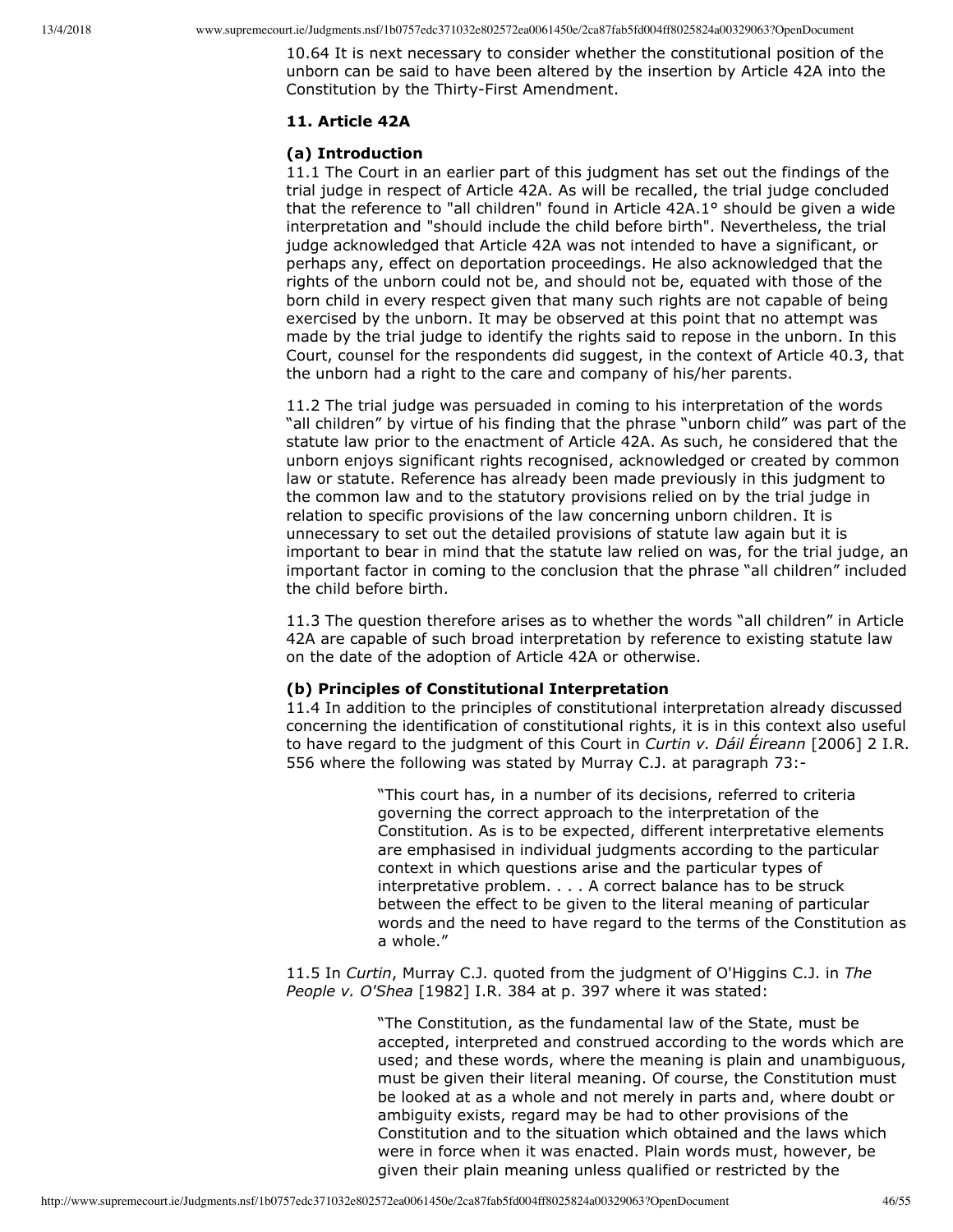10.64 It is next necessary to consider whether the constitutional position of the unborn can be said to have been altered by the insertion by Article 42A into the Constitution by the Thirty-First Amendment.

### 11. Article 42A

#### (a) Introduction

11.1 The Court in an earlier part of this judgment has set out the findings of the trial judge in respect of Article 42A. As will be recalled, the trial judge concluded that the reference to "all children" found in Article 42A.1° should be given a wide interpretation and "should include the child before birth". Nevertheless, the trial judge acknowledged that Article 42A was not intended to have a significant, or perhaps any, effect on deportation proceedings. He also acknowledged that the rights of the unborn could not be, and should not be, equated with those of the born child in every respect given that many such rights are not capable of being exercised by the unborn. It may be observed at this point that no attempt was made by the trial judge to identify the rights said to repose in the unborn. In this Court, counsel for the respondents did suggest, in the context of Article 40.3, that the unborn had a right to the care and company of his/her parents.

11.2 The trial judge was persuaded in coming to his interpretation of the words "all children" by virtue of his finding that the phrase "unborn child" was part of the statute law prior to the enactment of Article 42A. As such, he considered that the unborn enjoys significant rights recognised, acknowledged or created by common law or statute. Reference has already been made previously in this judgment to the common law and to the statutory provisions relied on by the trial judge in relation to specific provisions of the law concerning unborn children. It is unnecessary to set out the detailed provisions of statute law again but it is important to bear in mind that the statute law relied on was, for the trial judge, an important factor in coming to the conclusion that the phrase "all children" included the child before birth.

11.3 The question therefore arises as to whether the words "all children" in Article 42A are capable of such broad interpretation by reference to existing statute law on the date of the adoption of Article 42A or otherwise.

#### (b) Principles of Constitutional Interpretation

11.4 In addition to the principles of constitutional interpretation already discussed concerning the identification of constitutional rights, it is in this context also useful to have regard to the judgment of this Court in *Curtin v. Dáil Éireann* [2006] 2 I.R. 556 where the following was stated by Murray C.J. at paragraph 73:-

> "This court has, in a number of its decisions, referred to criteria governing the correct approach to the interpretation of the Constitution. As is to be expected, different interpretative elements are emphasised in individual judgments according to the particular context in which questions arise and the particular types of interpretative problem. . . . A correct balance has to be struck between the effect to be given to the literal meaning of particular words and the need to have regard to the terms of the Constitution as a whole."

11.5 In *Curtin*, Murray C.J. quoted from the judgment of O'Higgins C.J. in *The People v. O'Shea* [1982] I.R. 384 at p. 397 where it was stated:

> "The Constitution, as the fundamental law of the State, must be accepted, interpreted and construed according to the words which are used; and these words, where the meaning is plain and unambiguous, must be given their literal meaning. Of course, the Constitution must be looked at as a whole and not merely in parts and, where doubt or ambiguity exists, regard may be had to other provisions of the Constitution and to the situation which obtained and the laws which were in force when it was enacted. Plain words must, however, be given their plain meaning unless qualified or restricted by the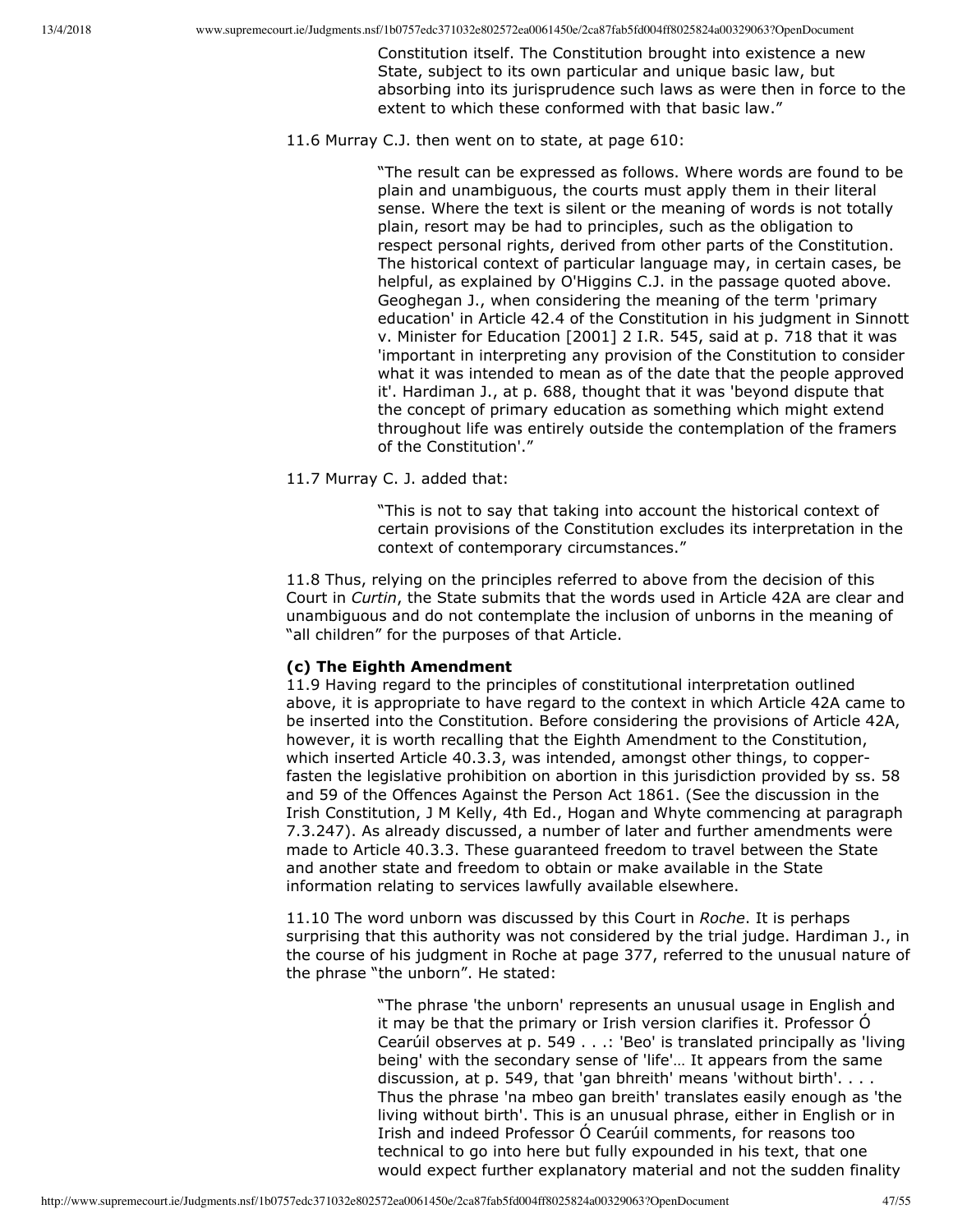> Constitution itself. The Constitution brought into existence a new State, subject to its own particular and unique basic law, but absorbing into its jurisprudence such laws as were then in force to the extent to which these conformed with that basic law."

11.6 Murray C.J. then went on to state, at page 610:

> "The result can be expressed as follows. Where words are found to be plain and unambiguous, the courts must apply them in their literal sense. Where the text is silent or the meaning of words is not totally plain, resort may be had to principles, such as the obligation to respect personal rights, derived from other parts of the Constitution. The historical context of particular language may, in certain cases, be helpful, as explained by O'Higgins C.J. in the passage quoted above. Geoghegan J., when considering the meaning of the term 'primary education' in Article 42.4 of the Constitution in his judgment in Sinnott v. Minister for Education [2001] 2 I.R. 545, said at p. 718 that it was 'important in interpreting any provision of the Constitution to consider what it was intended to mean as of the date that the people approved it'. Hardiman J., at p. 688, thought that it was 'beyond dispute that the concept of primary education as something which might extend throughout life was entirely outside the contemplation of the framers of the Constitution'."

11.7 Murray C. J. added that:

> "This is not to say that taking into account the historical context of certain provisions of the Constitution excludes its interpretation in the context of contemporary circumstances."

11.8 Thus, relying on the principles referred to above from the decision of this Court in *Curtin*, the State submits that the words used in Article 42A are clear and unambiguous and do not contemplate the inclusion of unborns in the meaning of "all children" for the purposes of that Article.

**(c) The Eighth Amendment**

11.9 Having regard to the principles of constitutional interpretation outlined above, it is appropriate to have regard to the context in which Article 42A came to be inserted into the Constitution. Before considering the provisions of Article 42A, however, it is worth recalling that the Eighth Amendment to the Constitution, which inserted Article 40.3.3, was intended, amongst other things, to copper-fasten the legislative prohibition on abortion in this jurisdiction provided by ss. 58 and 59 of the Offences Against the Person Act 1861. (See the discussion in the Irish Constitution, J M Kelly, 4th Ed., Hogan and Whyte commencing at paragraph 7.3.247). As already discussed, a number of later and further amendments were made to Article 40.3.3. These guaranteed freedom to travel between the State and another state and freedom to obtain or make available in the State information relating to services lawfully available elsewhere.

11.10 The word unborn was discussed by this Court in *Roche*. It is perhaps surprising that this authority was not considered by the trial judge. Hardiman J., in the course of his judgment in Roche at page 377, referred to the unusual nature of the phrase "the unborn". He stated:

> "The phrase 'the unborn' represents an unusual usage in English and it may be that the primary or Irish version clarifies it. Professor Ó Cearúil observes at p. 549 . . .: 'Beo' is translated principally as 'living being' with the secondary sense of 'life'… It appears from the same discussion, at p. 549, that 'gan bhreith' means 'without birth'. . . . Thus the phrase 'na mbeo gan breith' translates easily enough as 'the living without birth'. This is an unusual phrase, either in English or in Irish and indeed Professor Ó Cearúil comments, for reasons too technical to go into here but fully expounded in his text, that one would expect further explanatory material and not the sudden finality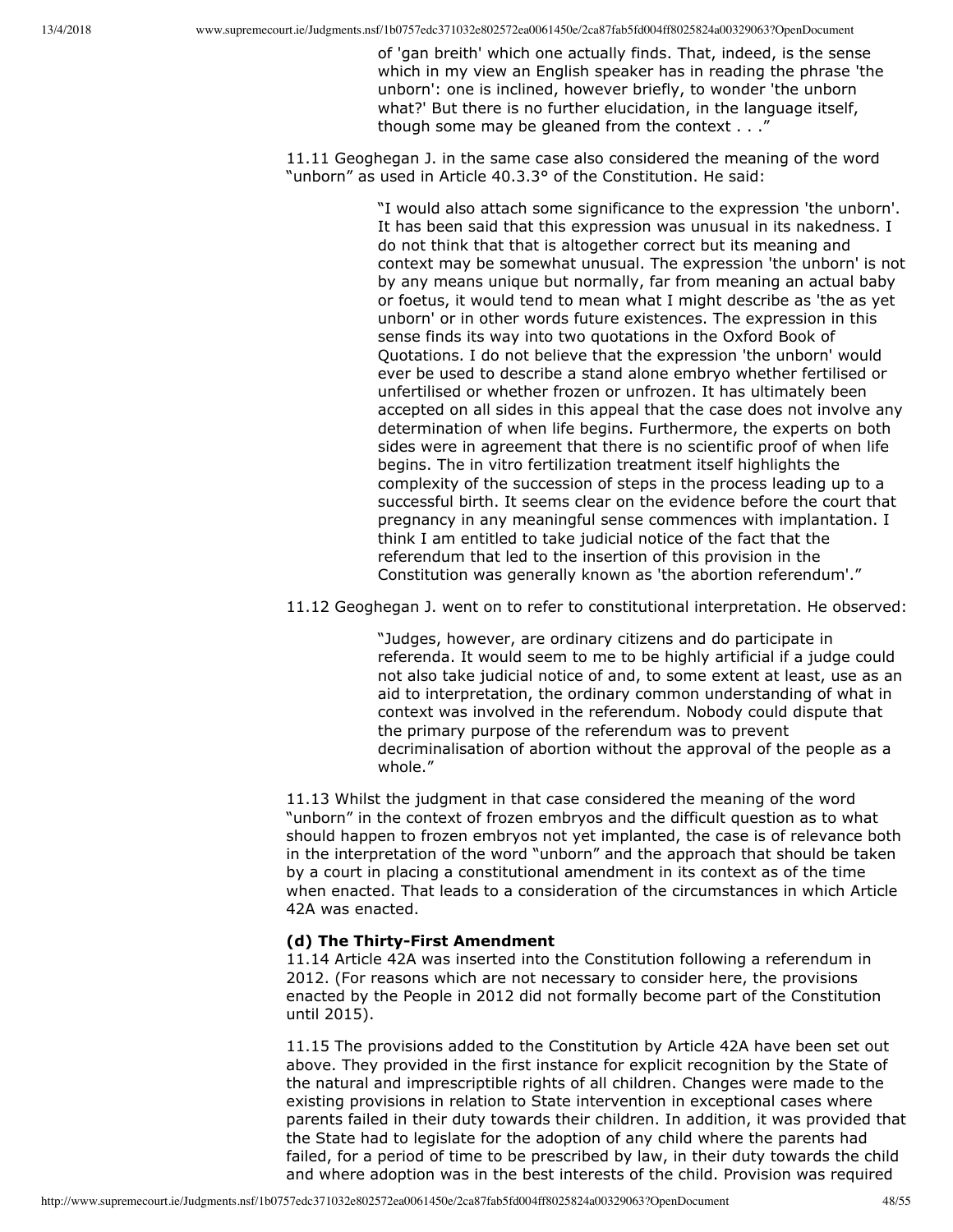> of 'gan breith' which one actually finds. That, indeed, is the sense which in my view an English speaker has in reading the phrase 'the unborn': one is inclined, however briefly, to wonder 'the unborn what?' But there is no further elucidation, in the language itself, though some may be gleaned from the context . . ."

11.11 Geoghegan J. in the same case also considered the meaning of the word "unborn" as used in Article 40.3.3° of the Constitution. He said:

> "I would also attach some significance to the expression 'the unborn'. It has been said that this expression was unusual in its nakedness. I do not think that that is altogether correct but its meaning and context may be somewhat unusual. The expression 'the unborn' is not by any means unique but normally, far from meaning an actual baby or foetus, it would tend to mean what I might describe as 'the as yet unborn' or in other words future existences. The expression in this sense finds its way into two quotations in the Oxford Book of Quotations. I do not believe that the expression 'the unborn' would ever be used to describe a stand alone embryo whether fertilised or unfertilised or whether frozen or unfrozen. It has ultimately been accepted on all sides in this appeal that the case does not involve any determination of when life begins. Furthermore, the experts on both sides were in agreement that there is no scientific proof of when life begins. The in vitro fertilization treatment itself highlights the complexity of the succession of steps in the process leading up to a successful birth. It seems clear on the evidence before the court that pregnancy in any meaningful sense commences with implantation. I think I am entitled to take judicial notice of the fact that the referendum that led to the insertion of this provision in the Constitution was generally known as 'the abortion referendum'."

11.12 Geoghegan J. went on to refer to constitutional interpretation. He observed:

> "Judges, however, are ordinary citizens and do participate in referenda. It would seem to me to be highly artificial if a judge could not also take judicial notice of and, to some extent at least, use as an aid to interpretation, the ordinary common understanding of what in context was involved in the referendum. Nobody could dispute that the primary purpose of the referendum was to prevent decriminalisation of abortion without the approval of the people as a whole."

11.13 Whilst the judgment in that case considered the meaning of the word "unborn" in the context of frozen embryos and the difficult question as to what should happen to frozen embryos not yet implanted, the case is of relevance both in the interpretation of the word "unborn" and the approach that should be taken by a court in placing a constitutional amendment in its context as of the time when enacted. That leads to a consideration of the circumstances in which Article 42A was enacted.

**(d) The Thirty-First Amendment**

11.14 Article 42A was inserted into the Constitution following a referendum in 2012. (For reasons which are not necessary to consider here, the provisions enacted by the People in 2012 did not formally become part of the Constitution until 2015).

11.15 The provisions added to the Constitution by Article 42A have been set out above. They provided in the first instance for explicit recognition by the State of the natural and imprescriptible rights of all children. Changes were made to the existing provisions in relation to State intervention in exceptional cases where parents failed in their duty towards their children. In addition, it was provided that the State had to legislate for the adoption of any child where the parents had failed, for a period of time to be prescribed by law, in their duty towards the child and where adoption was in the best interests of the child. Provision was required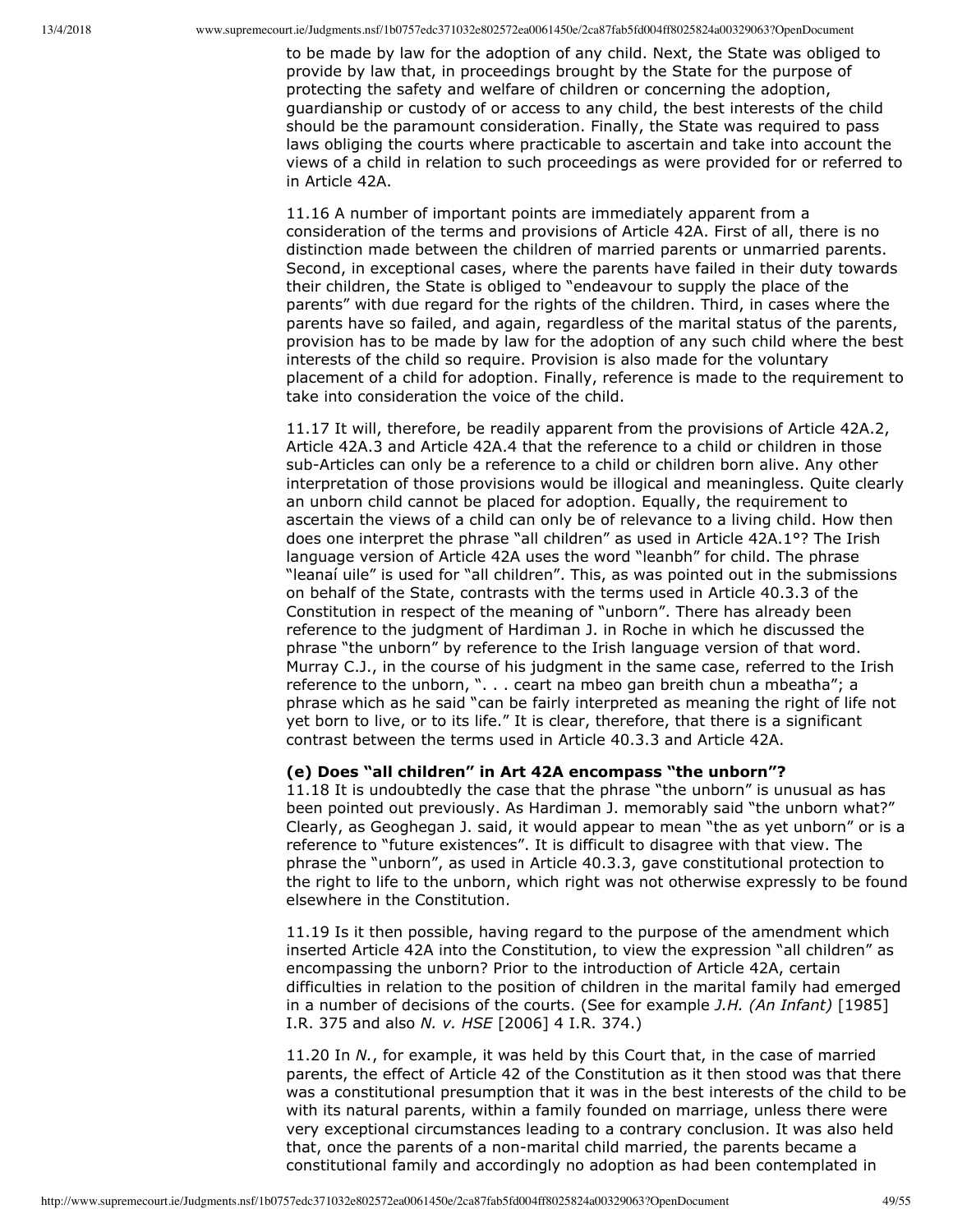to be made by law for the adoption of any child. Next, the State was obliged to provide by law that, in proceedings brought by the State for the purpose of protecting the safety and welfare of children or concerning the adoption, guardianship or custody of or access to any child, the best interests of the child should be the paramount consideration. Finally, the State was required to pass laws obliging the courts where practicable to ascertain and take into account the views of a child in relation to such proceedings as were provided for or referred to in Article 42A.

11.16 A number of important points are immediately apparent from a consideration of the terms and provisions of Article 42A. First of all, there is no distinction made between the children of married parents or unmarried parents. Second, in exceptional cases, where the parents have failed in their duty towards their children, the State is obliged to "endeavour to supply the place of the parents" with due regard for the rights of the children. Third, in cases where the parents have so failed, and again, regardless of the marital status of the parents, provision has to be made by law for the adoption of any such child where the best interests of the child so require. Provision is also made for the voluntary placement of a child for adoption. Finally, reference is made to the requirement to take into consideration the voice of the child.

11.17 It will, therefore, be readily apparent from the provisions of Article 42A.2, Article 42A.3 and Article 42A.4 that the reference to a child or children in those sub-Articles can only be a reference to a child or children born alive. Any other interpretation of those provisions would be illogical and meaningless. Quite clearly an unborn child cannot be placed for adoption. Equally, the requirement to ascertain the views of a child can only be of relevance to a living child. How then does one interpret the phrase "all children" as used in Article 42A.1°? The Irish language version of Article 42A uses the word "leanbh" for child. The phrase "leanaí uile" is used for "all children". This, as was pointed out in the submissions on behalf of the State, contrasts with the terms used in Article 40.3.3 of the Constitution in respect of the meaning of "unborn". There has already been reference to the judgment of Hardiman J. in Roche in which he discussed the phrase "the unborn" by reference to the Irish language version of that word. Murray C.J., in the course of his judgment in the same case, referred to the Irish reference to the unborn, ". . . ceart na mbeo gan breith chun a mbeatha"; a phrase which as he said "can be fairly interpreted as meaning the right of life not yet born to live, or to its life." It is clear, therefore, that there is a significant contrast between the terms used in Article 40.3.3 and Article 42A.

**(e) Does "all children" in Art 42A encompass "the unborn"?**

11.18 It is undoubtedly the case that the phrase "the unborn" is unusual as has been pointed out previously. As Hardiman J. memorably said "the unborn what?" Clearly, as Geoghegan J. said, it would appear to mean "the as yet unborn" or is a reference to "future existences". It is difficult to disagree with that view. The phrase the "unborn", as used in Article 40.3.3, gave constitutional protection to the right to life to the unborn, which right was not otherwise expressly to be found elsewhere in the Constitution.

11.19 Is it then possible, having regard to the purpose of the amendment which inserted Article 42A into the Constitution, to view the expression "all children" as encompassing the unborn? Prior to the introduction of Article 42A, certain difficulties in relation to the position of children in the marital family had emerged in a number of decisions of the courts. (See for example *J.H. (An Infant)* [1985] I.R. 375 and also *N. v. HSE* [2006] 4 I.R. 374.)

11.20 In *N.*, for example, it was held by this Court that, in the case of married parents, the effect of Article 42 of the Constitution as it then stood was that there was a constitutional presumption that it was in the best interests of the child to be with its natural parents, within a family founded on marriage, unless there were very exceptional circumstances leading to a contrary conclusion. It was also held that, once the parents of a non-marital child married, the parents became a constitutional family and accordingly no adoption as had been contemplated in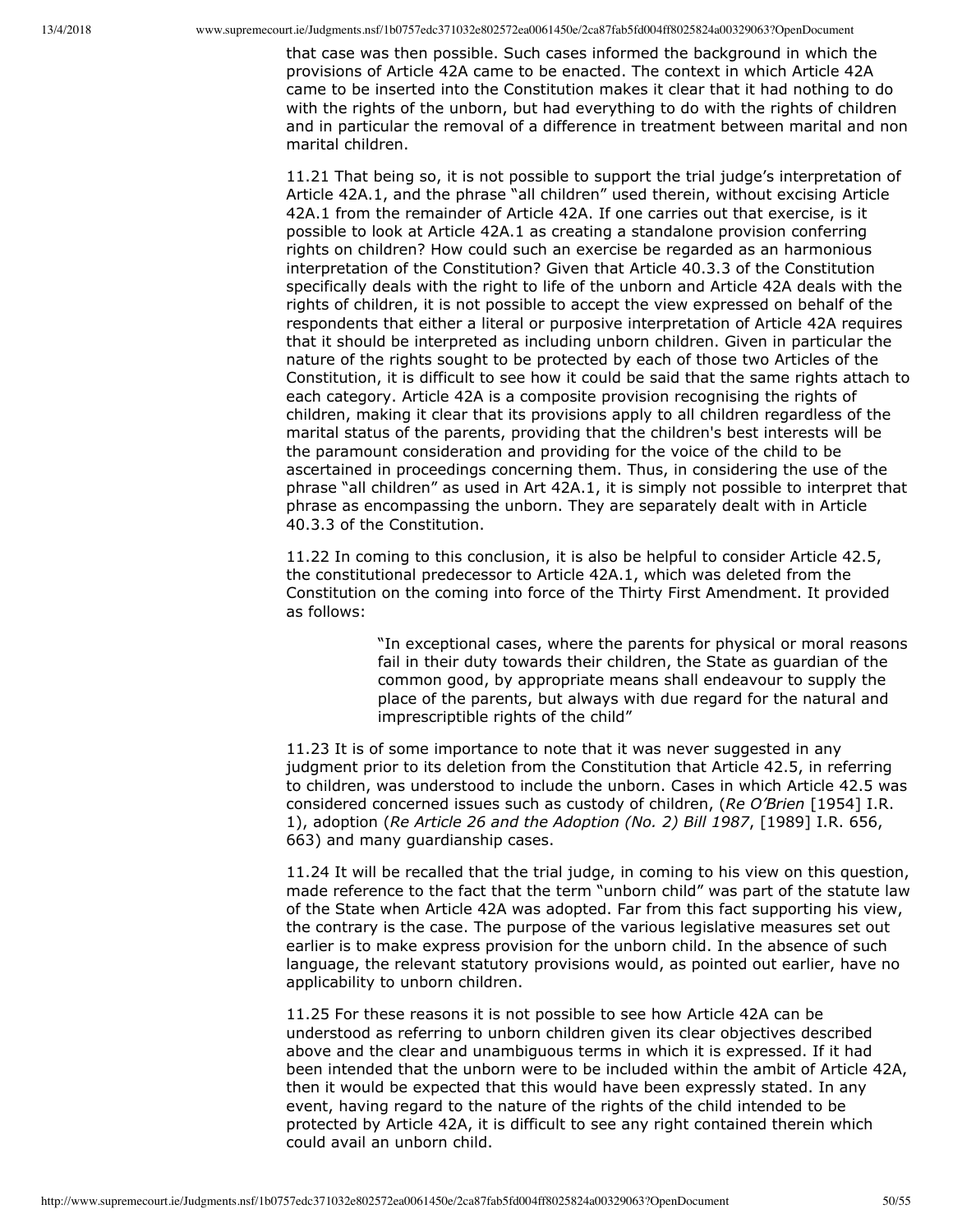that case was then possible. Such cases informed the background in which the provisions of Article 42A came to be enacted. The context in which Article 42A came to be inserted into the Constitution makes it clear that it had nothing to do with the rights of the unborn, but had everything to do with the rights of children and in particular the removal of a difference in treatment between marital and non marital children.

11.21 That being so, it is not possible to support the trial judge's interpretation of Article 42A.1, and the phrase "all children" used therein, without excising Article 42A.1 from the remainder of Article 42A. If one carries out that exercise, is it possible to look at Article 42A.1 as creating a standalone provision conferring rights on children? How could such an exercise be regarded as an harmonious interpretation of the Constitution? Given that Article 40.3.3 of the Constitution specifically deals with the right to life of the unborn and Article 42A deals with the rights of children, it is not possible to accept the view expressed on behalf of the respondents that either a literal or purposive interpretation of Article 42A requires that it should be interpreted as including unborn children. Given in particular the nature of the rights sought to be protected by each of those two Articles of the Constitution, it is difficult to see how it could be said that the same rights attach to each category. Article 42A is a composite provision recognising the rights of children, making it clear that its provisions apply to all children regardless of the marital status of the parents, providing that the children's best interests will be the paramount consideration and providing for the voice of the child to be ascertained in proceedings concerning them. Thus, in considering the use of the phrase "all children" as used in Art 42A.1, it is simply not possible to interpret that phrase as encompassing the unborn. They are separately dealt with in Article 40.3.3 of the Constitution.

11.22 In coming to this conclusion, it is also be helpful to consider Article 42.5, the constitutional predecessor to Article 42A.1, which was deleted from the Constitution on the coming into force of the Thirty First Amendment. It provided as follows:

> "In exceptional cases, where the parents for physical or moral reasons fail in their duty towards their children, the State as guardian of the common good, by appropriate means shall endeavour to supply the place of the parents, but always with due regard for the natural and imprescriptible rights of the child"

11.23 It is of some importance to note that it was never suggested in any judgment prior to its deletion from the Constitution that Article 42.5, in referring to children, was understood to include the unborn. Cases in which Article 42.5 was considered concerned issues such as custody of children, (*Re O'Brien* [1954] I.R. 1), adoption (*Re Article 26 and the Adoption (No. 2) Bill 1987*, [1989] I.R. 656, 663) and many guardianship cases.

11.24 It will be recalled that the trial judge, in coming to his view on this question, made reference to the fact that the term "unborn child" was part of the statute law of the State when Article 42A was adopted. Far from this fact supporting his view, the contrary is the case. The purpose of the various legislative measures set out earlier is to make express provision for the unborn child. In the absence of such language, the relevant statutory provisions would, as pointed out earlier, have no applicability to unborn children.

11.25 For these reasons it is not possible to see how Article 42A can be understood as referring to unborn children given its clear objectives described above and the clear and unambiguous terms in which it is expressed. If it had been intended that the unborn were to be included within the ambit of Article 42A, then it would be expected that this would have been expressly stated. In any event, having regard to the nature of the rights of the child intended to be protected by Article 42A, it is difficult to see any right contained therein which could avail an unborn child.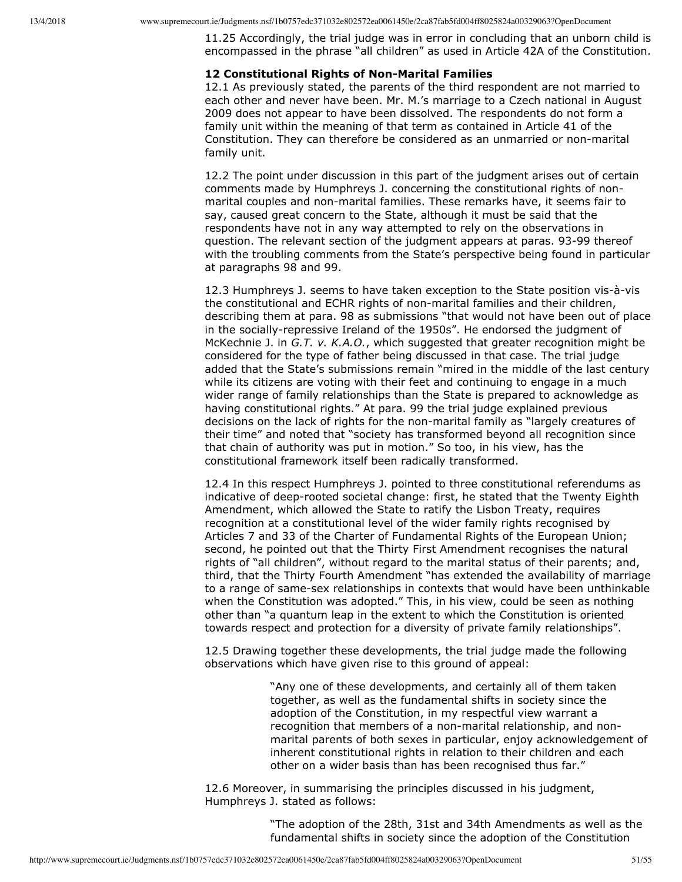11.25 Accordingly, the trial judge was in error in concluding that an unborn child is encompassed in the phrase "all children" as used in Article 42A of the Constitution.

**12 Constitutional Rights of Non-Marital Families**

12.1 As previously stated, the parents of the third respondent are not married to each other and never have been. Mr. M.'s marriage to a Czech national in August 2009 does not appear to have been dissolved. The respondents do not form a family unit within the meaning of that term as contained in Article 41 of the Constitution. They can therefore be considered as an unmarried or non-marital family unit.

12.2 The point under discussion in this part of the judgment arises out of certain comments made by Humphreys J. concerning the constitutional rights of non-marital couples and non-marital families. These remarks have, it seems fair to say, caused great concern to the State, although it must be said that the respondents have not in any way attempted to rely on the observations in question. The relevant section of the judgment appears at paras. 93-99 thereof with the troubling comments from the State's perspective being found in particular at paragraphs 98 and 99.

12.3 Humphreys J. seems to have taken exception to the State position vis-à-vis the constitutional and ECHR rights of non-marital families and their children, describing them at para. 98 as submissions "that would not have been out of place in the socially-repressive Ireland of the 1950s". He endorsed the judgment of McKechnie J. in *G.T. v. K.A.O.*, which suggested that greater recognition might be considered for the type of father being discussed in that case. The trial judge added that the State's submissions remain "mired in the middle of the last century while its citizens are voting with their feet and continuing to engage in a much wider range of family relationships than the State is prepared to acknowledge as having constitutional rights." At para. 99 the trial judge explained previous decisions on the lack of rights for the non-marital family as "largely creatures of their time" and noted that "society has transformed beyond all recognition since that chain of authority was put in motion." So too, in his view, has the constitutional framework itself been radically transformed.

12.4 In this respect Humphreys J. pointed to three constitutional referendums as indicative of deep-rooted societal change: first, he stated that the Twenty Eighth Amendment, which allowed the State to ratify the Lisbon Treaty, requires recognition at a constitutional level of the wider family rights recognised by Articles 7 and 33 of the Charter of Fundamental Rights of the European Union; second, he pointed out that the Thirty First Amendment recognises the natural rights of "all children", without regard to the marital status of their parents; and, third, that the Thirty Fourth Amendment "has extended the availability of marriage to a range of same-sex relationships in contexts that would have been unthinkable when the Constitution was adopted." This, in his view, could be seen as nothing other than "a quantum leap in the extent to which the Constitution is oriented towards respect and protection for a diversity of private family relationships".

12.5 Drawing together these developments, the trial judge made the following observations which have given rise to this ground of appeal:

> "Any one of these developments, and certainly all of them taken together, as well as the fundamental shifts in society since the adoption of the Constitution, in my respectful view warrant a recognition that members of a non-marital relationship, and non-marital parents of both sexes in particular, enjoy acknowledgement of inherent constitutional rights in relation to their children and each other on a wider basis than has been recognised thus far."

12.6 Moreover, in summarising the principles discussed in his judgment, Humphreys J. stated as follows:

> "The adoption of the 28th, 31st and 34th Amendments as well as the fundamental shifts in society since the adoption of the Constitution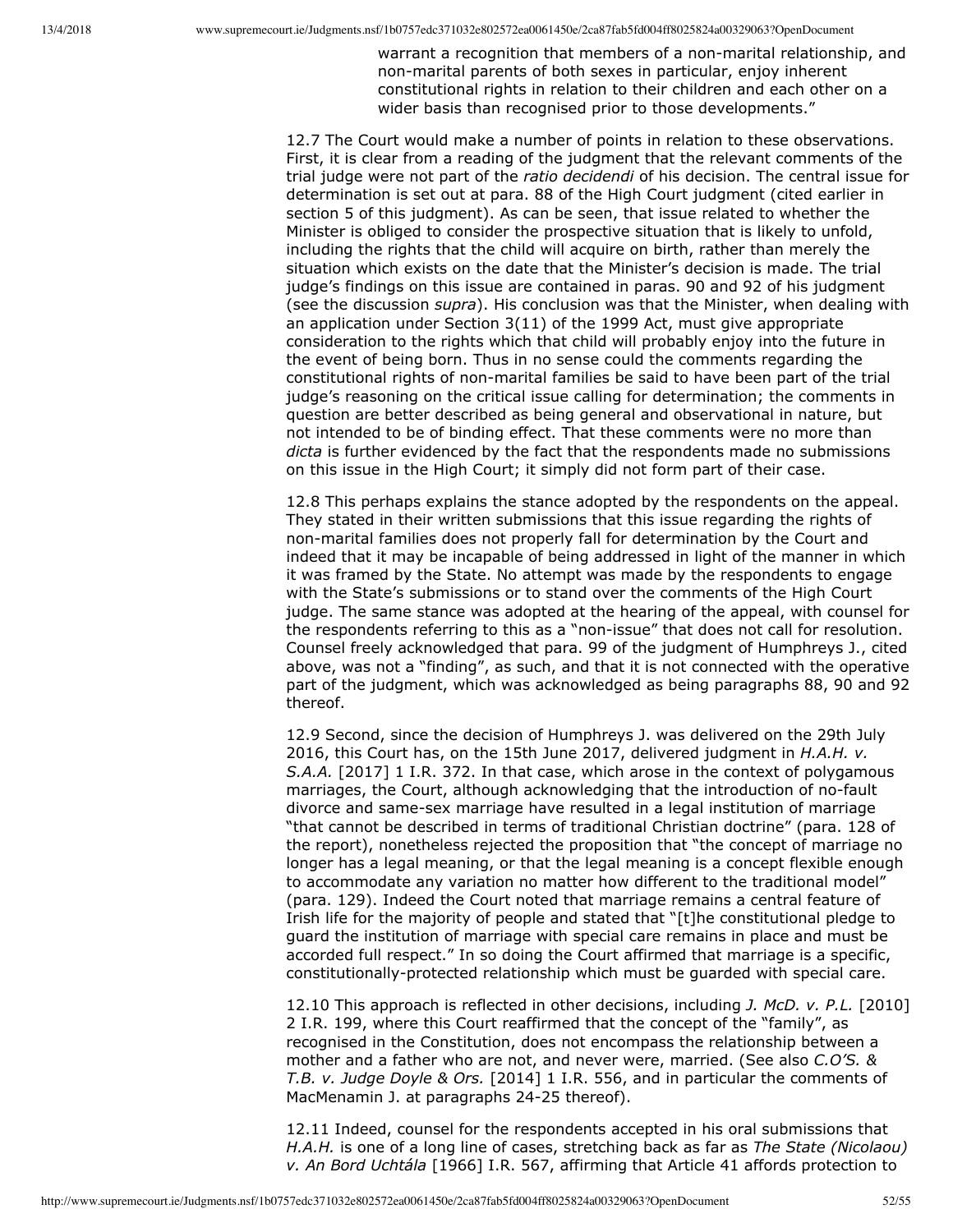> warrant a recognition that members of a non-marital relationship, and non-marital parents of both sexes in particular, enjoy inherent constitutional rights in relation to their children and each other on a wider basis than recognised prior to those developments."

12.7 The Court would make a number of points in relation to these observations. First, it is clear from a reading of the judgment that the relevant comments of the trial judge were not part of the *ratio decidendi* of his decision. The central issue for determination is set out at para. 88 of the High Court judgment (cited earlier in section 5 of this judgment). As can be seen, that issue related to whether the Minister is obliged to consider the prospective situation that is likely to unfold, including the rights that the child will acquire on birth, rather than merely the situation which exists on the date that the Minister's decision is made. The trial judge's findings on this issue are contained in paras. 90 and 92 of his judgment (see the discussion *supra*). His conclusion was that the Minister, when dealing with an application under Section 3(11) of the 1999 Act, must give appropriate consideration to the rights which that child will probably enjoy into the future in the event of being born. Thus in no sense could the comments regarding the constitutional rights of non-marital families be said to have been part of the trial judge's reasoning on the critical issue calling for determination; the comments in question are better described as being general and observational in nature, but not intended to be of binding effect. That these comments were no more than *dicta* is further evidenced by the fact that the respondents made no submissions on this issue in the High Court; it simply did not form part of their case.

12.8 This perhaps explains the stance adopted by the respondents on the appeal. They stated in their written submissions that this issue regarding the rights of non-marital families does not properly fall for determination by the Court and indeed that it may be incapable of being addressed in light of the manner in which it was framed by the State. No attempt was made by the respondents to engage with the State's submissions or to stand over the comments of the High Court judge. The same stance was adopted at the hearing of the appeal, with counsel for the respondents referring to this as a "non-issue" that does not call for resolution. Counsel freely acknowledged that para. 99 of the judgment of Humphreys J., cited above, was not a "finding", as such, and that it is not connected with the operative part of the judgment, which was acknowledged as being paragraphs 88, 90 and 92 thereof.

12.9 Second, since the decision of Humphreys J. was delivered on the 29th July 2016, this Court has, on the 15th June 2017, delivered judgment in *H.A.H. v. S.A.A.* [2017] 1 I.R. 372. In that case, which arose in the context of polygamous marriages, the Court, although acknowledging that the introduction of no-fault divorce and same-sex marriage have resulted in a legal institution of marriage "that cannot be described in terms of traditional Christian doctrine" (para. 128 of the report), nonetheless rejected the proposition that "the concept of marriage no longer has a legal meaning, or that the legal meaning is a concept flexible enough to accommodate any variation no matter how different to the traditional model" (para. 129). Indeed the Court noted that marriage remains a central feature of Irish life for the majority of people and stated that "[t]he constitutional pledge to guard the institution of marriage with special care remains in place and must be accorded full respect." In so doing the Court affirmed that marriage is a specific, constitutionally-protected relationship which must be guarded with special care.

12.10 This approach is reflected in other decisions, including *J. McD. v. P.L.* [2010] 2 I.R. 199, where this Court reaffirmed that the concept of the "family", as recognised in the Constitution, does not encompass the relationship between a mother and a father who are not, and never were, married. (See also *C.O'S. & T.B. v. Judge Doyle & Ors.* [2014] 1 I.R. 556, and in particular the comments of MacMenamin J. at paragraphs 24-25 thereof).

12.11 Indeed, counsel for the respondents accepted in his oral submissions that *H.A.H.* is one of a long line of cases, stretching back as far as *The State (Nicolaou) v. An Bord Uchtála* [1966] I.R. 567, affirming that Article 41 affords protection to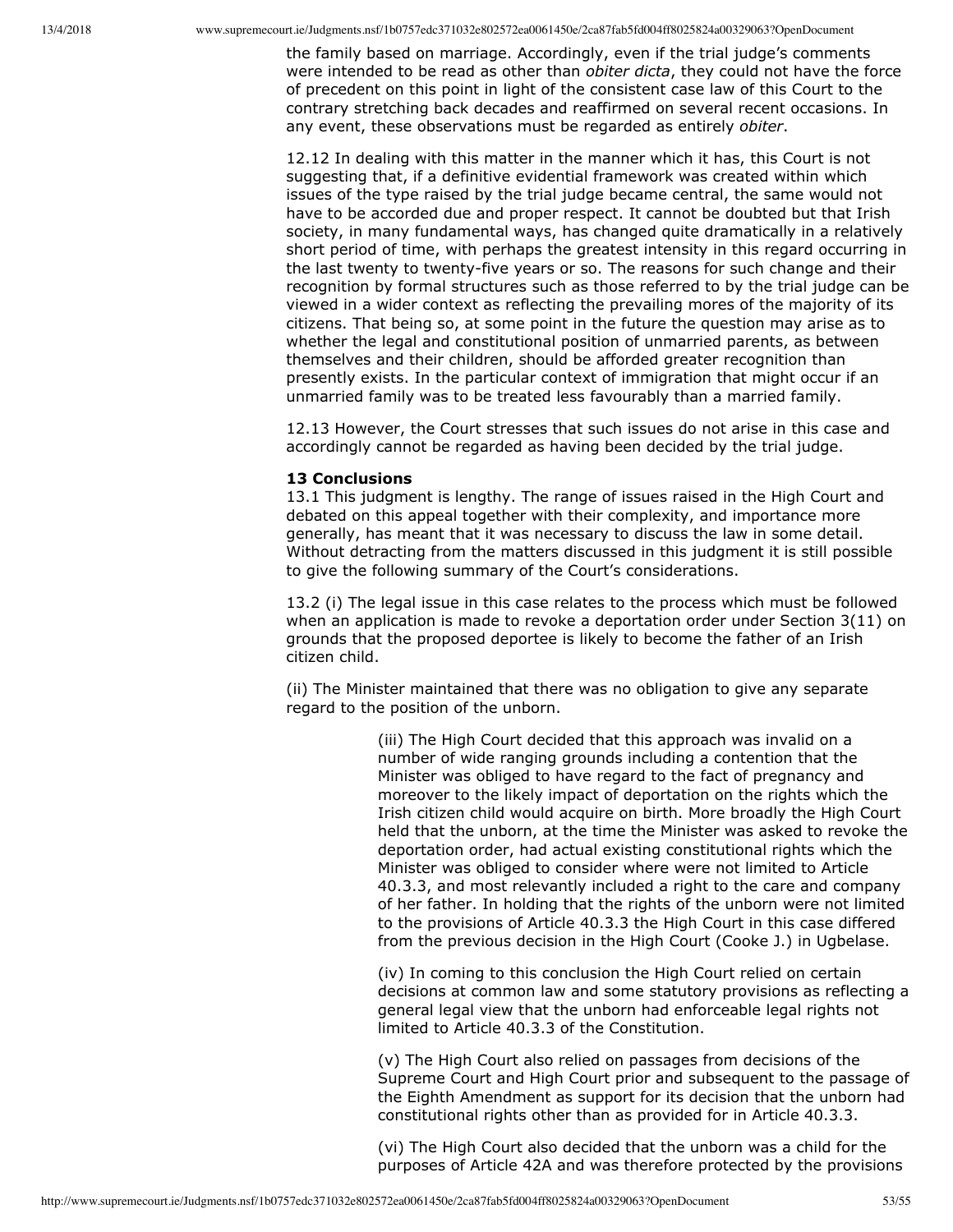the family based on marriage. Accordingly, even if the trial judge's comments were intended to be read as other than *obiter dicta*, they could not have the force of precedent on this point in light of the consistent case law of this Court to the contrary stretching back decades and reaffirmed on several recent occasions. In any event, these observations must be regarded as entirely *obiter*.

12.12 In dealing with this matter in the manner which it has, this Court is not suggesting that, if a definitive evidential framework was created within which issues of the type raised by the trial judge became central, the same would not have to be accorded due and proper respect. It cannot be doubted but that Irish society, in many fundamental ways, has changed quite dramatically in a relatively short period of time, with perhaps the greatest intensity in this regard occurring in the last twenty to twenty-five years or so. The reasons for such change and their recognition by formal structures such as those referred to by the trial judge can be viewed in a wider context as reflecting the prevailing mores of the majority of its citizens. That being so, at some point in the future the question may arise as to whether the legal and constitutional position of unmarried parents, as between themselves and their children, should be afforded greater recognition than presently exists. In the particular context of immigration that might occur if an unmarried family was to be treated less favourably than a married family.

12.13 However, the Court stresses that such issues do not arise in this case and accordingly cannot be regarded as having been decided by the trial judge.

**13 Conclusions**

13.1 This judgment is lengthy. The range of issues raised in the High Court and debated on this appeal together with their complexity, and importance more generally, has meant that it was necessary to discuss the law in some detail. Without detracting from the matters discussed in this judgment it is still possible to give the following summary of the Court's considerations.

13.2 (i) The legal issue in this case relates to the process which must be followed when an application is made to revoke a deportation order under Section 3(11) on grounds that the proposed deportee is likely to become the father of an Irish citizen child.

(ii) The Minister maintained that there was no obligation to give any separate regard to the position of the unborn.

> (iii) The High Court decided that this approach was invalid on a number of wide ranging grounds including a contention that the Minister was obliged to have regard to the fact of pregnancy and moreover to the likely impact of deportation on the rights which the Irish citizen child would acquire on birth. More broadly the High Court held that the unborn, at the time the Minister was asked to revoke the deportation order, had actual existing constitutional rights which the Minister was obliged to consider where were not limited to Article 40.3.3, and most relevantly included a right to the care and company of her father. In holding that the rights of the unborn were not limited to the provisions of Article 40.3.3 the High Court in this case differed from the previous decision in the High Court (Cooke J.) in Ugbelase.
>
> (iv) In coming to this conclusion the High Court relied on certain decisions at common law and some statutory provisions as reflecting a general legal view that the unborn had enforceable legal rights not limited to Article 40.3.3 of the Constitution.
>
> (v) The High Court also relied on passages from decisions of the Supreme Court and High Court prior and subsequent to the passage of the Eighth Amendment as support for its decision that the unborn had constitutional rights other than as provided for in Article 40.3.3.
>
> (vi) The High Court also decided that the unborn was a child for the purposes of Article 42A and was therefore protected by the provisions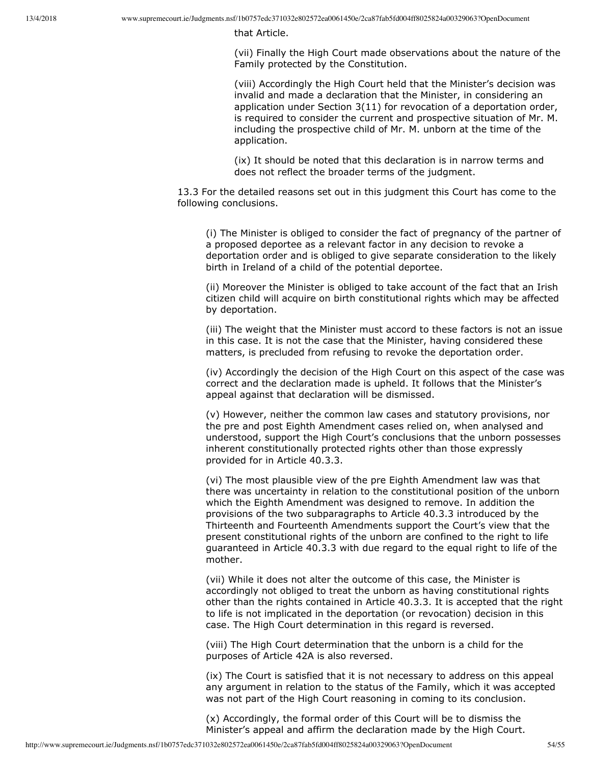that Article.

(vii) Finally the High Court made observations about the nature of the Family protected by the Constitution.

(viii) Accordingly the High Court held that the Minister's decision was invalid and made a declaration that the Minister, in considering an application under Section 3(11) for revocation of a deportation order, is required to consider the current and prospective situation of Mr. M. including the prospective child of Mr. M. unborn at the time of the application.

(ix) It should be noted that this declaration is in narrow terms and does not reflect the broader terms of the judgment.

13.3 For the detailed reasons set out in this judgment this Court has come to the following conclusions.

(i) The Minister is obliged to consider the fact of pregnancy of the partner of a proposed deportee as a relevant factor in any decision to revoke a deportation order and is obliged to give separate consideration to the likely birth in Ireland of a child of the potential deportee.

(ii) Moreover the Minister is obliged to take account of the fact that an Irish citizen child will acquire on birth constitutional rights which may be affected by deportation.

(iii) The weight that the Minister must accord to these factors is not an issue in this case. It is not the case that the Minister, having considered these matters, is precluded from refusing to revoke the deportation order.

(iv) Accordingly the decision of the High Court on this aspect of the case was correct and the declaration made is upheld. It follows that the Minister's appeal against that declaration will be dismissed.

(v) However, neither the common law cases and statutory provisions, nor the pre and post Eighth Amendment cases relied on, when analysed and understood, support the High Court's conclusions that the unborn possesses inherent constitutionally protected rights other than those expressly provided for in Article 40.3.3.

(vi) The most plausible view of the pre Eighth Amendment law was that there was uncertainty in relation to the constitutional position of the unborn which the Eighth Amendment was designed to remove. In addition the provisions of the two subparagraphs to Article 40.3.3 introduced by the Thirteenth and Fourteenth Amendments support the Court's view that the present constitutional rights of the unborn are confined to the right to life guaranteed in Article 40.3.3 with due regard to the equal right to life of the mother.

(vii) While it does not alter the outcome of this case, the Minister is accordingly not obliged to treat the unborn as having constitutional rights other than the rights contained in Article 40.3.3. It is accepted that the right to life is not implicated in the deportation (or revocation) decision in this case. The High Court determination in this regard is reversed.

(viii) The High Court determination that the unborn is a child for the purposes of Article 42A is also reversed.

(ix) The Court is satisfied that it is not necessary to address on this appeal any argument in relation to the status of the Family, which it was accepted was not part of the High Court reasoning in coming to its conclusion.

(x) Accordingly, the formal order of this Court will be to dismiss the Minister's appeal and affirm the declaration made by the High Court.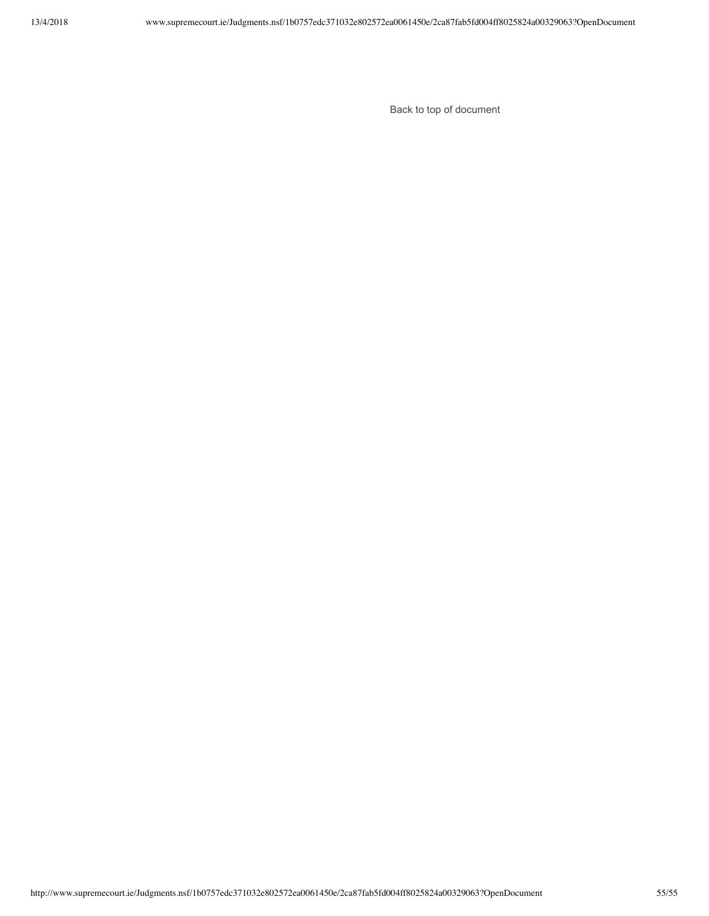Back to top of document